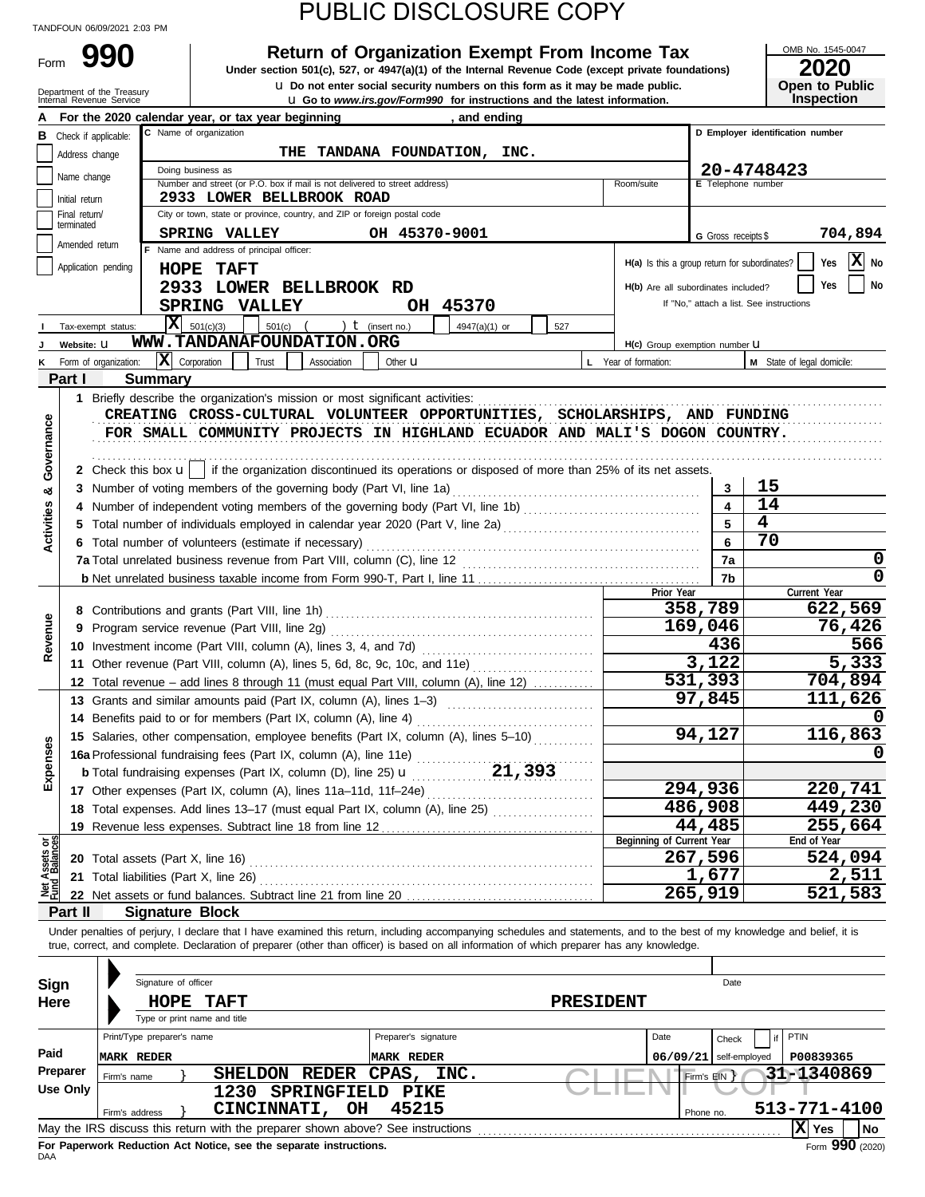TANDFOUN 06/09/2021 2:03 PM

# PUBLIC DISCLOSURE COPY

Form **990**

Department of the Treasury
Internal Revenue Service

## Return of Organization Exempt From Income Tax

**Under section 501(c), 527, or 4947(a)(1) of the Internal Revenue Code (except private foundations)**

u Do not enter social security numbers on this form as it may be made public.

u Go to *www.irs.gov/Form990* for instructions and the latest information.

OMB No. 1545-0047

**2020**

**Open to Public Inspection**

**A** For the 2020 calendar year, or tax year beginning , and ending

**B** Check if applicable:
- Address change
- Name change
- Initial return
- Final return/terminated
- Amended return
- Application pending

**C** Name of organization: THE TANDANA FOUNDATION, INC.

Doing business as

Number and street (or P.O. box if mail is not delivered to street address): 2933 LOWER BELLBROOK ROAD — Room/suite

City or town, state or province, country, and ZIP or foreign postal code: SPRING VALLEY OH 45370-9001

**D** Employer identification number: 20-4748423

**E** Telephone number

**G** Gross receipts $ 704,894

**F** Name and address of principal officer:
HOPE TAFT
2933 LOWER BELLBROOK RD
SPRING VALLEY OH 45370

**H(a)** Is this a group return for subordinates? Yes [ ] No [X]

**H(b)** Are all subordinates included? Yes [ ] No [ ]
If "No," attach a list. See instructions

**I** Tax-exempt status: [X] 501(c)(3) [ ] 501(c) ( ) t (insert no.) [ ] 4947(a)(1) or [ ] 527

**J** Website: u WWW.TANDANAFOUNDATION.ORG

**H(c)** Group exemption number u

**K** Form of organization: [X] Corporation [ ] Trust [ ] Association [ ] Other u

**L** Year of formation:

**M** State of legal domicile:

## Part I Summary

**Activities & Governance**

1 Briefly describe the organization's mission or most significant activities:
CREATING CROSS-CULTURAL VOLUNTEER OPPORTUNITIES, SCHOLARSHIPS, AND FUNDING FOR SMALL COMMUNITY PROJECTS IN HIGHLAND ECUADOR AND MALI'S DOGON COUNTRY.

2 Check this box u [ ] if the organization discontinued its operations or disposed of more than 25% of its net assets.

| | | Line | Value |
|---|---|---|---|
| 3 | Number of voting members of the governing body (Part VI, line 1a) | 3 | 15 |
| 4 | Number of independent voting members of the governing body (Part VI, line 1b) | 4 | 14 |
| 5 | Total number of individuals employed in calendar year 2020 (Part V, line 2a) | 5 | 4 |
| 6 | Total number of volunteers (estimate if necessary) | 6 | 70 |
| 7a | Total unrelated business revenue from Part VIII, column (C), line 12 | 7a | 0 |
| b | Net unrelated business taxable income from Form 990-T, Part I, line 11 | 7b | 0 |

| | | Prior Year | Current Year |
|---|---|---|---|
| **Revenue** | | | |
| 8 | Contributions and grants (Part VIII, line 1h) | 358,789 | 622,569 |
| 9 | Program service revenue (Part VIII, line 2g) | 169,046 | 76,426 |
| 10 | Investment income (Part VIII, column (A), lines 3, 4, and 7d) | 436 | 566 |
| 11 | Other revenue (Part VIII, column (A), lines 5, 6d, 8c, 9c, 10c, and 11e) | 3,122 | 5,333 |
| 12 | Total revenue – add lines 8 through 11 (must equal Part VIII, column (A), line 12) | 531,393 | 704,894 |
| **Expenses** | | | |
| 13 | Grants and similar amounts paid (Part IX, column (A), lines 1–3) | 97,845 | 111,626 |
| 14 | Benefits paid to or for members (Part IX, column (A), line 4) | | 0 |
| 15 | Salaries, other compensation, employee benefits (Part IX, column (A), lines 5–10) | 94,127 | 116,863 |
| 16a | Professional fundraising fees (Part IX, column (A), line 11e) | | 0 |
| b | Total fundraising expenses (Part IX, column (D), line 25) u 21,393 | | |
| 17 | Other expenses (Part IX, column (A), lines 11a–11d, 11f–24e) | 294,936 | 220,741 |
| 18 | Total expenses. Add lines 13–17 (must equal Part IX, column (A), line 25) | 486,908 | 449,230 |
| 19 | Revenue less expenses. Subtract line 18 from line 12 | 44,485 | 255,664 |

| **Net Assets or Fund Balances** | | Beginning of Current Year | End of Year |
|---|---|---|---|
| 20 | Total assets (Part X, line 16) | 267,596 | 524,094 |
| 21 | Total liabilities (Part X, line 26) | 1,677 | 2,511 |
| 22 | Net assets or fund balances. Subtract line 21 from line 20 | 265,919 | 521,583 |

## Part II Signature Block

Under penalties of perjury, I declare that I have examined this return, including accompanying schedules and statements, and to the best of my knowledge and belief, it is true, correct, and complete. Declaration of preparer (other than officer) is based on all information of which preparer has any knowledge.

**Sign Here**

Signature of officer — Date

HOPE TAFT PRESIDENT

Type or print name and title

**Paid Preparer Use Only**

| Print/Type preparer's name | Preparer's signature | Date | Check if self-employed | PTIN |
|---|---|---|---|---|
| MARK REDER | MARK REDER | 06/09/21 | | P00839365 |

Firm's name } SHELDON REDER CPAS, INC. — Firm's EIN } 31-1340869

Firm's address } 1230 SPRINGFIELD PIKE, CINCINNATI, OH 45215 — Phone no. 513-771-4100

May the IRS discuss this return with the preparer shown above? See instructions [X] Yes [ ] No

**For Paperwork Reduction Act Notice, see the separate instructions.**

DAA

Form **990** (2020)

CLIENT COPY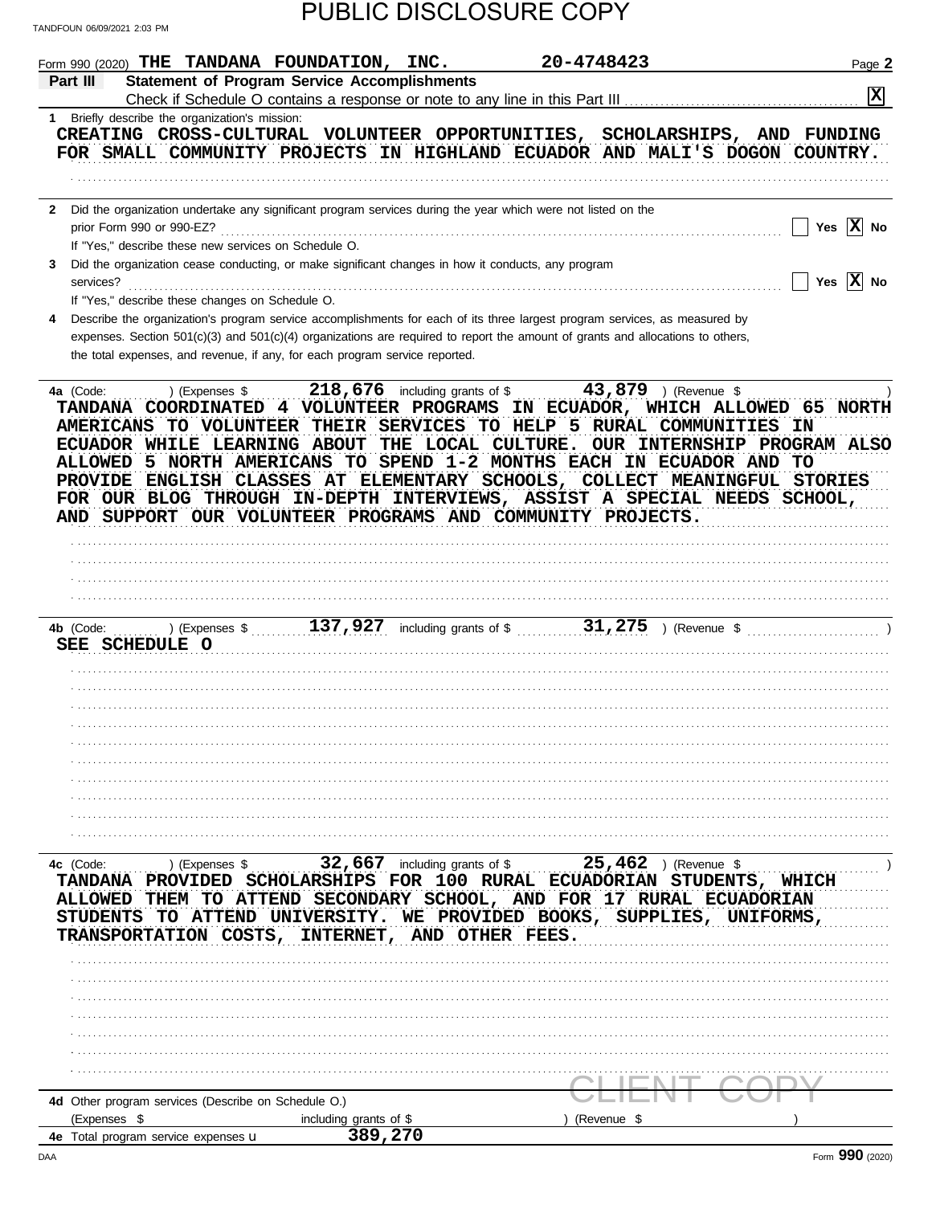PUBLIC DISCLOSURE COPY

TANDFOUN 06/09/2021 2:03 PM

Form 990 (2020) THE TANDANA FOUNDATION, INC. 20-4748423 Page 2

**Part III** **Statement of Program Service Accomplishments**

Check if Schedule O contains a response or note to any line in this Part III ..... [X]

**1** Briefly describe the organization's mission:

CREATING CROSS-CULTURAL VOLUNTEER OPPORTUNITIES, SCHOLARSHIPS, AND FUNDING FOR SMALL COMMUNITY PROJECTS IN HIGHLAND ECUADOR AND MALI'S DOGON COUNTRY.

**2** Did the organization undertake any significant program services during the year which were not listed on the prior Form 990 or 990-EZ? ..... [ ] Yes [X] No

If "Yes," describe these new services on Schedule O.

**3** Did the organization cease conducting, or make significant changes in how it conducts, any program services? ..... [ ] Yes [X] No

If "Yes," describe these changes on Schedule O.

**4** Describe the organization's program service accomplishments for each of its three largest program services, as measured by expenses. Section 501(c)(3) and 501(c)(4) organizations are required to report the amount of grants and allocations to others, the total expenses, and revenue, if any, for each program service reported.

**4a** (Code: ) (Expenses $ 218,676 including grants of $ 43,879 ) (Revenue $ )

TANDANA COORDINATED 4 VOLUNTEER PROGRAMS IN ECUADOR, WHICH ALLOWED 65 NORTH AMERICANS TO VOLUNTEER THEIR SERVICES TO HELP 5 RURAL COMMUNITIES IN ECUADOR WHILE LEARNING ABOUT THE LOCAL CULTURE. OUR INTERNSHIP PROGRAM ALSO ALLOWED 5 NORTH AMERICANS TO SPEND 1-2 MONTHS EACH IN ECUADOR AND TO PROVIDE ENGLISH CLASSES AT ELEMENTARY SCHOOLS, COLLECT MEANINGFUL STORIES FOR OUR BLOG THROUGH IN-DEPTH INTERVIEWS, ASSIST A SPECIAL NEEDS SCHOOL, AND SUPPORT OUR VOLUNTEER PROGRAMS AND COMMUNITY PROJECTS.

**4b** (Code: ) (Expenses $ 137,927 including grants of $ 31,275 ) (Revenue $ )

SEE SCHEDULE O

**4c** (Code: ) (Expenses $ 32,667 including grants of $ 25,462 ) (Revenue $ )

TANDANA PROVIDED SCHOLARSHIPS FOR 100 RURAL ECUADORIAN STUDENTS, WHICH ALLOWED THEM TO ATTEND SECONDARY SCHOOL, AND FOR 17 RURAL ECUADORIAN STUDENTS TO ATTEND UNIVERSITY. WE PROVIDED BOOKS, SUPPLIES, UNIFORMS, TRANSPORTATION COSTS, INTERNET, AND OTHER FEES.

CLIENT COPY

**4d** Other program services (Describe on Schedule O.)

(Expenses $ including grants of $ ) (Revenue $ )

**4e** Total program service expenses u 389,270

DAA Form 990 (2020)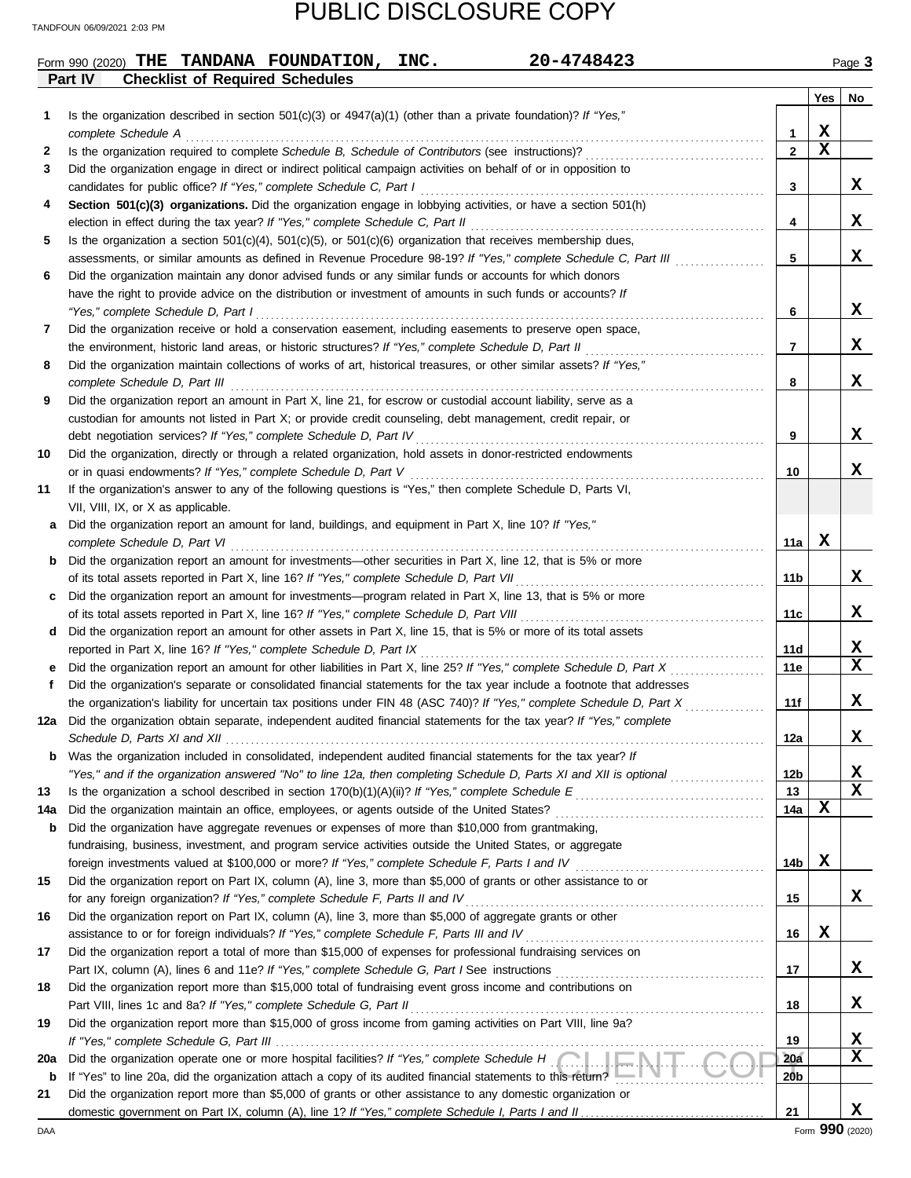PUBLIC DISCLOSURE COPY

TANDFOUN 06/09/2021 2:03 PM

Form 990 (2020) **THE TANDANA FOUNDATION, INC.** **20-4748423** Page **3**

**Part IV Checklist of Required Schedules**

| | | | Yes | No |
|---|---|---|---|---|
| **1** | Is the organization described in section 501(c)(3) or 4947(a)(1) (other than a private foundation)? *If "Yes," complete Schedule A* | **1** | X | |
| **2** | Is the organization required to complete *Schedule B, Schedule of Contributors* (see instructions)? | **2** | X | |
| **3** | Did the organization engage in direct or indirect political campaign activities on behalf of or in opposition to candidates for public office? *If "Yes," complete Schedule C, Part I* | **3** | | X |
| **4** | **Section 501(c)(3) organizations.** Did the organization engage in lobbying activities, or have a section 501(h) election in effect during the tax year? *If "Yes," complete Schedule C, Part II* | **4** | | X |
| **5** | Is the organization a section 501(c)(4), 501(c)(5), or 501(c)(6) organization that receives membership dues, assessments, or similar amounts as defined in Revenue Procedure 98-19? *If "Yes," complete Schedule C, Part III* | **5** | | X |
| **6** | Did the organization maintain any donor advised funds or any similar funds or accounts for which donors have the right to provide advice on the distribution or investment of amounts in such funds or accounts? *If "Yes," complete Schedule D, Part I* | **6** | | X |
| **7** | Did the organization receive or hold a conservation easement, including easements to preserve open space, the environment, historic land areas, or historic structures? *If "Yes," complete Schedule D, Part II* | **7** | | X |
| **8** | Did the organization maintain collections of works of art, historical treasures, or other similar assets? *If "Yes," complete Schedule D, Part III* | **8** | | X |
| **9** | Did the organization report an amount in Part X, line 21, for escrow or custodial account liability, serve as a custodian for amounts not listed in Part X; or provide credit counseling, debt management, credit repair, or debt negotiation services? *If "Yes," complete Schedule D, Part IV* | **9** | | X |
| **10** | Did the organization, directly or through a related organization, hold assets in donor-restricted endowments or in quasi endowments? *If "Yes," complete Schedule D, Part V* | **10** | | X |
| **11** | If the organization's answer to any of the following questions is "Yes," then complete Schedule D, Parts VI, VII, VIII, IX, or X as applicable. | | | |
| **a** | Did the organization report an amount for land, buildings, and equipment in Part X, line 10? *If "Yes," complete Schedule D, Part VI* | **11a** | X | |
| **b** | Did the organization report an amount for investments—other securities in Part X, line 12, that is 5% or more of its total assets reported in Part X, line 16? *If "Yes," complete Schedule D, Part VII* | **11b** | | X |
| **c** | Did the organization report an amount for investments—program related in Part X, line 13, that is 5% or more of its total assets reported in Part X, line 16? *If "Yes," complete Schedule D, Part VIII* | **11c** | | X |
| **d** | Did the organization report an amount for other assets in Part X, line 15, that is 5% or more of its total assets reported in Part X, line 16? *If "Yes," complete Schedule D, Part IX* | **11d** | | X |
| **e** | Did the organization report an amount for other liabilities in Part X, line 25? *If "Yes," complete Schedule D, Part X* | **11e** | | X |
| **f** | Did the organization's separate or consolidated financial statements for the tax year include a footnote that addresses the organization's liability for uncertain tax positions under FIN 48 (ASC 740)? *If "Yes," complete Schedule D, Part X* | **11f** | | X |
| **12a** | Did the organization obtain separate, independent audited financial statements for the tax year? *If "Yes," complete Schedule D, Parts XI and XII* | **12a** | | X |
| **b** | Was the organization included in consolidated, independent audited financial statements for the tax year? *If "Yes," and if the organization answered "No" to line 12a, then completing Schedule D, Parts XI and XII is optional* | **12b** | | X |
| **13** | Is the organization a school described in section 170(b)(1)(A)(ii)? *If "Yes," complete Schedule E* | **13** | | X |
| **14a** | Did the organization maintain an office, employees, or agents outside of the United States? | **14a** | X | |
| **b** | Did the organization have aggregate revenues or expenses of more than $10,000 from grantmaking, fundraising, business, investment, and program service activities outside the United States, or aggregate foreign investments valued at $100,000 or more? *If "Yes," complete Schedule F, Parts I and IV* | **14b** | X | |
| **15** | Did the organization report on Part IX, column (A), line 3, more than $5,000 of grants or other assistance to or for any foreign organization? *If "Yes," complete Schedule F, Parts II and IV* | **15** | | X |
| **16** | Did the organization report on Part IX, column (A), line 3, more than $5,000 of aggregate grants or other assistance to or for foreign individuals? *If "Yes," complete Schedule F, Parts III and IV* | **16** | X | |
| **17** | Did the organization report a total of more than $15,000 of expenses for professional fundraising services on Part IX, column (A), lines 6 and 11e? *If "Yes," complete Schedule G, Part I* See instructions | **17** | | X |
| **18** | Did the organization report more than $15,000 total of fundraising event gross income and contributions on Part VIII, lines 1c and 8a? *If "Yes," complete Schedule G, Part II* | **18** | | X |
| **19** | Did the organization report more than $15,000 of gross income from gaming activities on Part VIII, line 9a? *If "Yes," complete Schedule G, Part III* | **19** | | X |
| **20a** | Did the organization operate one or more hospital facilities? *If "Yes," complete Schedule H* | **20a** | | X |
| **b** | If "Yes" to line 20a, did the organization attach a copy of its audited financial statements to this return? | **20b** | | |
| **21** | Did the organization report more than $5,000 of grants or other assistance to any domestic organization or domestic government on Part IX, column (A), line 1? *If "Yes," complete Schedule I, Parts I and II* | **21** | | X |

CLIENT COPY

DAA Form **990** (2020)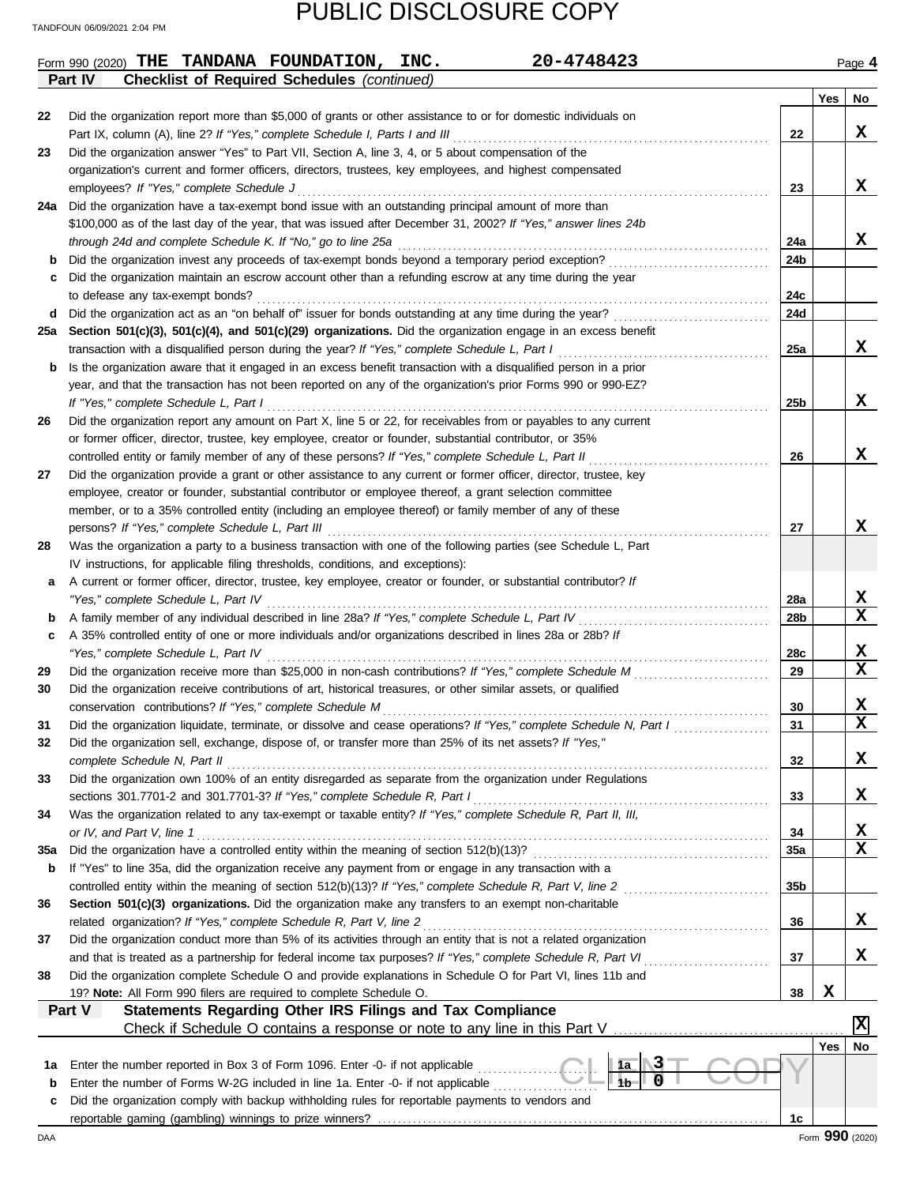PUBLIC DISCLOSURE COPY

TANDFOUN 06/09/2021 2:04 PM

Form 990 (2020) **THE TANDANA FOUNDATION, INC.** **20-4748423** Page **4**

**Part IV** **Checklist of Required Schedules** *(continued)*

| | | | Yes | No |
|---|---|---|---|---|
| 22 | Did the organization report more than $5,000 of grants or other assistance to or for domestic individuals on Part IX, column (A), line 2? *If "Yes," complete Schedule I, Parts I and III* | 22 | | X |
| 23 | Did the organization answer "Yes" to Part VII, Section A, line 3, 4, or 5 about compensation of the organization's current and former officers, directors, trustees, key employees, and highest compensated employees? *If "Yes," complete Schedule J* | 23 | | X |
| 24a | Did the organization have a tax-exempt bond issue with an outstanding principal amount of more than $100,000 as of the last day of the year, that was issued after December 31, 2002? *If "Yes," answer lines 24b through 24d and complete Schedule K. If "No," go to line 25a* | 24a | | X |
| b | Did the organization invest any proceeds of tax-exempt bonds beyond a temporary period exception? | 24b | | |
| c | Did the organization maintain an escrow account other than a refunding escrow at any time during the year to defease any tax-exempt bonds? | 24c | | |
| d | Did the organization act as an "on behalf of" issuer for bonds outstanding at any time during the year? | 24d | | |
| 25a | **Section 501(c)(3), 501(c)(4), and 501(c)(29) organizations.** Did the organization engage in an excess benefit transaction with a disqualified person during the year? *If "Yes," complete Schedule L, Part I* | 25a | | X |
| b | Is the organization aware that it engaged in an excess benefit transaction with a disqualified person in a prior year, and that the transaction has not been reported on any of the organization's prior Forms 990 or 990-EZ? *If "Yes," complete Schedule L, Part I* | 25b | | X |
| 26 | Did the organization report any amount on Part X, line 5 or 22, for receivables from or payables to any current or former officer, director, trustee, key employee, creator or founder, substantial contributor, or 35% controlled entity or family member of any of these persons? *If "Yes," complete Schedule L, Part II* | 26 | | X |
| 27 | Did the organization provide a grant or other assistance to any current or former officer, director, trustee, key employee, creator or founder, substantial contributor or employee thereof, a grant selection committee member, or to a 35% controlled entity (including an employee thereof) or family member of any of these persons? *If "Yes," complete Schedule L, Part III* | 27 | | X |
| 28 | Was the organization a party to a business transaction with one of the following parties (see Schedule L, Part IV instructions, for applicable filing thresholds, conditions, and exceptions): | | | |
| a | A current or former officer, director, trustee, key employee, creator or founder, or substantial contributor? *If "Yes," complete Schedule L, Part IV* | 28a | | X |
| b | A family member of any individual described in line 28a? *If "Yes," complete Schedule L, Part IV* | 28b | | X |
| c | A 35% controlled entity of one or more individuals and/or organizations described in lines 28a or 28b? *If "Yes," complete Schedule L, Part IV* | 28c | | X |
| 29 | Did the organization receive more than $25,000 in non-cash contributions? *If "Yes," complete Schedule M* | 29 | | X |
| 30 | Did the organization receive contributions of art, historical treasures, or other similar assets, or qualified conservation contributions? *If "Yes," complete Schedule M* | 30 | | X |
| 31 | Did the organization liquidate, terminate, or dissolve and cease operations? *If "Yes," complete Schedule N, Part I* | 31 | | X |
| 32 | Did the organization sell, exchange, dispose of, or transfer more than 25% of its net assets? *If "Yes," complete Schedule N, Part II* | 32 | | X |
| 33 | Did the organization own 100% of an entity disregarded as separate from the organization under Regulations sections 301.7701-2 and 301.7701-3? *If "Yes," complete Schedule R, Part I* | 33 | | X |
| 34 | Was the organization related to any tax-exempt or taxable entity? *If "Yes," complete Schedule R, Part II, III, or IV, and Part V, line 1* | 34 | | X |
| 35a | Did the organization have a controlled entity within the meaning of section 512(b)(13)? | 35a | | X |
| b | If "Yes" to line 35a, did the organization receive any payment from or engage in any transaction with a controlled entity within the meaning of section 512(b)(13)? *If "Yes," complete Schedule R, Part V, line 2* | 35b | | |
| 36 | **Section 501(c)(3) organizations.** Did the organization make any transfers to an exempt non-charitable related organization? *If "Yes," complete Schedule R, Part V, line 2* | 36 | | X |
| 37 | Did the organization conduct more than 5% of its activities through an entity that is not a related organization and that is treated as a partnership for federal income tax purposes? *If "Yes," complete Schedule R, Part VI* | 37 | | X |
| 38 | Did the organization complete Schedule O and provide explanations in Schedule O for Part VI, lines 11b and 19? **Note:** All Form 990 filers are required to complete Schedule O. | 38 | X | |

**Part V** **Statements Regarding Other IRS Filings and Tax Compliance**

Check if Schedule O contains a response or note to any line in this Part V [X]

| | | | | | Yes | No |
|---|---|---|---|---|---|---|
| 1a | Enter the number reported in Box 3 of Form 1096. Enter -0- if not applicable | 1a | 3 | | | |
| b | Enter the number of Forms W-2G included in line 1a. Enter -0- if not applicable | 1b | 0 | | | |
| c | Did the organization comply with backup withholding rules for reportable payments to vendors and reportable gaming (gambling) winnings to prize winners? | | | 1c | | |

CLIENT COPY

DAA Form **990** (2020)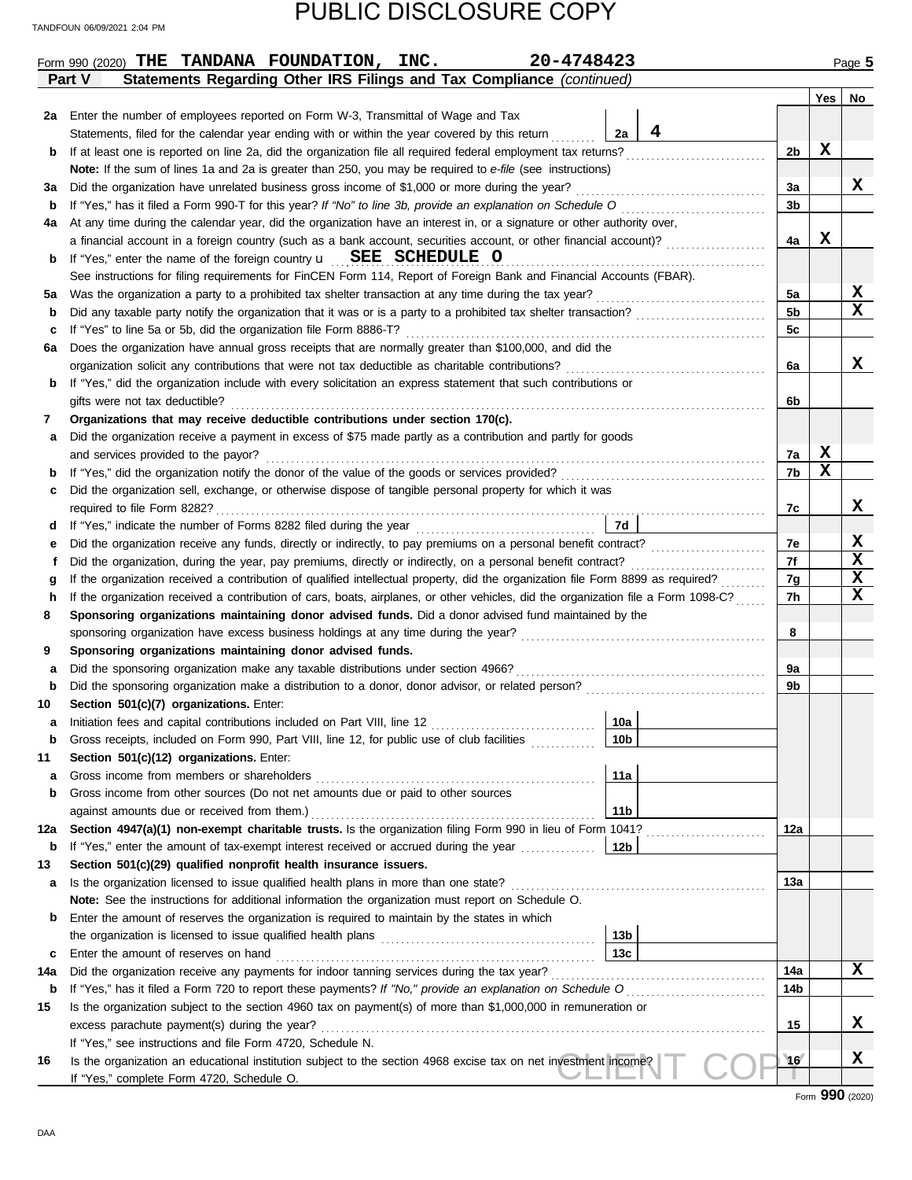PUBLIC DISCLOSURE COPY

Form 990 (2020) **THE TANDANA FOUNDATION, INC. 20-4748423** Page 5

**Part V Statements Regarding Other IRS Filings and Tax Compliance** *(continued)*

| | | | | Yes | No |
|---|---|---|---|---|---|
| **2a** | Enter the number of employees reported on Form W-3, Transmittal of Wage and Tax Statements, filed for the calendar year ending with or within the year covered by this return | 2a: 4 | | | |
| **b** | If at least one is reported on line 2a, did the organization file all required federal employment tax returns? | | 2b | X | |
| | **Note:** If the sum of lines 1a and 2a is greater than 250, you may be required to *e-file* (see instructions) | | | | |
| **3a** | Did the organization have unrelated business gross income of $1,000 or more during the year? | | 3a | | X |
| **b** | If "Yes," has it filed a Form 990-T for this year? *If "No" to line 3b, provide an explanation on Schedule O* | | 3b | | |
| **4a** | At any time during the calendar year, did the organization have an interest in, or a signature or other authority over, a financial account in a foreign country (such as a bank account, securities account, or other financial account)? | | 4a | X | |
| **b** | If "Yes," enter the name of the foreign country u **SEE SCHEDULE O** | | | | |
| | See instructions for filing requirements for FinCEN Form 114, Report of Foreign Bank and Financial Accounts (FBAR). | | | | |
| **5a** | Was the organization a party to a prohibited tax shelter transaction at any time during the tax year? | | 5a | | X |
| **b** | Did any taxable party notify the organization that it was or is a party to a prohibited tax shelter transaction? | | 5b | | X |
| **c** | If "Yes" to line 5a or 5b, did the organization file Form 8886-T? | | 5c | | |
| **6a** | Does the organization have annual gross receipts that are normally greater than $100,000, and did the organization solicit any contributions that were not tax deductible as charitable contributions? | | 6a | | X |
| **b** | If "Yes," did the organization include with every solicitation an express statement that such contributions or gifts were not tax deductible? | | 6b | | |
| **7** | **Organizations that may receive deductible contributions under section 170(c).** | | | | |
| **a** | Did the organization receive a payment in excess of $75 made partly as a contribution and partly for goods and services provided to the payor? | | 7a | X | |
| **b** | If "Yes," did the organization notify the donor of the value of the goods or services provided? | | 7b | X | |
| **c** | Did the organization sell, exchange, or otherwise dispose of tangible personal property for which it was required to file Form 8282? | | 7c | | X |
| **d** | If "Yes," indicate the number of Forms 8282 filed during the year | 7d | | | |
| **e** | Did the organization receive any funds, directly or indirectly, to pay premiums on a personal benefit contract? | | 7e | | X |
| **f** | Did the organization, during the year, pay premiums, directly or indirectly, on a personal benefit contract? | | 7f | | X |
| **g** | If the organization received a contribution of qualified intellectual property, did the organization file Form 8899 as required? | | 7g | | X |
| **h** | If the organization received a contribution of cars, boats, airplanes, or other vehicles, did the organization file a Form 1098-C? | | 7h | | X |
| **8** | **Sponsoring organizations maintaining donor advised funds.** Did a donor advised fund maintained by the sponsoring organization have excess business holdings at any time during the year? | | 8 | | |
| **9** | **Sponsoring organizations maintaining donor advised funds.** | | | | |
| **a** | Did the sponsoring organization make any taxable distributions under section 4966? | | 9a | | |
| **b** | Did the sponsoring organization make a distribution to a donor, donor advisor, or related person? | | 9b | | |
| **10** | **Section 501(c)(7) organizations.** Enter: | | | | |
| **a** | Initiation fees and capital contributions included on Part VIII, line 12 | 10a | | | |
| **b** | Gross receipts, included on Form 990, Part VIII, line 12, for public use of club facilities | 10b | | | |
| **11** | **Section 501(c)(12) organizations.** Enter: | | | | |
| **a** | Gross income from members or shareholders | 11a | | | |
| **b** | Gross income from other sources (Do not net amounts due or paid to other sources against amounts due or received from them.) | 11b | | | |
| **12a** | **Section 4947(a)(1) non-exempt charitable trusts.** Is the organization filing Form 990 in lieu of Form 1041? | | 12a | | |
| **b** | If "Yes," enter the amount of tax-exempt interest received or accrued during the year | 12b | | | |
| **13** | **Section 501(c)(29) qualified nonprofit health insurance issuers.** | | | | |
| **a** | Is the organization licensed to issue qualified health plans in more than one state? | | 13a | | |
| | **Note:** See the instructions for additional information the organization must report on Schedule O. | | | | |
| **b** | Enter the amount of reserves the organization is required to maintain by the states in which the organization is licensed to issue qualified health plans | 13b | | | |
| **c** | Enter the amount of reserves on hand | 13c | | | |
| **14a** | Did the organization receive any payments for indoor tanning services during the tax year? | | 14a | | X |
| **b** | If "Yes," has it filed a Form 720 to report these payments? *If "No," provide an explanation on Schedule O* | | 14b | | |
| **15** | Is the organization subject to the section 4960 tax on payment(s) of more than $1,000,000 in remuneration or excess parachute payment(s) during the year? | | 15 | | X |
| | If "Yes," see instructions and file Form 4720, Schedule N. | | | | |
| **16** | Is the organization an educational institution subject to the section 4968 excise tax on net investment income? | | 16 | | X |
| | If "Yes," complete Form 4720, Schedule O. | | | | |

Form **990** (2020)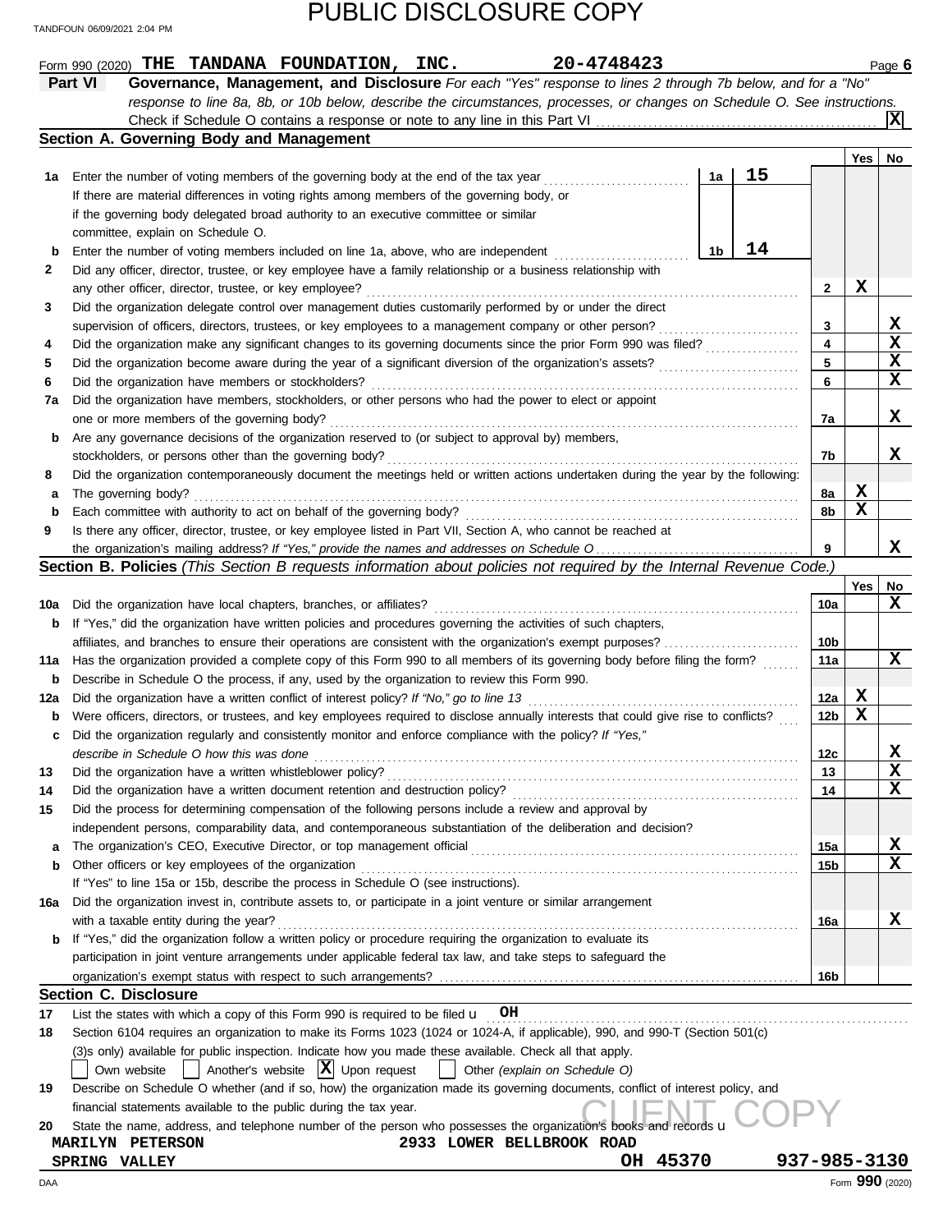PUBLIC DISCLOSURE COPY

Form 990 (2020) **THE TANDANA FOUNDATION, INC.** **20-4748423** Page **6**

**Part VI** **Governance, Management, and Disclosure** *For each "Yes" response to lines 2 through 7b below, and for a "No" response to line 8a, 8b, or 10b below, describe the circumstances, processes, or changes on Schedule O. See instructions.*

Check if Schedule O contains a response or note to any line in this Part VI .......... [X]

## Section A. Governing Body and Management

| | | | | | Yes | No |
|---|---|---|---|---|---|---|
| **1a** | Enter the number of voting members of the governing body at the end of the tax year. If there are material differences in voting rights among members of the governing body, or if the governing body delegated broad authority to an executive committee or similar committee, explain on Schedule O. | 1a | 15 | | | |
| **b** | Enter the number of voting members included on line 1a, above, who are independent | 1b | 14 | | | |
| **2** | Did any officer, director, trustee, or key employee have a family relationship or a business relationship with any other officer, director, trustee, or key employee? | | | 2 | X | |
| **3** | Did the organization delegate control over management duties customarily performed by or under the direct supervision of officers, directors, trustees, or key employees to a management company or other person? | | | 3 | | X |
| **4** | Did the organization make any significant changes to its governing documents since the prior Form 990 was filed? | | | 4 | | X |
| **5** | Did the organization become aware during the year of a significant diversion of the organization's assets? | | | 5 | | X |
| **6** | Did the organization have members or stockholders? | | | 6 | | X |
| **7a** | Did the organization have members, stockholders, or other persons who had the power to elect or appoint one or more members of the governing body? | | | 7a | | X |
| **b** | Are any governance decisions of the organization reserved to (or subject to approval by) members, stockholders, or persons other than the governing body? | | | 7b | | X |
| **8** | Did the organization contemporaneously document the meetings held or written actions undertaken during the year by the following: | | | | | |
| **a** | The governing body? | | | 8a | X | |
| **b** | Each committee with authority to act on behalf of the governing body? | | | 8b | X | |
| **9** | Is there any officer, director, trustee, or key employee listed in Part VII, Section A, who cannot be reached at the organization's mailing address? *If "Yes," provide the names and addresses on Schedule O* | | | 9 | | X |

## Section B. Policies *(This Section B requests information about policies not required by the Internal Revenue Code.)*

| | | | Yes | No |
|---|---|---|---|---|
| **10a** | Did the organization have local chapters, branches, or affiliates? | 10a | | X |
| **b** | If "Yes," did the organization have written policies and procedures governing the activities of such chapters, affiliates, and branches to ensure their operations are consistent with the organization's exempt purposes? | 10b | | |
| **11a** | Has the organization provided a complete copy of this Form 990 to all members of its governing body before filing the form? | 11a | | X |
| **b** | Describe in Schedule O the process, if any, used by the organization to review this Form 990. | | | |
| **12a** | Did the organization have a written conflict of interest policy? *If "No," go to line 13* | 12a | X | |
| **b** | Were officers, directors, or trustees, and key employees required to disclose annually interests that could give rise to conflicts? | 12b | X | |
| **c** | Did the organization regularly and consistently monitor and enforce compliance with the policy? *If "Yes," describe in Schedule O how this was done* | 12c | | X |
| **13** | Did the organization have a written whistleblower policy? | 13 | | X |
| **14** | Did the organization have a written document retention and destruction policy? | 14 | | X |
| **15** | Did the process for determining compensation of the following persons include a review and approval by independent persons, comparability data, and contemporaneous substantiation of the deliberation and decision? | | | |
| **a** | The organization's CEO, Executive Director, or top management official | 15a | | X |
| **b** | Other officers or key employees of the organization | 15b | | X |
| | If "Yes" to line 15a or 15b, describe the process in Schedule O (see instructions). | | | |
| **16a** | Did the organization invest in, contribute assets to, or participate in a joint venture or similar arrangement with a taxable entity during the year? | 16a | | X |
| **b** | If "Yes," did the organization follow a written policy or procedure requiring the organization to evaluate its participation in joint venture arrangements under applicable federal tax law, and take steps to safeguard the organization's exempt status with respect to such arrangements? | 16b | | |

## Section C. Disclosure

**17** List the states with which a copy of this Form 990 is required to be filed **OH**

**18** Section 6104 requires an organization to make its Forms 1023 (1024 or 1024-A, if applicable), 990, and 990-T (Section 501(c)(3)s only) available for public inspection. Indicate how you made these available. Check all that apply.

[ ] Own website [ ] Another's website [X] Upon request [ ] Other *(explain on Schedule O)*

**19** Describe on Schedule O whether (and if so, how) the organization made its governing documents, conflict of interest policy, and financial statements available to the public during the tax year.

**20** State the name, address, and telephone number of the person who possesses the organization's books and records

**MARILYN PETERSON** **2933 LOWER BELLBROOK ROAD**
**SPRING VALLEY** **OH 45370** **937-985-3130**

CLIENT COPY

Form **990** (2020)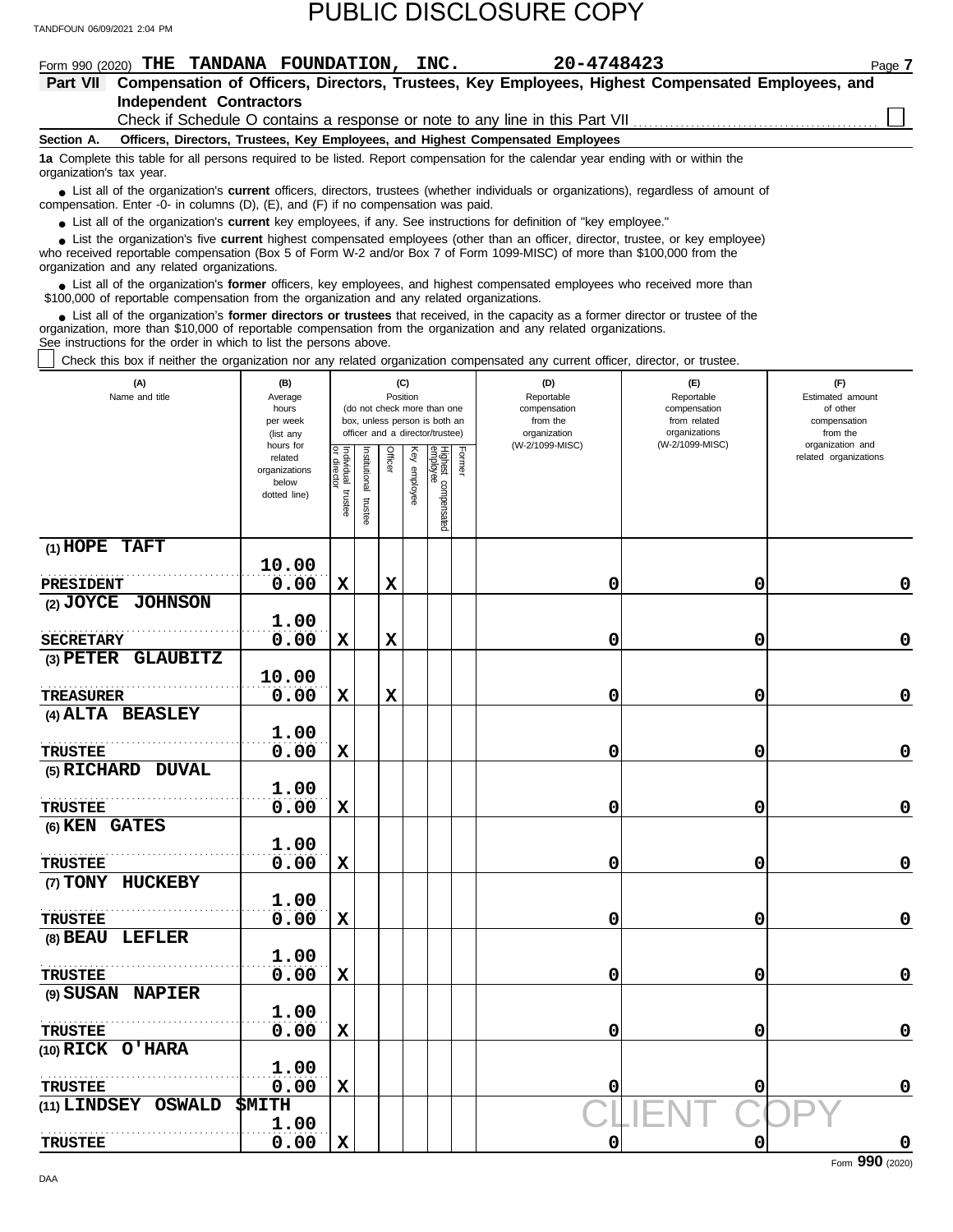PUBLIC DISCLOSURE COPY

Form 990 (2020) **THE TANDANA FOUNDATION, INC.** **20-4748423** Page **7**

**Part VII Compensation of Officers, Directors, Trustees, Key Employees, Highest Compensated Employees, and Independent Contractors**

Check if Schedule O contains a response or note to any line in this Part VII ☐

**Section A. Officers, Directors, Trustees, Key Employees, and Highest Compensated Employees**

**1a** Complete this table for all persons required to be listed. Report compensation for the calendar year ending with or within the organization's tax year.

- List all of the organization's **current** officers, directors, trustees (whether individuals or organizations), regardless of amount of compensation. Enter -0- in columns (D), (E), and (F) if no compensation was paid.
- List all of the organization's **current** key employees, if any. See instructions for definition of "key employee."
- List the organization's five **current** highest compensated employees (other than an officer, director, trustee, or key employee) who received reportable compensation (Box 5 of Form W-2 and/or Box 7 of Form 1099-MISC) of more than $100,000 from the organization and any related organizations.
- List all of the organization's **former** officers, key employees, and highest compensated employees who received more than $100,000 of reportable compensation from the organization and any related organizations.
- List all of the organization's **former directors or trustees** that received, in the capacity as a former director or trustee of the organization, more than $10,000 of reportable compensation from the organization and any related organizations.

See instructions for the order in which to list the persons above.

☐ Check this box if neither the organization nor any related organization compensated any current officer, director, or trustee.

| (A) Name and title | (B) Average hours per week (list any hours for related organizations below dotted line) | (C) Position: Individual trustee or director | Institutional trustee | Officer | Key employee | Highest compensated employee | Former | (D) Reportable compensation from the organization (W-2/1099-MISC) | (E) Reportable compensation from related organizations (W-2/1099-MISC) | (F) Estimated amount of other compensation from the organization and related organizations |
|---|---|---|---|---|---|---|---|---|---|---|
| (1) HOPE TAFT<br>PRESIDENT | 10.00<br>0.00 | X | | X | | | | 0 | 0 | 0 |
| (2) JOYCE JOHNSON<br>SECRETARY | 1.00<br>0.00 | X | | X | | | | 0 | 0 | 0 |
| (3) PETER GLAUBITZ<br>TREASURER | 10.00<br>0.00 | X | | X | | | | 0 | 0 | 0 |
| (4) ALTA BEASLEY<br>TRUSTEE | 1.00<br>0.00 | X | | | | | | 0 | 0 | 0 |
| (5) RICHARD DUVAL<br>TRUSTEE | 1.00<br>0.00 | X | | | | | | 0 | 0 | 0 |
| (6) KEN GATES<br>TRUSTEE | 1.00<br>0.00 | X | | | | | | 0 | 0 | 0 |
| (7) TONY HUCKEBY<br>TRUSTEE | 1.00<br>0.00 | X | | | | | | 0 | 0 | 0 |
| (8) BEAU LEFLER<br>TRUSTEE | 1.00<br>0.00 | X | | | | | | 0 | 0 | 0 |
| (9) SUSAN NAPIER<br>TRUSTEE | 1.00<br>0.00 | X | | | | | | 0 | 0 | 0 |
| (10) RICK O'HARA<br>TRUSTEE | 1.00<br>0.00 | X | | | | | | 0 | 0 | 0 |
| (11) LINDSEY OSWALD SMITH<br>TRUSTEE | 1.00<br>0.00 | X | | | | | | 0 | 0 | 0 |

CLIENT COPY

Form **990** (2020)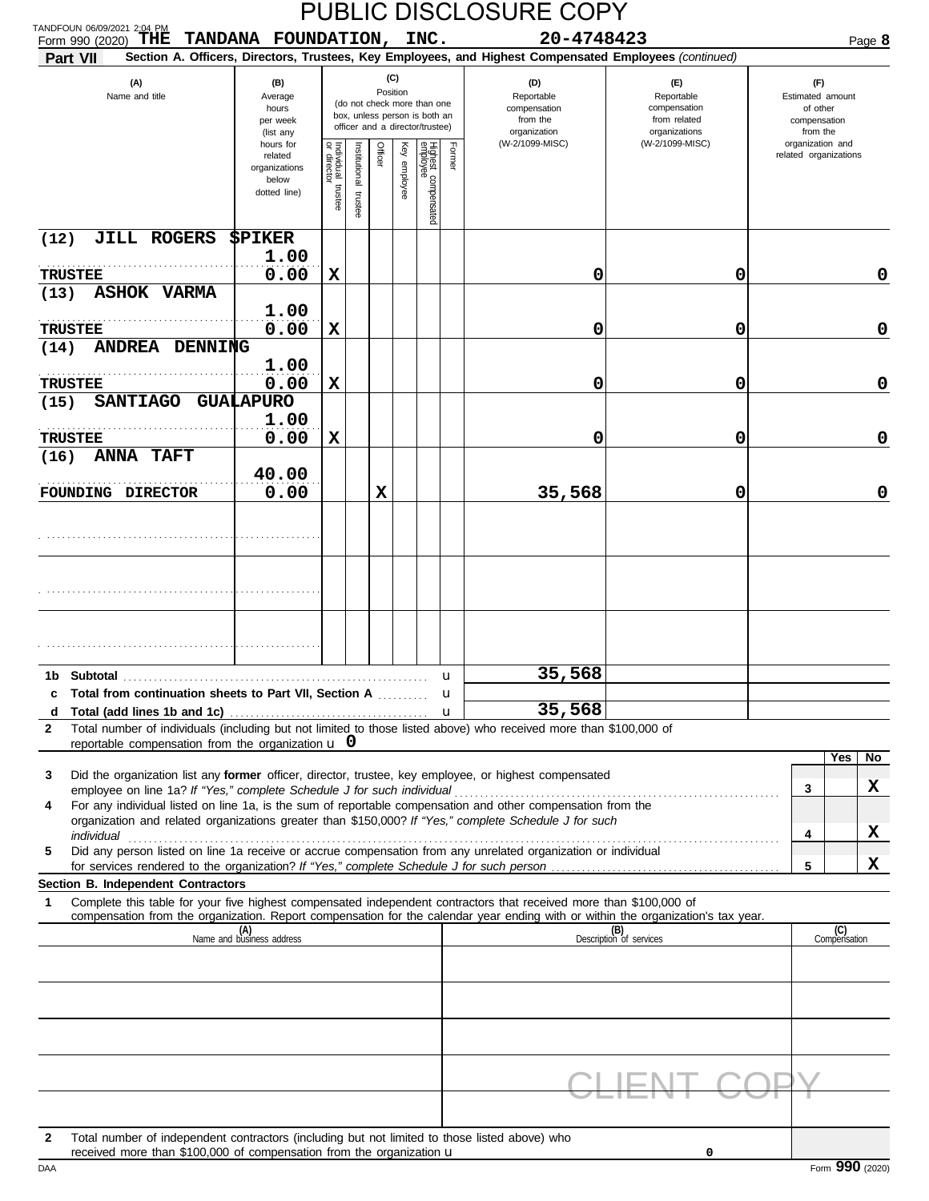PUBLIC DISCLOSURE COPY

TANDFOUN 06/09/2021 2:04 PM

Form 990 (2020) **THE TANDANA FOUNDATION, INC.** **20-4748423**

**Part VII** **Section A. Officers, Directors, Trustees, Key Employees, and Highest Compensated Employees** *(continued)*

| (A) Name and title | (B) Average hours per week (list any hours for related organizations below dotted line) | (C) Position: Individual trustee or director | Institutional trustee | Officer | Key employee | Highest compensated employee | Former | (D) Reportable compensation from the organization (W-2/1099-MISC) | (E) Reportable compensation from related organizations (W-2/1099-MISC) | (F) Estimated amount of other compensation from the organization and related organizations |
|---|---|---|---|---|---|---|---|---|---|---|
| (12) JILL ROGERS SPIKER<br>TRUSTEE | 1.00<br>0.00 | X | | | | | | 0 | 0 | 0 |
| (13) ASHOK VARMA<br>TRUSTEE | 1.00<br>0.00 | X | | | | | | 0 | 0 | 0 |
| (14) ANDREA DENNING<br>TRUSTEE | 1.00<br>0.00 | X | | | | | | 0 | 0 | 0 |
| (15) SANTIAGO GUALAPURO<br>TRUSTEE | 1.00<br>0.00 | X | | | | | | 0 | 0 | 0 |
| (16) ANNA TAFT<br>FOUNDING DIRECTOR | 40.00<br>0.00 | | | X | | | | 35,568 | 0 | 0 |
| | | | | | | | | | | |
| | | | | | | | | | | |
| | | | | | | | | | | |
| **1b Subtotal** | | | | | | | u | 35,568 | | |
| **c Total from continuation sheets to Part VII, Section A** | | | | | | | u | | | |
| **d Total (add lines 1b and 1c)** | | | | | | | u | 35,568 | | |

**2** Total number of individuals (including but not limited to those listed above) who received more than $100,000 of reportable compensation from the organization u 0

| | | | Yes | No |
|---|---|---|---|---|
| **3** | Did the organization list any **former** officer, director, trustee, key employee, or highest compensated employee on line 1a? *If "Yes," complete Schedule J for such individual* | 3 | | X |
| **4** | For any individual listed on line 1a, is the sum of reportable compensation and other compensation from the organization and related organizations greater than $150,000? *If "Yes," complete Schedule J for such individual* | 4 | | X |
| **5** | Did any person listed on line 1a receive or accrue compensation from any unrelated organization or individual for services rendered to the organization? *If "Yes," complete Schedule J for such person* | 5 | | X |

**Section B. Independent Contractors**

**1** Complete this table for your five highest compensated independent contractors that received more than $100,000 of compensation from the organization. Report compensation for the calendar year ending with or within the organization's tax year.

| (A) Name and business address | (B) Description of services | (C) Compensation |
|---|---|---|
| | | |
| | | |
| | | |
| | | |
| | | |

CLIENT COPY

**2** Total number of independent contractors (including but not limited to those listed above) who received more than $100,000 of compensation from the organization u 0

DAA Form **990** (2020)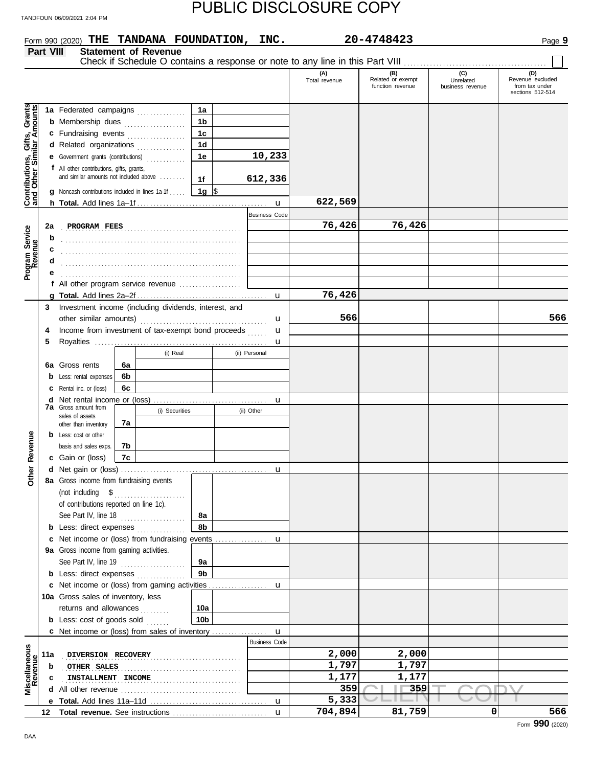PUBLIC DISCLOSURE COPY

TANDFOUN 06/09/2021 2:04 PM

Form 990 (2020) **THE TANDANA FOUNDATION, INC.** **20-4748423** Page **9**

**Part VIII** **Statement of Revenue**

Check if Schedule O contains a response or note to any line in this Part VIII ☐

| | | | | (A) Total revenue | (B) Related or exempt function revenue | (C) Unrelated business revenue | (D) Revenue excluded from tax under sections 512-514 |
|---|---|---|---|---|---|---|---|
| **Contributions, Gifts, Grants and Other Similar Amounts** | **1a** Federated campaigns | 1a | | | | | |
| | **b** Membership dues | 1b | | | | | |
| | **c** Fundraising events | 1c | | | | | |
| | **d** Related organizations | 1d | | | | | |
| | **e** Government grants (contributions) | 1e | 10,233 | | | | |
| | **f** All other contributions, gifts, grants, and similar amounts not included above | 1f | 612,336 | | | | |
| | **g** Noncash contributions included in lines 1a-1f | 1g | $ | | | | |
| | **h Total.** Add lines 1a–1f | | | 622,569 | | | |
| **Program Service Revenue** | | | Business Code | | | | |
| | **2a** PROGRAM FEES | | | 76,426 | 76,426 | | |
| | **b** | | | | | | |
| | **c** | | | | | | |
| | **d** | | | | | | |
| | **e** | | | | | | |
| | **f** All other program service revenue | | | | | | |
| | **g Total.** Add lines 2a–2f | | | 76,426 | | | |
| **Other Revenue** | **3** Investment income (including dividends, interest, and other similar amounts) | | | 566 | | | 566 |
| | **4** Income from investment of tax-exempt bond proceeds | | | | | | |
| | **5** Royalties | | | | | | |
| | | (i) Real | (ii) Personal | | | | |
| | **6a** Gross rents 6a | | | | | | |
| | **b** Less: rental expenses 6b | | | | | | |
| | **c** Rental inc. or (loss) 6c | | | | | | |
| | **d** Net rental income or (loss) | | | | | | |
| | | (i) Securities | (ii) Other | | | | |
| | **7a** Gross amount from sales of assets other than inventory 7a | | | | | | |
| | **b** Less: cost or other basis and sales exps. 7b | | | | | | |
| | **c** Gain or (loss) 7c | | | | | | |
| | **d** Net gain or (loss) | | | | | | |
| | **8a** Gross income from fundraising events (not including $ of contributions reported on line 1c). See Part IV, line 18 | 8a | | | | | |
| | **b** Less: direct expenses | 8b | | | | | |
| | **c** Net income or (loss) from fundraising events | | | | | | |
| | **9a** Gross income from gaming activities. See Part IV, line 19 | 9a | | | | | |
| | **b** Less: direct expenses | 9b | | | | | |
| | **c** Net income or (loss) from gaming activities | | | | | | |
| | **10a** Gross sales of inventory, less returns and allowances | 10a | | | | | |
| | **b** Less: cost of goods sold | 10b | | | | | |
| | **c** Net income or (loss) from sales of inventory | | | | | | |
| **Miscellaneous Revenue** | | | Business Code | | | | |
| | **11a** DIVERSION RECOVERY | | | 2,000 | 2,000 | | |
| | **b** OTHER SALES | | | 1,797 | 1,797 | | |
| | **c** INSTALLMENT INCOME | | | 1,177 | 1,177 | | |
| | **d** All other revenue | | | 359 | 359 | | |
| | **e Total.** Add lines 11a–11d | | | 5,333 | | | |
| | **12 Total revenue.** See instructions | | | 704,894 | 81,759 | 0 | 566 |

DAA

Form **990** (2020)

CLIENT COPY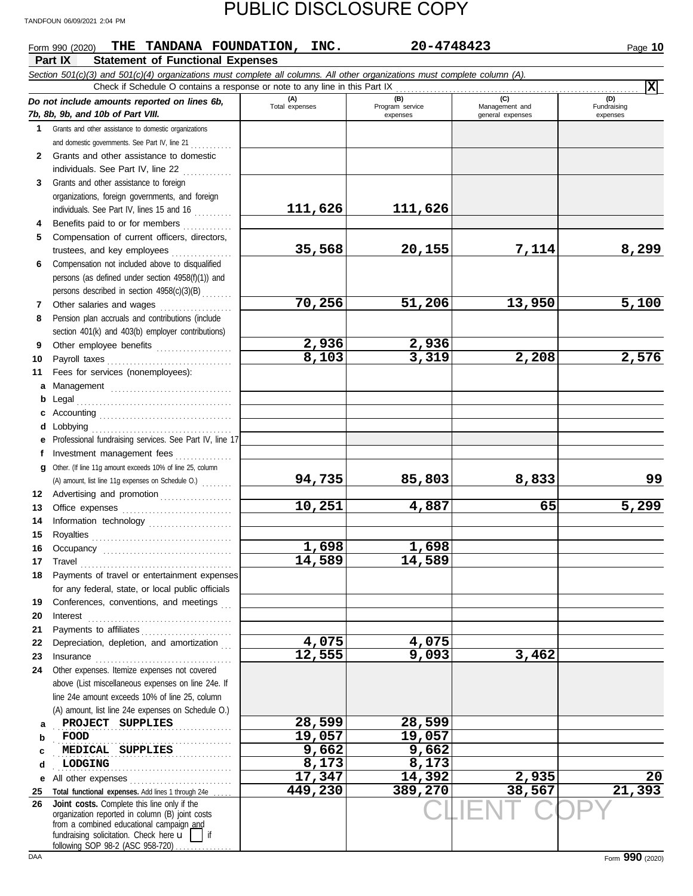# PUBLIC DISCLOSURE COPY

TANDFOUN 06/09/2021 2:04 PM

Form 990 (2020) **THE TANDANA FOUNDATION, INC.** **20-4748423** Page **10**

## Part IX Statement of Functional Expenses

*Section 501(c)(3) and 501(c)(4) organizations must complete all columns. All other organizations must complete column (A).*

Check if Schedule O contains a response or note to any line in this Part IX . . . . . . . . . . **X**

| *Do not include amounts reported on lines 6b, 7b, 8b, 9b, and 10b of Part VIII.* | (A) Total expenses | (B) Program service expenses | (C) Management and general expenses | (D) Fundraising expenses |
|---|---|---|---|---|
| **1** Grants and other assistance to domestic organizations and domestic governments. See Part IV, line 21 | | | | |
| **2** Grants and other assistance to domestic individuals. See Part IV, line 22 | | | | |
| **3** Grants and other assistance to foreign organizations, foreign governments, and foreign individuals. See Part IV, lines 15 and 16 | 111,626 | 111,626 | | |
| **4** Benefits paid to or for members | | | | |
| **5** Compensation of current officers, directors, trustees, and key employees | 35,568 | 20,155 | 7,114 | 8,299 |
| **6** Compensation not included above to disqualified persons (as defined under section 4958(f)(1)) and persons described in section 4958(c)(3)(B) | | | | |
| **7** Other salaries and wages | 70,256 | 51,206 | 13,950 | 5,100 |
| **8** Pension plan accruals and contributions (include section 401(k) and 403(b) employer contributions) | | | | |
| **9** Other employee benefits | 2,936 | 2,936 | | |
| **10** Payroll taxes | 8,103 | 3,319 | 2,208 | 2,576 |
| **11** Fees for services (nonemployees): | | | | |
| **a** Management | | | | |
| **b** Legal | | | | |
| **c** Accounting | | | | |
| **d** Lobbying | | | | |
| **e** Professional fundraising services. See Part IV, line 17 | | | | |
| **f** Investment management fees | | | | |
| **g** Other. (If line 11g amount exceeds 10% of line 25, column (A) amount, list line 11g expenses on Schedule O.) | 94,735 | 85,803 | 8,833 | 99 |
| **12** Advertising and promotion | | | | |
| **13** Office expenses | 10,251 | 4,887 | 65 | 5,299 |
| **14** Information technology | | | | |
| **15** Royalties | | | | |
| **16** Occupancy | 1,698 | 1,698 | | |
| **17** Travel | 14,589 | 14,589 | | |
| **18** Payments of travel or entertainment expenses for any federal, state, or local public officials | | | | |
| **19** Conferences, conventions, and meetings | | | | |
| **20** Interest | | | | |
| **21** Payments to affiliates | | | | |
| **22** Depreciation, depletion, and amortization | 4,075 | 4,075 | | |
| **23** Insurance | 12,555 | 9,093 | 3,462 | |
| **24** Other expenses. Itemize expenses not covered above (List miscellaneous expenses on line 24e. If line 24e amount exceeds 10% of line 25, column (A) amount, list line 24e expenses on Schedule O.) | | | | |
| **a** PROJECT SUPPLIES | 28,599 | 28,599 | | |
| **b** FOOD | 19,057 | 19,057 | | |
| **c** MEDICAL SUPPLIES | 9,662 | 9,662 | | |
| **d** LODGING | 8,173 | 8,173 | | |
| **e** All other expenses | 17,347 | 14,392 | 2,935 | 20 |
| **25** **Total functional expenses.** Add lines 1 through 24e | 449,230 | 389,270 | 38,567 | 21,393 |
| **26** **Joint costs.** Complete this line only if the organization reported in column (B) joint costs from a combined educational campaign and fundraising solicitation. Check here ☐ if following SOP 98-2 (ASC 958-720) | | | | |

CLIENT COPY

DAA Form **990** (2020)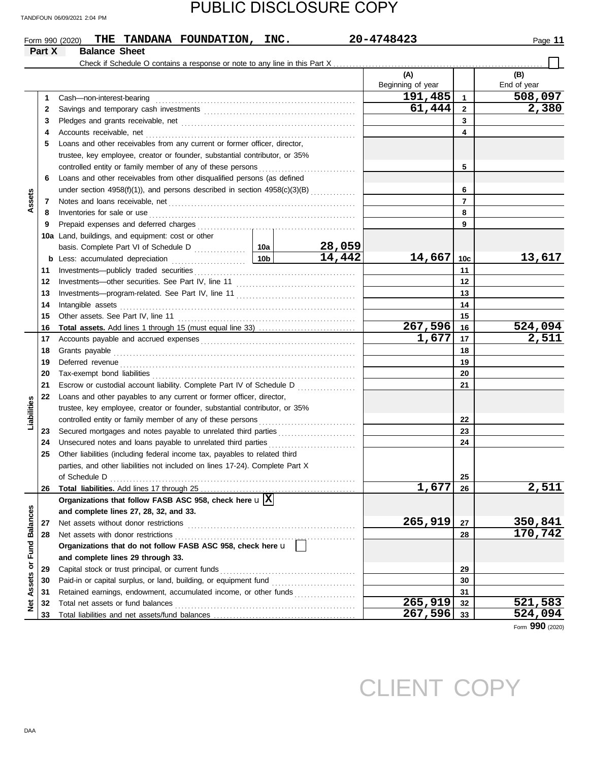PUBLIC DISCLOSURE COPY

TANDFOUN 06/09/2021 2:04 PM

Form 990 (2020) **THE TANDANA FOUNDATION, INC.** **20-4748423** Page **11**

## Part X Balance Sheet

Check if Schedule O contains a response or note to any line in this Part X ☐

| Section | Line | Description | | | (A) Beginning of year | | (B) End of year |
|---|---|---|---|---|---|---|---|
| Assets | 1 | Cash—non-interest-bearing | | | 191,485 | 1 | 508,097 |
| | 2 | Savings and temporary cash investments | | | 61,444 | 2 | 2,380 |
| | 3 | Pledges and grants receivable, net | | | | 3 | |
| | 4 | Accounts receivable, net | | | | 4 | |
| | 5 | Loans and other receivables from any current or former officer, director, trustee, key employee, creator or founder, substantial contributor, or 35% controlled entity or family member of any of these persons | | | | 5 | |
| | 6 | Loans and other receivables from other disqualified persons (as defined under section 4958(f)(1)), and persons described in section 4958(c)(3)(B) | | | | 6 | |
| | 7 | Notes and loans receivable, net | | | | 7 | |
| | 8 | Inventories for sale or use | | | | 8 | |
| | 9 | Prepaid expenses and deferred charges | | | | 9 | |
| | 10a | Land, buildings, and equipment: cost or other basis. Complete Part VI of Schedule D | 10a | 28,059 | | | |
| | b | Less: accumulated depreciation | 10b | 14,442 | 14,667 | 10c | 13,617 |
| | 11 | Investments—publicly traded securities | | | | 11 | |
| | 12 | Investments—other securities. See Part IV, line 11 | | | | 12 | |
| | 13 | Investments—program-related. See Part IV, line 11 | | | | 13 | |
| | 14 | Intangible assets | | | | 14 | |
| | 15 | Other assets. See Part IV, line 11 | | | | 15 | |
| | 16 | **Total assets.** Add lines 1 through 15 (must equal line 33) | | | 267,596 | 16 | 524,094 |
| Liabilities | 17 | Accounts payable and accrued expenses | | | 1,677 | 17 | 2,511 |
| | 18 | Grants payable | | | | 18 | |
| | 19 | Deferred revenue | | | | 19 | |
| | 20 | Tax-exempt bond liabilities | | | | 20 | |
| | 21 | Escrow or custodial account liability. Complete Part IV of Schedule D | | | | 21 | |
| | 22 | Loans and other payables to any current or former officer, director, trustee, key employee, creator or founder, substantial contributor, or 35% controlled entity or family member of any of these persons | | | | 22 | |
| | 23 | Secured mortgages and notes payable to unrelated third parties | | | | 23 | |
| | 24 | Unsecured notes and loans payable to unrelated third parties | | | | 24 | |
| | 25 | Other liabilities (including federal income tax, payables to related third parties, and other liabilities not included on lines 17-24). Complete Part X of Schedule D | | | | 25 | |
| | 26 | **Total liabilities.** Add lines 17 through 25 | | | 1,677 | 26 | 2,511 |
| Net Assets or Fund Balances | | **Organizations that follow FASB ASC 958, check here** u ☒ **and complete lines 27, 28, 32, and 33.** | | | | | |
| | 27 | Net assets without donor restrictions | | | 265,919 | 27 | 350,841 |
| | 28 | Net assets with donor restrictions | | | | 28 | 170,742 |
| | | **Organizations that do not follow FASB ASC 958, check here** u ☐ **and complete lines 29 through 33.** | | | | | |
| | 29 | Capital stock or trust principal, or current funds | | | | 29 | |
| | 30 | Paid-in or capital surplus, or land, building, or equipment fund | | | | 30 | |
| | 31 | Retained earnings, endowment, accumulated income, or other funds | | | | 31 | |
| | 32 | Total net assets or fund balances | | | 265,919 | 32 | 521,583 |
| | 33 | Total liabilities and net assets/fund balances | | | 267,596 | 33 | 524,094 |

Form **990** (2020)

CLIENT COPY

DAA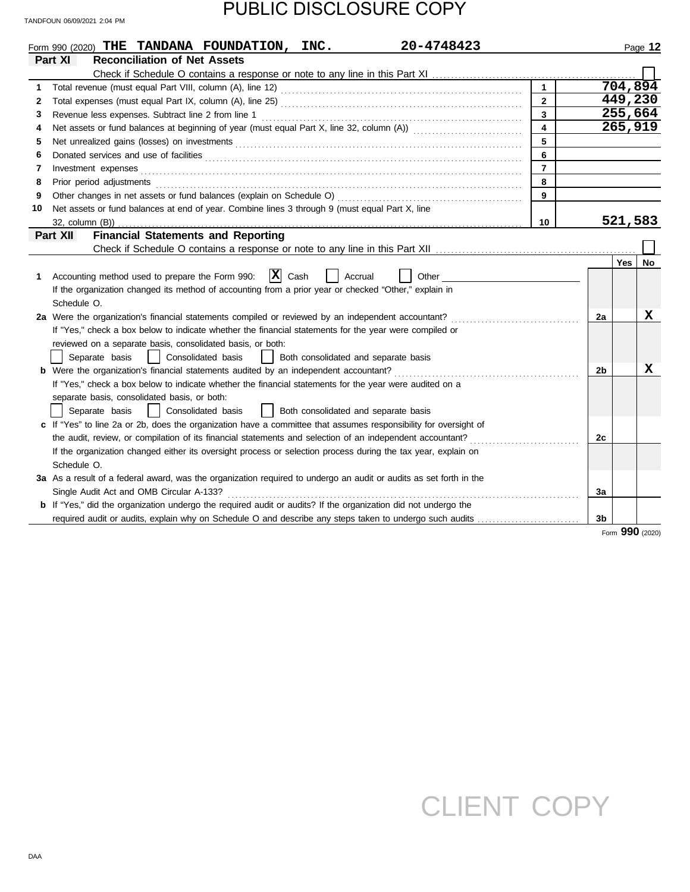PUBLIC DISCLOSURE COPY

TANDFOUN 06/09/2021 2:04 PM

Form 990 (2020) **THE TANDANA FOUNDATION, INC.** **20-4748423** Page **12**

## Part XI Reconciliation of Net Assets

Check if Schedule O contains a response or note to any line in this Part XI ☐

| | | | |
|---|---|---|---|
| 1 | Total revenue (must equal Part VIII, column (A), line 12) | 1 | 704,894 |
| 2 | Total expenses (must equal Part IX, column (A), line 25) | 2 | 449,230 |
| 3 | Revenue less expenses. Subtract line 2 from line 1 | 3 | 255,664 |
| 4 | Net assets or fund balances at beginning of year (must equal Part X, line 32, column (A)) | 4 | 265,919 |
| 5 | Net unrealized gains (losses) on investments | 5 | |
| 6 | Donated services and use of facilities | 6 | |
| 7 | Investment expenses | 7 | |
| 8 | Prior period adjustments | 8 | |
| 9 | Other changes in net assets or fund balances (explain on Schedule O) | 9 | |
| 10 | Net assets or fund balances at end of year. Combine lines 3 through 9 (must equal Part X, line 32, column (B)) | 10 | 521,583 |

## Part XII Financial Statements and Reporting

Check if Schedule O contains a response or note to any line in this Part XII ☐

| | | | Yes | No |
|---|---|---|---|---|
| 1 | Accounting method used to prepare the Form 990: ☒ Cash ☐ Accrual ☐ Other<br>If the organization changed its method of accounting from a prior year or checked "Other," explain in Schedule O. | | | |
| 2a | Were the organization's financial statements compiled or reviewed by an independent accountant?<br>If "Yes," check a box below to indicate whether the financial statements for the year were compiled or reviewed on a separate basis, consolidated basis, or both:<br>☐ Separate basis ☐ Consolidated basis ☐ Both consolidated and separate basis | 2a | | X |
| b | Were the organization's financial statements audited by an independent accountant?<br>If "Yes," check a box below to indicate whether the financial statements for the year were audited on a separate basis, consolidated basis, or both:<br>☐ Separate basis ☐ Consolidated basis ☐ Both consolidated and separate basis | 2b | | X |
| c | If "Yes" to line 2a or 2b, does the organization have a committee that assumes responsibility for oversight of the audit, review, or compilation of its financial statements and selection of an independent accountant?<br>If the organization changed either its oversight process or selection process during the tax year, explain on Schedule O. | 2c | | |
| 3a | As a result of a federal award, was the organization required to undergo an audit or audits as set forth in the Single Audit Act and OMB Circular A-133? | 3a | | |
| b | If "Yes," did the organization undergo the required audit or audits? If the organization did not undergo the required audit or audits, explain why on Schedule O and describe any steps taken to undergo such audits | 3b | | |

Form **990** (2020)

DAA

CLIENT COPY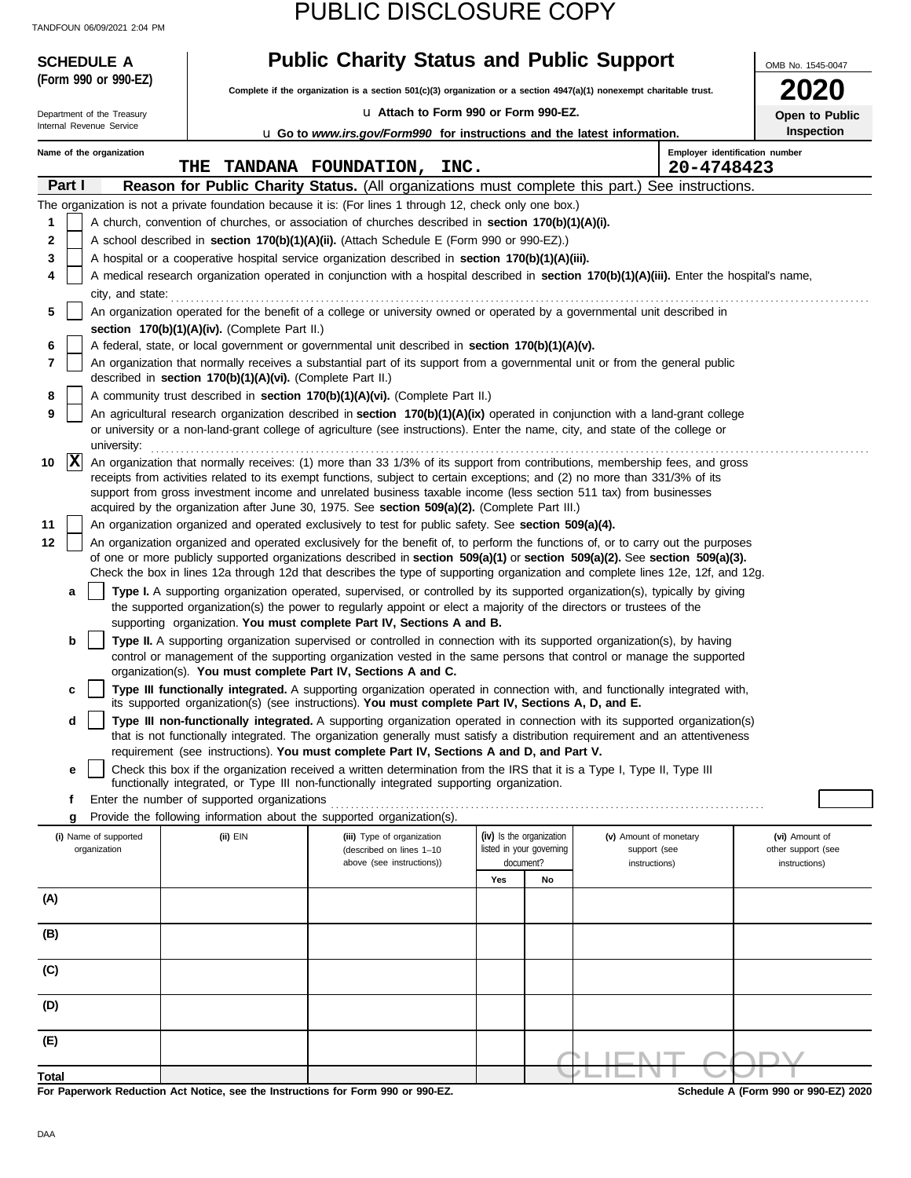PUBLIC DISCLOSURE COPY

TANDFOUN 06/09/2021 2:04 PM

**SCHEDULE A**
**(Form 990 or 990-EZ)**

Department of the Treasury
Internal Revenue Service

# Public Charity Status and Public Support

**Complete if the organization is a section 501(c)(3) organization or a section 4947(a)(1) nonexempt charitable trust.**

u **Attach to Form 990 or Form 990-EZ.**

u **Go to *www.irs.gov/Form990* for instructions and the latest information.**

OMB No. 1545-0047

**2020**

**Open to Public Inspection**

**Name of the organization:** THE TANDANA FOUNDATION, INC.

**Employer identification number:** 20-4748423

**Part I — Reason for Public Charity Status.** (All organizations must complete this part.) See instructions.

The organization is not a private foundation because it is: (For lines 1 through 12, check only one box.)

1. [ ] A church, convention of churches, or association of churches described in **section 170(b)(1)(A)(i).**
2. [ ] A school described in **section 170(b)(1)(A)(ii).** (Attach Schedule E (Form 990 or 990-EZ).)
3. [ ] A hospital or a cooperative hospital service organization described in **section 170(b)(1)(A)(iii).**
4. [ ] A medical research organization operated in conjunction with a hospital described in **section 170(b)(1)(A)(iii).** Enter the hospital's name, city, and state:
5. [ ] An organization operated for the benefit of a college or university owned or operated by a governmental unit described in **section 170(b)(1)(A)(iv).** (Complete Part II.)
6. [ ] A federal, state, or local government or governmental unit described in **section 170(b)(1)(A)(v).**
7. [ ] An organization that normally receives a substantial part of its support from a governmental unit or from the general public described in **section 170(b)(1)(A)(vi).** (Complete Part II.)
8. [ ] A community trust described in **section 170(b)(1)(A)(vi).** (Complete Part II.)
9. [ ] An agricultural research organization described in **section 170(b)(1)(A)(ix)** operated in conjunction with a land-grant college or university or a non-land-grant college of agriculture (see instructions). Enter the name, city, and state of the college or university:
10. [X] An organization that normally receives: (1) more than 33 1/3% of its support from contributions, membership fees, and gross receipts from activities related to its exempt functions, subject to certain exceptions; and (2) no more than 331/3% of its support from gross investment income and unrelated business taxable income (less section 511 tax) from businesses acquired by the organization after June 30, 1975. See **section 509(a)(2).** (Complete Part III.)
11. [ ] An organization organized and operated exclusively to test for public safety. See **section 509(a)(4).**
12. [ ] An organization organized and operated exclusively for the benefit of, to perform the functions of, or to carry out the purposes of one or more publicly supported organizations described in **section 509(a)(1)** or **section 509(a)(2).** See **section 509(a)(3).** Check the box in lines 12a through 12d that describes the type of supporting organization and complete lines 12e, 12f, and 12g.
   - **a** [ ] **Type I.** A supporting organization operated, supervised, or controlled by its supported organization(s), typically by giving the supported organization(s) the power to regularly appoint or elect a majority of the directors or trustees of the supporting organization. **You must complete Part IV, Sections A and B.**
   - **b** [ ] **Type II.** A supporting organization supervised or controlled in connection with its supported organization(s), by having control or management of the supporting organization vested in the same persons that control or manage the supported organization(s). **You must complete Part IV, Sections A and C.**
   - **c** [ ] **Type III functionally integrated.** A supporting organization operated in connection with, and functionally integrated with, its supported organization(s) (see instructions). **You must complete Part IV, Sections A, D, and E.**
   - **d** [ ] **Type III non-functionally integrated.** A supporting organization operated in connection with its supported organization(s) that is not functionally integrated. The organization generally must satisfy a distribution requirement and an attentiveness requirement (see instructions). **You must complete Part IV, Sections A and D, and Part V.**
   - **e** [ ] Check this box if the organization received a written determination from the IRS that it is a Type I, Type II, Type III functionally integrated, or Type III non-functionally integrated supporting organization.
   - **f** Enter the number of supported organizations
   - **g** Provide the following information about the supported organization(s).

| (i) Name of supported organization | (ii) EIN | (iii) Type of organization (described on lines 1–10 above (see instructions)) | (iv) Is the organization listed in your governing document? Yes | No | (v) Amount of monetary support (see instructions) | (vi) Amount of other support (see instructions) |
|---|---|---|---|---|---|---|
| (A) | | | | | | |
| (B) | | | | | | |
| (C) | | | | | | |
| (D) | | | | | | |
| (E) | | | | | | |
| Total | | | | | | |

CLIENT COPY

**For Paperwork Reduction Act Notice, see the Instructions for Form 990 or 990-EZ.** **Schedule A (Form 990 or 990-EZ) 2020**

DAA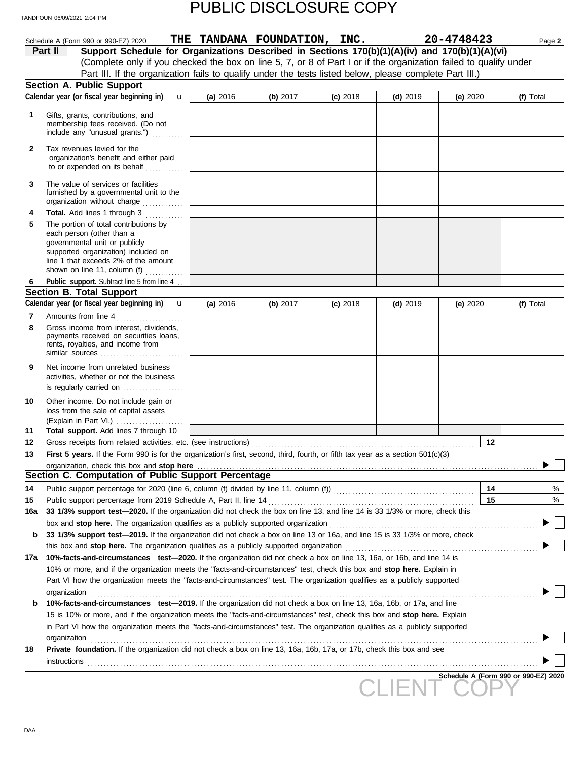PUBLIC DISCLOSURE COPY

TANDFOUN 06/09/2021 2:04 PM

Schedule A (Form 990 or 990-EZ) 2020 **THE TANDANA FOUNDATION, INC.** **20-4748423** Page **2**

**Part II** **Support Schedule for Organizations Described in Sections 170(b)(1)(A)(iv) and 170(b)(1)(A)(vi)**
(Complete only if you checked the box on line 5, 7, or 8 of Part I or if the organization failed to qualify under Part III. If the organization fails to qualify under the tests listed below, please complete Part III.)

## Section A. Public Support

| Calendar year (or fiscal year beginning in) | (a) 2016 | (b) 2017 | (c) 2018 | (d) 2019 | (e) 2020 | (f) Total |
|---|---|---|---|---|---|---|
| **1** Gifts, grants, contributions, and membership fees received. (Do not include any "unusual grants.") | | | | | | |
| **2** Tax revenues levied for the organization's benefit and either paid to or expended on its behalf | | | | | | |
| **3** The value of services or facilities furnished by a governmental unit to the organization without charge | | | | | | |
| **4** **Total.** Add lines 1 through 3 | | | | | | |
| **5** The portion of total contributions by each person (other than a governmental unit or publicly supported organization) included on line 1 that exceeds 2% of the amount shown on line 11, column (f) | | | | | | |
| **6** **Public support.** Subtract line 5 from line 4 | | | | | | |

## Section B. Total Support

| Calendar year (or fiscal year beginning in) | (a) 2016 | (b) 2017 | (c) 2018 | (d) 2019 | (e) 2020 | (f) Total |
|---|---|---|---|---|---|---|
| **7** Amounts from line 4 | | | | | | |
| **8** Gross income from interest, dividends, payments received on securities loans, rents, royalties, and income from similar sources | | | | | | |
| **9** Net income from unrelated business activities, whether or not the business is regularly carried on | | | | | | |
| **10** Other income. Do not include gain or loss from the sale of capital assets (Explain in Part VI.) | | | | | | |
| **11** **Total support.** Add lines 7 through 10 | | | | | | |

**12** Gross receipts from related activities, etc. (see instructions) **12**

**13** **First 5 years.** If the Form 990 is for the organization's first, second, third, fourth, or fifth tax year as a section 501(c)(3) organization, check this box and **stop here** ☐

## Section C. Computation of Public Support Percentage

**14** Public support percentage for 2020 (line 6, column (f) divided by line 11, column (f)) **14** %

**15** Public support percentage from 2019 Schedule A, Part II, line 14 **15** %

**16a** **33 1/3% support test—2020.** If the organization did not check the box on line 13, and line 14 is 33 1/3% or more, check this box and **stop here.** The organization qualifies as a publicly supported organization ☐

**b** **33 1/3% support test—2019.** If the organization did not check a box on line 13 or 16a, and line 15 is 33 1/3% or more, check this box and **stop here.** The organization qualifies as a publicly supported organization ☐

**17a** **10%-facts-and-circumstances test—2020.** If the organization did not check a box on line 13, 16a, or 16b, and line 14 is 10% or more, and if the organization meets the "facts-and-circumstances" test, check this box and **stop here.** Explain in Part VI how the organization meets the "facts-and-circumstances" test. The organization qualifies as a publicly supported organization ☐

**b** **10%-facts-and-circumstances test—2019.** If the organization did not check a box on line 13, 16a, 16b, or 17a, and line 15 is 10% or more, and if the organization meets the "facts-and-circumstances" test, check this box and **stop here.** Explain in Part VI how the organization meets the "facts-and-circumstances" test. The organization qualifies as a publicly supported organization ☐

**18** **Private foundation.** If the organization did not check a box on line 13, 16a, 16b, 17a, or 17b, check this box and see instructions ☐

**Schedule A (Form 990 or 990-EZ) 2020**

CLIENT COPY

DAA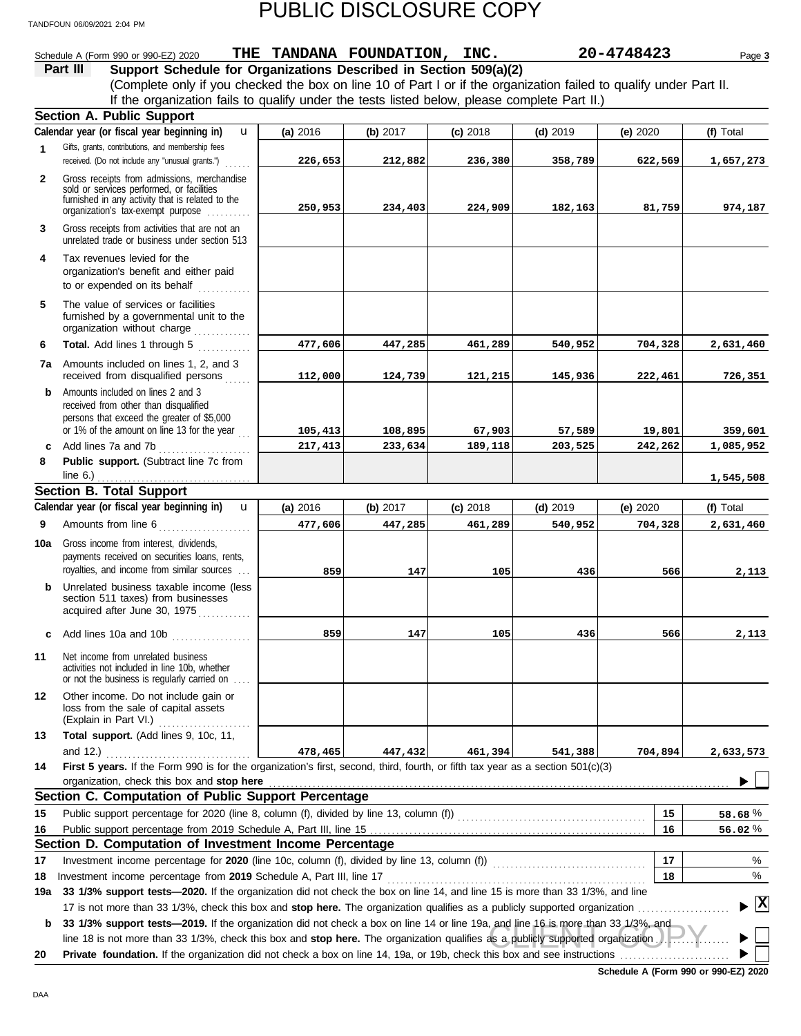PUBLIC DISCLOSURE COPY

Schedule A (Form 990 or 990-EZ) 2020 **THE TANDANA FOUNDATION, INC.** **20-4748423**

**Part III** **Support Schedule for Organizations Described in Section 509(a)(2)**

(Complete only if you checked the box on line 10 of Part I or if the organization failed to qualify under Part II. If the organization fails to qualify under the tests listed below, please complete Part II.)

### Section A. Public Support

| Calendar year (or fiscal year beginning in) | (a) 2016 | (b) 2017 | (c) 2018 | (d) 2019 | (e) 2020 | (f) Total |
|---|---|---|---|---|---|---|
| **1** Gifts, grants, contributions, and membership fees received. (Do not include any "unusual grants.") | 226,653 | 212,882 | 236,380 | 358,789 | 622,569 | 1,657,273 |
| **2** Gross receipts from admissions, merchandise sold or services performed, or facilities furnished in any activity that is related to the organization's tax-exempt purpose | 250,953 | 234,403 | 224,909 | 182,163 | 81,759 | 974,187 |
| **3** Gross receipts from activities that are not an unrelated trade or business under section 513 | | | | | | |
| **4** Tax revenues levied for the organization's benefit and either paid to or expended on its behalf | | | | | | |
| **5** The value of services or facilities furnished by a governmental unit to the organization without charge | | | | | | |
| **6** **Total.** Add lines 1 through 5 | 477,606 | 447,285 | 461,289 | 540,952 | 704,328 | 2,631,460 |
| **7a** Amounts included on lines 1, 2, and 3 received from disqualified persons | 112,000 | 124,739 | 121,215 | 145,936 | 222,461 | 726,351 |
| **b** Amounts included on lines 2 and 3 received from other than disqualified persons that exceed the greater of $5,000 or 1% of the amount on line 13 for the year | 105,413 | 108,895 | 67,903 | 57,589 | 19,801 | 359,601 |
| **c** Add lines 7a and 7b | 217,413 | 233,634 | 189,118 | 203,525 | 242,262 | 1,085,952 |
| **8** **Public support.** (Subtract line 7c from line 6.) | | | | | | 1,545,508 |

### Section B. Total Support

| Calendar year (or fiscal year beginning in) | (a) 2016 | (b) 2017 | (c) 2018 | (d) 2019 | (e) 2020 | (f) Total |
|---|---|---|---|---|---|---|
| **9** Amounts from line 6 | 477,606 | 447,285 | 461,289 | 540,952 | 704,328 | 2,631,460 |
| **10a** Gross income from interest, dividends, payments received on securities loans, rents, royalties, and income from similar sources | 859 | 147 | 105 | 436 | 566 | 2,113 |
| **b** Unrelated business taxable income (less section 511 taxes) from businesses acquired after June 30, 1975 | | | | | | |
| **c** Add lines 10a and 10b | 859 | 147 | 105 | 436 | 566 | 2,113 |
| **11** Net income from unrelated business activities not included in line 10b, whether or not the business is regularly carried on | | | | | | |
| **12** Other income. Do not include gain or loss from the sale of capital assets (Explain in Part VI.) | | | | | | |
| **13** **Total support.** (Add lines 9, 10c, 11, and 12.) | 478,465 | 447,432 | 461,394 | 541,388 | 704,894 | 2,633,573 |

**14** **First 5 years.** If the Form 990 is for the organization's first, second, third, fourth, or fifth tax year as a section 501(c)(3) organization, check this box and **stop here** ☐

### Section C. Computation of Public Support Percentage

| | | | |
|---|---|---|---|
| **15** | Public support percentage for 2020 (line 8, column (f), divided by line 13, column (f)) | 15 | 58.68 % |
| **16** | Public support percentage from 2019 Schedule A, Part III, line 15 | 16 | 56.02 % |

### Section D. Computation of Investment Income Percentage

| | | | |
|---|---|---|---|
| **17** | Investment income percentage for **2020** (line 10c, column (f), divided by line 13, column (f)) | 17 | % |
| **18** | Investment income percentage from **2019** Schedule A, Part III, line 17 | 18 | % |

**19a** **33 1/3% support tests—2020.** If the organization did not check the box on line 14, and line 15 is more than 33 1/3%, and line 17 is not more than 33 1/3%, check this box and **stop here.** The organization qualifies as a publicly supported organization ☒

**b** **33 1/3% support tests—2019.** If the organization did not check a box on line 14 or line 19a, and line 16 is more than 33 1/3%, and line 18 is not more than 33 1/3%, check this box and **stop here.** The organization qualifies as a publicly supported organization ☐

**20** **Private foundation.** If the organization did not check a box on line 14, 19a, or 19b, check this box and see instructions ☐

**Schedule A (Form 990 or 990-EZ) 2020**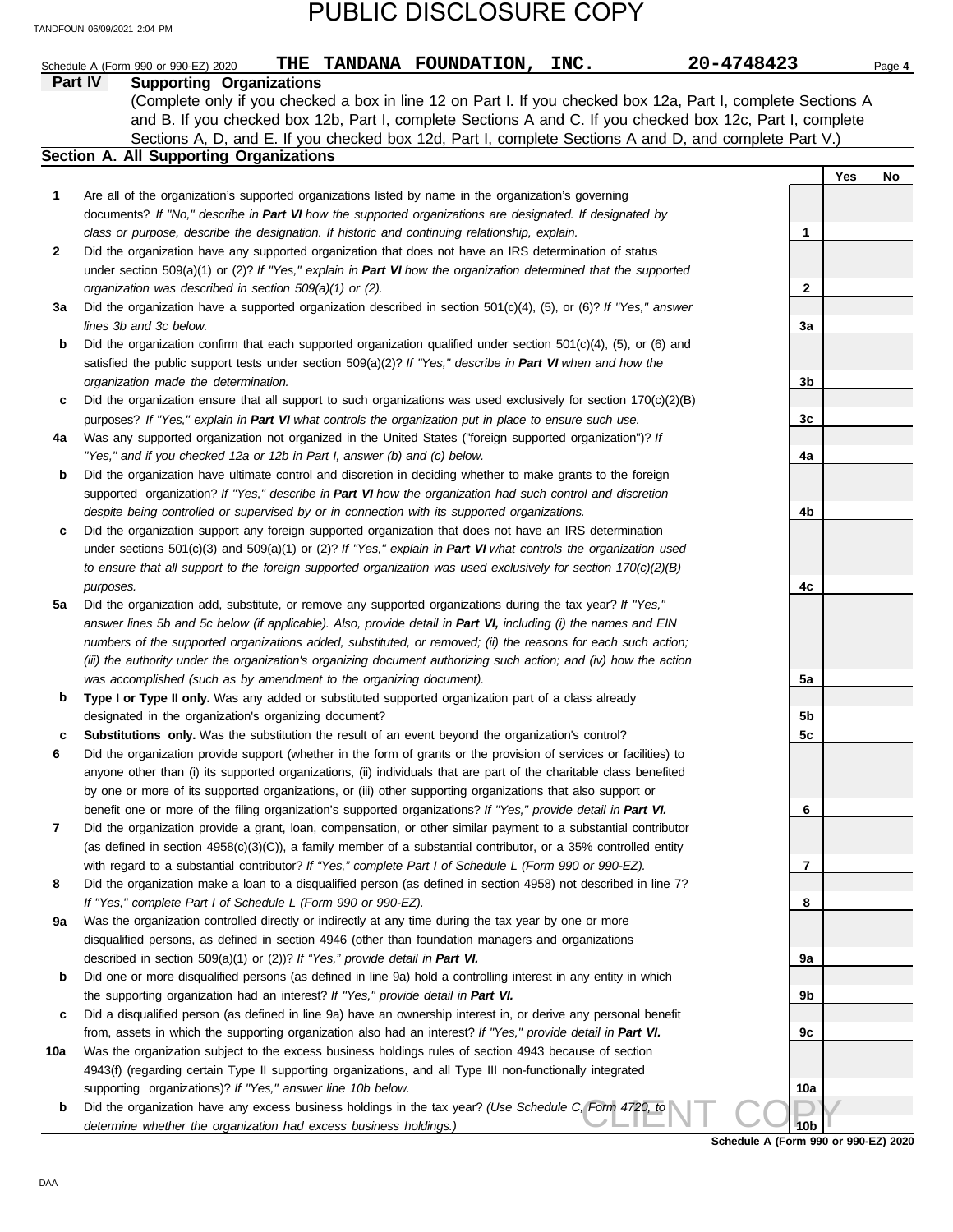PUBLIC DISCLOSURE COPY

TANDFOUN 06/09/2021 2:04 PM

Schedule A (Form 990 or 990-EZ) 2020 **THE TANDANA FOUNDATION, INC.** **20-4748423** Page **4**

## Part IV Supporting Organizations

(Complete only if you checked a box in line 12 on Part I. If you checked box 12a, Part I, complete Sections A and B. If you checked box 12b, Part I, complete Sections A and C. If you checked box 12c, Part I, complete Sections A, D, and E. If you checked box 12d, Part I, complete Sections A and D, and complete Part V.)

### Section A. All Supporting Organizations

| | | | Yes | No |
|---|---|---|---|---|
| **1** | Are all of the organization's supported organizations listed by name in the organization's governing documents? *If "No," describe in **Part VI** how the supported organizations are designated. If designated by class or purpose, describe the designation. If historic and continuing relationship, explain.* | **1** | | |
| **2** | Did the organization have any supported organization that does not have an IRS determination of status under section 509(a)(1) or (2)? *If "Yes," explain in **Part VI** how the organization determined that the supported organization was described in section 509(a)(1) or (2).* | **2** | | |
| **3a** | Did the organization have a supported organization described in section 501(c)(4), (5), or (6)? *If "Yes," answer lines 3b and 3c below.* | **3a** | | |
| **b** | Did the organization confirm that each supported organization qualified under section 501(c)(4), (5), or (6) and satisfied the public support tests under section 509(a)(2)? *If "Yes," describe in **Part VI** when and how the organization made the determination.* | **3b** | | |
| **c** | Did the organization ensure that all support to such organizations was used exclusively for section 170(c)(2)(B) purposes? *If "Yes," explain in **Part VI** what controls the organization put in place to ensure such use.* | **3c** | | |
| **4a** | Was any supported organization not organized in the United States ("foreign supported organization")? *If "Yes," and if you checked 12a or 12b in Part I, answer (b) and (c) below.* | **4a** | | |
| **b** | Did the organization have ultimate control and discretion in deciding whether to make grants to the foreign supported organization? *If "Yes," describe in **Part VI** how the organization had such control and discretion despite being controlled or supervised by or in connection with its supported organizations.* | **4b** | | |
| **c** | Did the organization support any foreign supported organization that does not have an IRS determination under sections 501(c)(3) and 509(a)(1) or (2)? *If "Yes," explain in **Part VI** what controls the organization used to ensure that all support to the foreign supported organization was used exclusively for section 170(c)(2)(B) purposes.* | **4c** | | |
| **5a** | Did the organization add, substitute, or remove any supported organizations during the tax year? *If "Yes," answer lines 5b and 5c below (if applicable). Also, provide detail in **Part VI,** including (i) the names and EIN numbers of the supported organizations added, substituted, or removed; (ii) the reasons for each such action; (iii) the authority under the organization's organizing document authorizing such action; and (iv) how the action was accomplished (such as by amendment to the organizing document).* | **5a** | | |
| **b** | **Type I or Type II only.** Was any added or substituted supported organization part of a class already designated in the organization's organizing document? | **5b** | | |
| **c** | **Substitutions only.** Was the substitution the result of an event beyond the organization's control? | **5c** | | |
| **6** | Did the organization provide support (whether in the form of grants or the provision of services or facilities) to anyone other than (i) its supported organizations, (ii) individuals that are part of the charitable class benefited by one or more of its supported organizations, or (iii) other supporting organizations that also support or benefit one or more of the filing organization's supported organizations? *If "Yes," provide detail in **Part VI.*** | **6** | | |
| **7** | Did the organization provide a grant, loan, compensation, or other similar payment to a substantial contributor (as defined in section 4958(c)(3)(C)), a family member of a substantial contributor, or a 35% controlled entity with regard to a substantial contributor? *If "Yes," complete Part I of Schedule L (Form 990 or 990-EZ).* | **7** | | |
| **8** | Did the organization make a loan to a disqualified person (as defined in section 4958) not described in line 7? *If "Yes," complete Part I of Schedule L (Form 990 or 990-EZ).* | **8** | | |
| **9a** | Was the organization controlled directly or indirectly at any time during the tax year by one or more disqualified persons, as defined in section 4946 (other than foundation managers and organizations described in section 509(a)(1) or (2))? *If "Yes," provide detail in **Part VI.*** | **9a** | | |
| **b** | Did one or more disqualified persons (as defined in line 9a) hold a controlling interest in any entity in which the supporting organization had an interest? *If "Yes," provide detail in **Part VI.*** | **9b** | | |
| **c** | Did a disqualified person (as defined in line 9a) have an ownership interest in, or derive any personal benefit from, assets in which the supporting organization also had an interest? *If "Yes," provide detail in **Part VI.*** | **9c** | | |
| **10a** | Was the organization subject to the excess business holdings rules of section 4943 because of section 4943(f) (regarding certain Type II supporting organizations, and all Type III non-functionally integrated supporting organizations)? *If "Yes," answer line 10b below.* | **10a** | | |
| **b** | Did the organization have any excess business holdings in the tax year? *(Use Schedule C, Form 4720, to determine whether the organization had excess business holdings.)* | **10b** | | |

CLIENT COPY

**Schedule A (Form 990 or 990-EZ) 2020**

DAA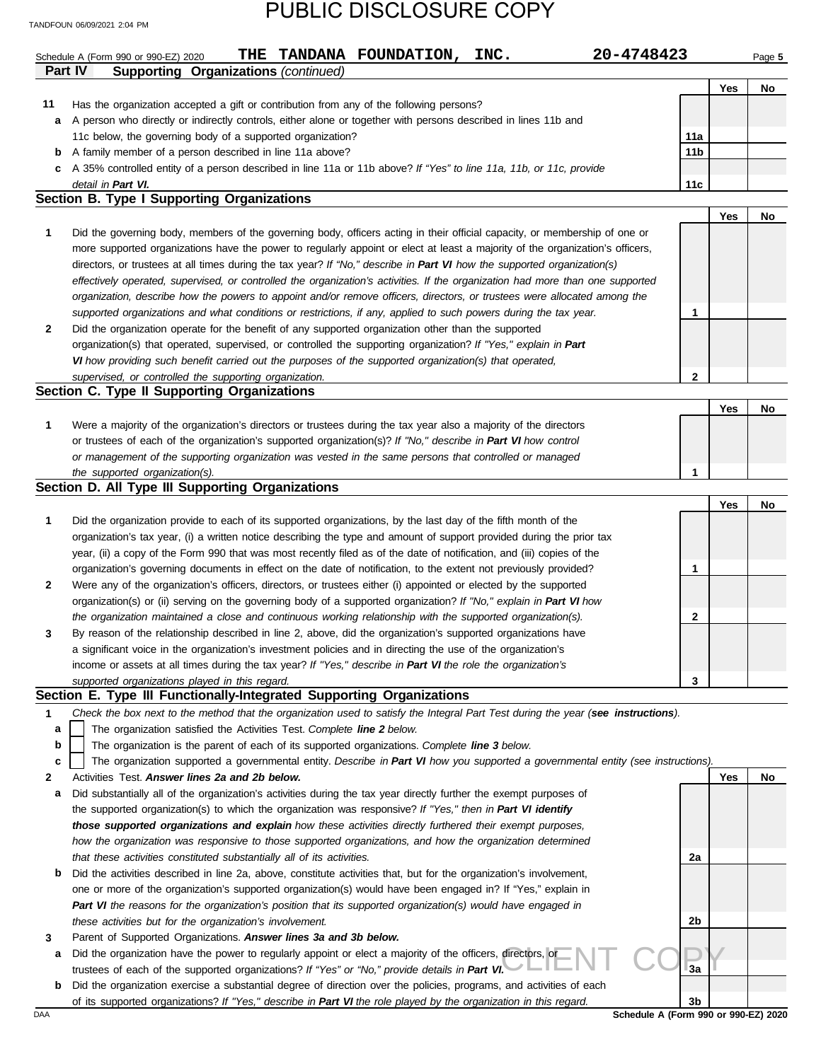PUBLIC DISCLOSURE COPY

Schedule A (Form 990 or 990-EZ) 2020 **THE TANDANA FOUNDATION, INC.** **20-4748423** Page **5**

**Part IV Supporting Organizations** *(continued)*

| | | | Yes | No |
|---|---|---|---|---|
| **11** | Has the organization accepted a gift or contribution from any of the following persons? | | | |
| **a** | A person who directly or indirectly controls, either alone or together with persons described in lines 11b and 11c below, the governing body of a supported organization? | **11a** | | |
| **b** | A family member of a person described in line 11a above? | **11b** | | |
| **c** | A 35% controlled entity of a person described in line 11a or 11b above? *If "Yes" to line 11a, 11b, or 11c, provide detail in* ***Part VI.*** | **11c** | | |

## Section B. Type I Supporting Organizations

| | | | Yes | No |
|---|---|---|---|---|
| **1** | Did the governing body, members of the governing body, officers acting in their official capacity, or membership of one or more supported organizations have the power to regularly appoint or elect at least a majority of the organization's officers, directors, or trustees at all times during the tax year? *If "No," describe in* ***Part VI*** *how the supported organization(s) effectively operated, supervised, or controlled the organization's activities. If the organization had more than one supported organization, describe how the powers to appoint and/or remove officers, directors, or trustees were allocated among the supported organizations and what conditions or restrictions, if any, applied to such powers during the tax year.* | **1** | | |
| **2** | Did the organization operate for the benefit of any supported organization other than the supported organization(s) that operated, supervised, or controlled the supporting organization? *If "Yes," explain in* ***Part VI*** *how providing such benefit carried out the purposes of the supported organization(s) that operated, supervised, or controlled the supporting organization.* | **2** | | |

## Section C. Type II Supporting Organizations

| | | | Yes | No |
|---|---|---|---|---|
| **1** | Were a majority of the organization's directors or trustees during the tax year also a majority of the directors or trustees of each of the organization's supported organization(s)? *If "No," describe in* ***Part VI*** *how control or management of the supporting organization was vested in the same persons that controlled or managed the supported organization(s).* | **1** | | |

## Section D. All Type III Supporting Organizations

| | | | Yes | No |
|---|---|---|---|---|
| **1** | Did the organization provide to each of its supported organizations, by the last day of the fifth month of the organization's tax year, (i) a written notice describing the type and amount of support provided during the prior tax year, (ii) a copy of the Form 990 that was most recently filed as of the date of notification, and (iii) copies of the organization's governing documents in effect on the date of notification, to the extent not previously provided? | **1** | | |
| **2** | Were any of the organization's officers, directors, or trustees either (i) appointed or elected by the supported organization(s) or (ii) serving on the governing body of a supported organization? *If "No," explain in* ***Part VI*** *how the organization maintained a close and continuous working relationship with the supported organization(s).* | **2** | | |
| **3** | By reason of the relationship described in line 2, above, did the organization's supported organizations have a significant voice in the organization's investment policies and in directing the use of the organization's income or assets at all times during the tax year? *If "Yes," describe in* ***Part VI*** *the role the organization's supported organizations played in this regard.* | **3** | | |

## Section E. Type III Functionally-Integrated Supporting Organizations

**1** *Check the box next to the method that the organization used to satisfy the Integral Part Test during the year (****see instructions****).*

- **a** ☐ The organization satisfied the Activities Test. *Complete* ***line 2*** *below.*
- **b** ☐ The organization is the parent of each of its supported organizations. *Complete* ***line 3*** *below.*
- **c** ☐ The organization supported a governmental entity. *Describe in* ***Part VI*** *how you supported a governmental entity (see instructions).*

| | | | Yes | No |
|---|---|---|---|---|
| **2** | Activities Test. ***Answer lines 2a and 2b below.*** | | | |
| **a** | Did substantially all of the organization's activities during the tax year directly further the exempt purposes of the supported organization(s) to which the organization was responsive? *If "Yes," then in* ***Part VI identify those supported organizations and explain*** *how these activities directly furthered their exempt purposes, how the organization was responsive to those supported organizations, and how the organization determined that these activities constituted substantially all of its activities.* | **2a** | | |
| **b** | Did the activities described in line 2a, above, constitute activities that, but for the organization's involvement, one or more of the organization's supported organization(s) would have been engaged in? If "Yes," explain in ***Part VI*** *the reasons for the organization's position that its supported organization(s) would have engaged in these activities but for the organization's involvement.* | **2b** | | |
| **3** | Parent of Supported Organizations. ***Answer lines 3a and 3b below.*** | | | |
| **a** | Did the organization have the power to regularly appoint or elect a majority of the officers, directors, or trustees of each of the supported organizations? *If "Yes" or "No," provide details in* ***Part VI.*** | **3a** | | |
| **b** | Did the organization exercise a substantial degree of direction over the policies, programs, and activities of each of its supported organizations? *If "Yes," describe in* ***Part VI*** *the role played by the organization in this regard.* | **3b** | | |

CLIENT COPY

**Schedule A (Form 990 or 990-EZ) 2020**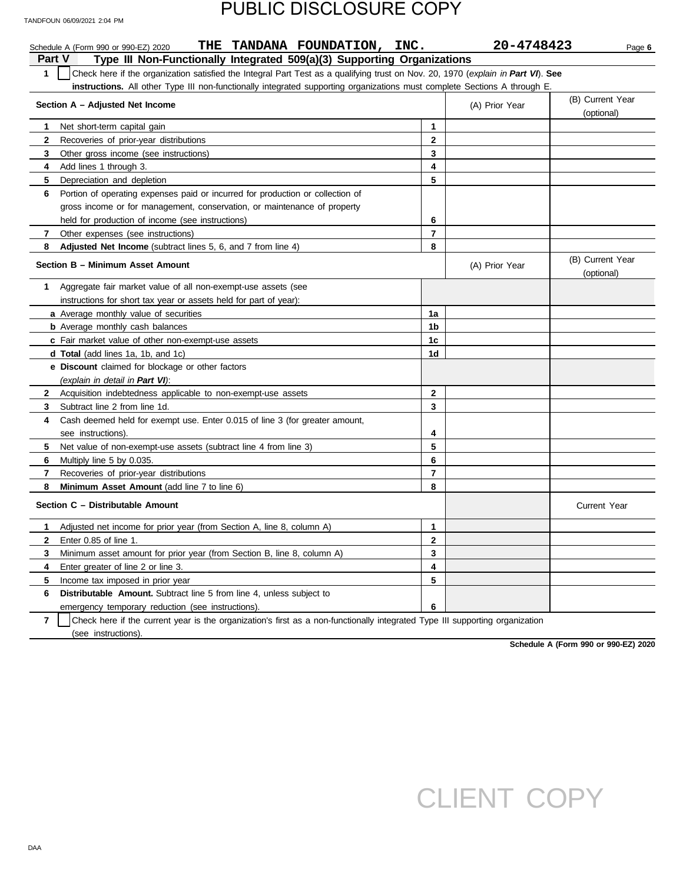PUBLIC DISCLOSURE COPY

Schedule A (Form 990 or 990-EZ) 2020 **THE TANDANA FOUNDATION, INC.** **20-4748423** Page **6**

## Part V Type III Non-Functionally Integrated 509(a)(3) Supporting Organizations

**1** ☐ Check here if the organization satisfied the Integral Part Test as a qualifying trust on Nov. 20, 1970 (*explain in **Part VI***). **See instructions.** All other Type III non-functionally integrated supporting organizations must complete Sections A through E.

| **Section A – Adjusted Net Income** | | (A) Prior Year | (B) Current Year (optional) |
|---|---|---|---|
| **1** Net short-term capital gain | 1 | | |
| **2** Recoveries of prior-year distributions | 2 | | |
| **3** Other gross income (see instructions) | 3 | | |
| **4** Add lines 1 through 3. | 4 | | |
| **5** Depreciation and depletion | 5 | | |
| **6** Portion of operating expenses paid or incurred for production or collection of gross income or for management, conservation, or maintenance of property held for production of income (see instructions) | 6 | | |
| **7** Other expenses (see instructions) | 7 | | |
| **8** **Adjusted Net Income** (subtract lines 5, 6, and 7 from line 4) | 8 | | |

| **Section B – Minimum Asset Amount** | | (A) Prior Year | (B) Current Year (optional) |
|---|---|---|---|
| **1** Aggregate fair market value of all non-exempt-use assets (see instructions for short tax year or assets held for part of year): | | | |
| **a** Average monthly value of securities | 1a | | |
| **b** Average monthly cash balances | 1b | | |
| **c** Fair market value of other non-exempt-use assets | 1c | | |
| **d Total** (add lines 1a, 1b, and 1c) | 1d | | |
| **e Discount** claimed for blockage or other factors (*explain in detail in **Part VI***): | | | |
| **2** Acquisition indebtedness applicable to non-exempt-use assets | 2 | | |
| **3** Subtract line 2 from line 1d. | 3 | | |
| **4** Cash deemed held for exempt use. Enter 0.015 of line 3 (for greater amount, see instructions). | 4 | | |
| **5** Net value of non-exempt-use assets (subtract line 4 from line 3) | 5 | | |
| **6** Multiply line 5 by 0.035. | 6 | | |
| **7** Recoveries of prior-year distributions | 7 | | |
| **8** **Minimum Asset Amount** (add line 7 to line 6) | 8 | | |

| **Section C – Distributable Amount** | | | Current Year |
|---|---|---|---|
| **1** Adjusted net income for prior year (from Section A, line 8, column A) | 1 | | |
| **2** Enter 0.85 of line 1. | 2 | | |
| **3** Minimum asset amount for prior year (from Section B, line 8, column A) | 3 | | |
| **4** Enter greater of line 2 or line 3. | 4 | | |
| **5** Income tax imposed in prior year | 5 | | |
| **6** **Distributable Amount.** Subtract line 5 from line 4, unless subject to emergency temporary reduction (see instructions). | 6 | | |

**7** ☐ Check here if the current year is the organization's first as a non-functionally integrated Type III supporting organization (see instructions).

**Schedule A (Form 990 or 990-EZ) 2020**

CLIENT COPY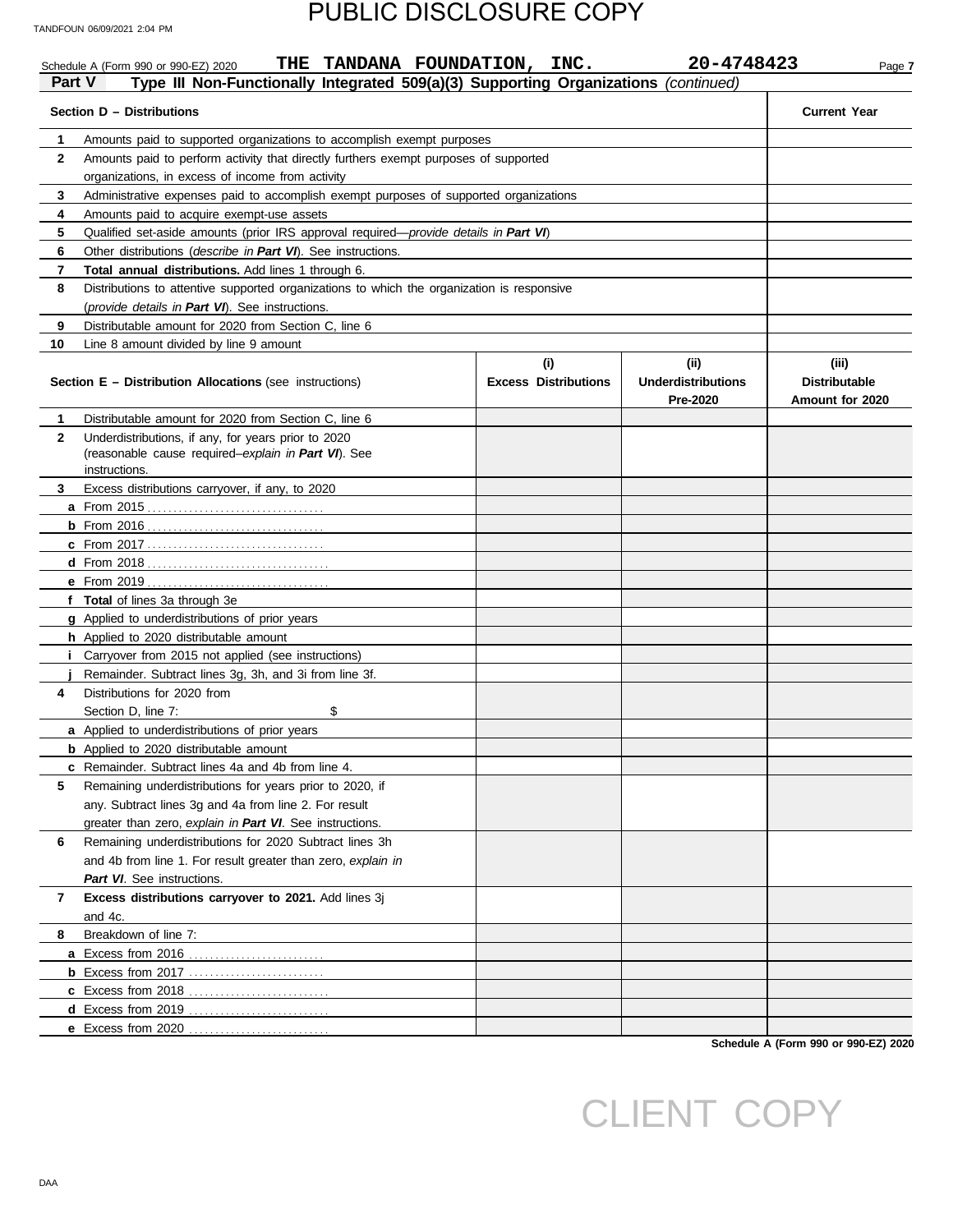PUBLIC DISCLOSURE COPY

Schedule A (Form 990 or 990-EZ) 2020 **THE TANDANA FOUNDATION, INC.** **20-4748423** Page **7**

**Part V** **Type III Non-Functionally Integrated 509(a)(3) Supporting Organizations** *(continued)*

| **Section D – Distributions** | | **Current Year** |
|---|---|---|
| **1** | Amounts paid to supported organizations to accomplish exempt purposes | |
| **2** | Amounts paid to perform activity that directly furthers exempt purposes of supported organizations, in excess of income from activity | |
| **3** | Administrative expenses paid to accomplish exempt purposes of supported organizations | |
| **4** | Amounts paid to acquire exempt-use assets | |
| **5** | Qualified set-aside amounts (prior IRS approval required—*provide details in **Part VI***) | |
| **6** | Other distributions (*describe in **Part VI***). See instructions. | |
| **7** | **Total annual distributions.** Add lines 1 through 6. | |
| **8** | Distributions to attentive supported organizations to which the organization is responsive (*provide details in **Part VI***). See instructions. | |
| **9** | Distributable amount for 2020 from Section C, line 6 | |
| **10** | Line 8 amount divided by line 9 amount | |

| **Section E – Distribution Allocations** (see instructions) | | **(i)** **Excess Distributions** | **(ii)** **Underdistributions Pre-2020** | **(iii)** **Distributable Amount for 2020** |
|---|---|---|---|---|
| **1** | Distributable amount for 2020 from Section C, line 6 | | | |
| **2** | Underdistributions, if any, for years prior to 2020 (reasonable cause required–*explain in **Part VI***). See instructions. | | | |
| **3** | Excess distributions carryover, if any, to 2020 | | | |
| **a** | From 2015 | | | |
| **b** | From 2016 | | | |
| **c** | From 2017 | | | |
| **d** | From 2018 | | | |
| **e** | From 2019 | | | |
| **f** | **Total** of lines 3a through 3e | | | |
| **g** | Applied to underdistributions of prior years | | | |
| **h** | Applied to 2020 distributable amount | | | |
| **i** | Carryover from 2015 not applied (see instructions) | | | |
| **j** | Remainder. Subtract lines 3g, 3h, and 3i from line 3f. | | | |
| **4** | Distributions for 2020 from Section D, line 7: $ | | | |
| **a** | Applied to underdistributions of prior years | | | |
| **b** | Applied to 2020 distributable amount | | | |
| **c** | Remainder. Subtract lines 4a and 4b from line 4. | | | |
| **5** | Remaining underdistributions for years prior to 2020, if any. Subtract lines 3g and 4a from line 2. For result greater than zero, *explain in **Part VI***. See instructions. | | | |
| **6** | Remaining underdistributions for 2020 Subtract lines 3h and 4b from line 1. For result greater than zero, *explain in **Part VI***. See instructions. | | | |
| **7** | **Excess distributions carryover to 2021.** Add lines 3j and 4c. | | | |
| **8** | Breakdown of line 7: | | | |
| **a** | Excess from 2016 | | | |
| **b** | Excess from 2017 | | | |
| **c** | Excess from 2018 | | | |
| **d** | Excess from 2019 | | | |
| **e** | Excess from 2020 | | | |

**Schedule A (Form 990 or 990-EZ) 2020**

CLIENT COPY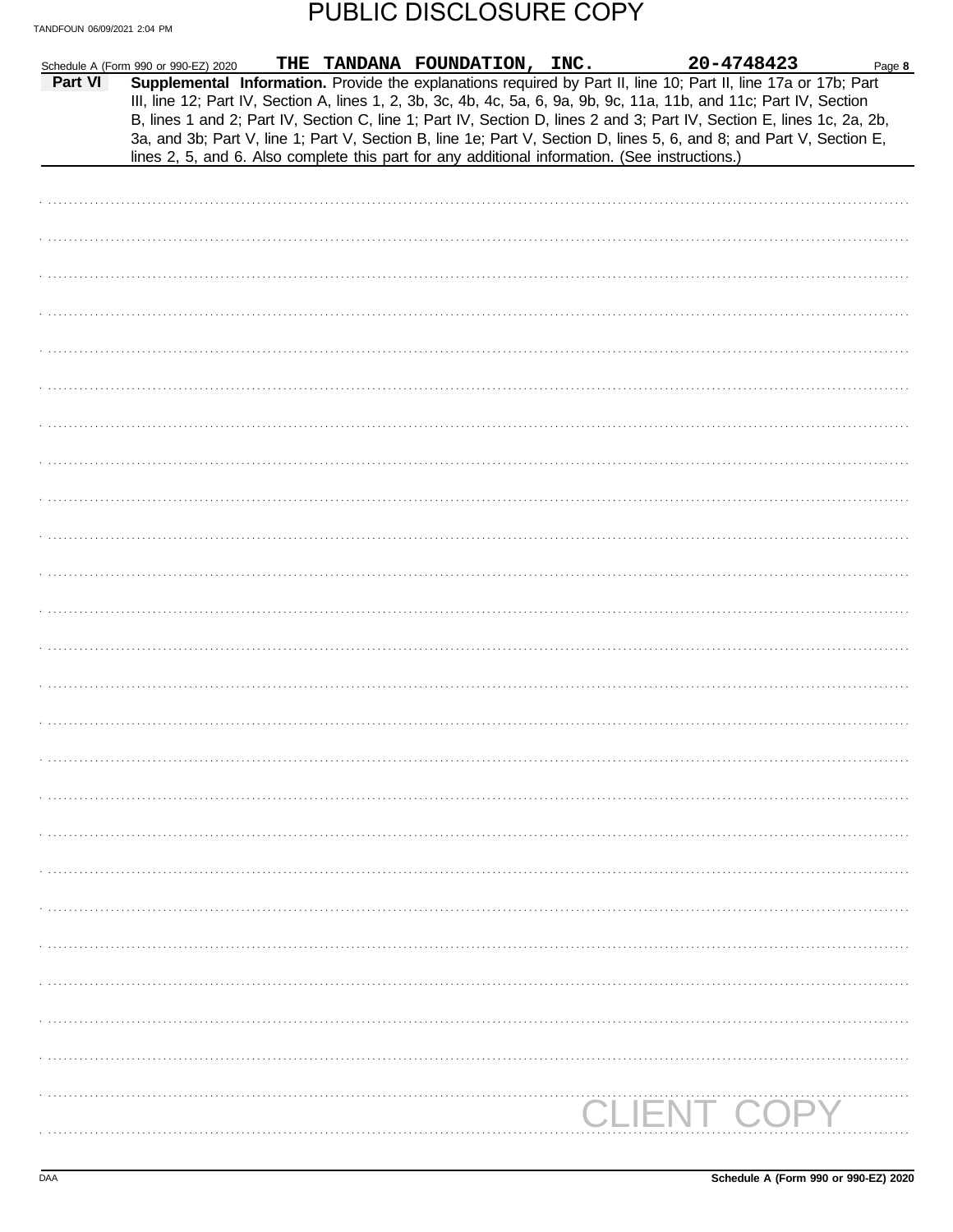PUBLIC DISCLOSURE COPY

TANDFOUN 06/09/2021 2:04 PM

Schedule A (Form 990 or 990-EZ) 2020 **THE TANDANA FOUNDATION, INC.** **20-4748423** Page **8**

**Part VI** **Supplemental Information.** Provide the explanations required by Part II, line 10; Part II, line 17a or 17b; Part III, line 12; Part IV, Section A, lines 1, 2, 3b, 3c, 4b, 4c, 5a, 6, 9a, 9b, 9c, 11a, 11b, and 11c; Part IV, Section B, lines 1 and 2; Part IV, Section C, line 1; Part IV, Section D, lines 2 and 3; Part IV, Section E, lines 1c, 2a, 2b, 3a, and 3b; Part V, line 1; Part V, Section B, line 1e; Part V, Section D, lines 5, 6, and 8; and Part V, Section E, lines 2, 5, and 6. Also complete this part for any additional information. (See instructions.)

CLIENT COPY

DAA **Schedule A (Form 990 or 990-EZ) 2020**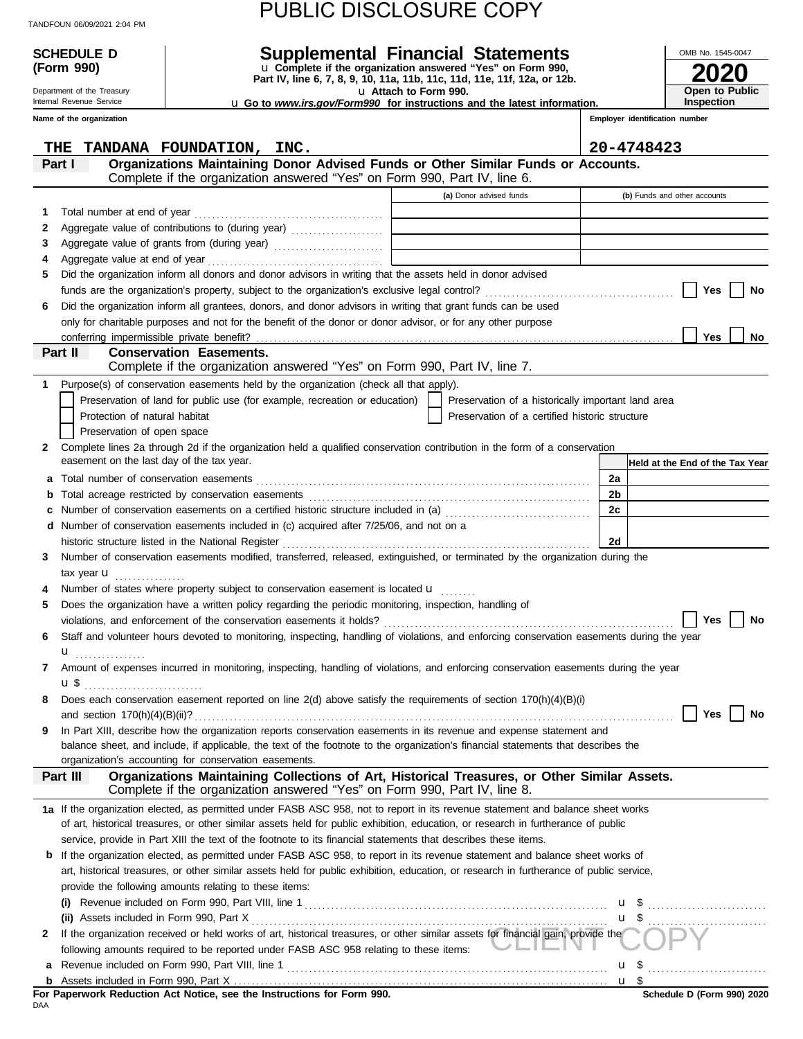PUBLIC DISCLOSURE COPY

TANDFOUN 06/09/2021 2:04 PM

**SCHEDULE D (Form 990)**

Department of the Treasury
Internal Revenue Service

# Supplemental Financial Statements

u Complete if the organization answered "Yes" on Form 990, Part IV, line 6, 7, 8, 9, 10, 11a, 11b, 11c, 11d, 11e, 11f, 12a, or 12b.
u Attach to Form 990.
u Go to *www.irs.gov/Form990* for instructions and the latest information.

OMB No. 1545-0047

**2020**

**Open to Public Inspection**

| Name of the organization | Employer identification number |
|---|---|
| THE TANDANA FOUNDATION, INC. | 20-4748423 |

## Part I — Organizations Maintaining Donor Advised Funds or Other Similar Funds or Accounts.
Complete if the organization answered "Yes" on Form 990, Part IV, line 6.

| | | (a) Donor advised funds | (b) Funds and other accounts |
|---|---|---|---|
| 1 | Total number at end of year | | |
| 2 | Aggregate value of contributions to (during year) | | |
| 3 | Aggregate value of grants from (during year) | | |
| 4 | Aggregate value at end of year | | |

5 Did the organization inform all donors and donor advisors in writing that the assets held in donor advised funds are the organization's property, subject to the organization's exclusive legal control? ☐ Yes ☐ No

6 Did the organization inform all grantees, donors, and donor advisors in writing that grant funds can be used only for charitable purposes and not for the benefit of the donor or donor advisor, or for any other purpose conferring impermissible private benefit? ☐ Yes ☐ No

## Part II — Conservation Easements.
Complete if the organization answered "Yes" on Form 990, Part IV, line 7.

1 Purpose(s) of conservation easements held by the organization (check all that apply).

- ☐ Preservation of land for public use (for example, recreation or education)
- ☐ Preservation of a historically important land area
- ☐ Protection of natural habitat
- ☐ Preservation of a certified historic structure
- ☐ Preservation of open space

2 Complete lines 2a through 2d if the organization held a qualified conservation contribution in the form of a conservation easement on the last day of the tax year.

| | | | Held at the End of the Tax Year |
|---|---|---|---|
| a | Total number of conservation easements | 2a | |
| b | Total acreage restricted by conservation easements | 2b | |
| c | Number of conservation easements on a certified historic structure included in (a) | 2c | |
| d | Number of conservation easements included in (c) acquired after 7/25/06, and not on a historic structure listed in the National Register | 2d | |

3 Number of conservation easements modified, transferred, released, extinguished, or terminated by the organization during the tax year u

4 Number of states where property subject to conservation easement is located u

5 Does the organization have a written policy regarding the periodic monitoring, inspection, handling of violations, and enforcement of the conservation easements it holds? ☐ Yes ☐ No

6 Staff and volunteer hours devoted to monitoring, inspecting, handling of violations, and enforcing conservation easements during the year u

7 Amount of expenses incurred in monitoring, inspecting, handling of violations, and enforcing conservation easements during the year u $

8 Does each conservation easement reported on line 2(d) above satisfy the requirements of section 170(h)(4)(B)(i) and section 170(h)(4)(B)(ii)? ☐ Yes ☐ No

9 In Part XIII, describe how the organization reports conservation easements in its revenue and expense statement and balance sheet, and include, if applicable, the text of the footnote to the organization's financial statements that describes the organization's accounting for conservation easements.

## Part III — Organizations Maintaining Collections of Art, Historical Treasures, or Other Similar Assets.
Complete if the organization answered "Yes" on Form 990, Part IV, line 8.

1a If the organization elected, as permitted under FASB ASC 958, not to report in its revenue statement and balance sheet works of art, historical treasures, or other similar assets held for public exhibition, education, or research in furtherance of public service, provide in Part XIII the text of the footnote to its financial statements that describes these items.

b If the organization elected, as permitted under FASB ASC 958, to report in its revenue statement and balance sheet works of art, historical treasures, or other similar assets held for public exhibition, education, or research in furtherance of public service, provide the following amounts relating to these items:

(i) Revenue included on Form 990, Part VIII, line 1 u $

(ii) Assets included in Form 990, Part X u $

2 If the organization received or held works of art, historical treasures, or other similar assets for financial gain, provide the following amounts required to be reported under FASB ASC 958 relating to these items:

a Revenue included on Form 990, Part VIII, line 1 u $

b Assets included in Form 990, Part X u $

CLIENT COPY

**For Paperwork Reduction Act Notice, see the Instructions for Form 990.**

DAA

**Schedule D (Form 990) 2020**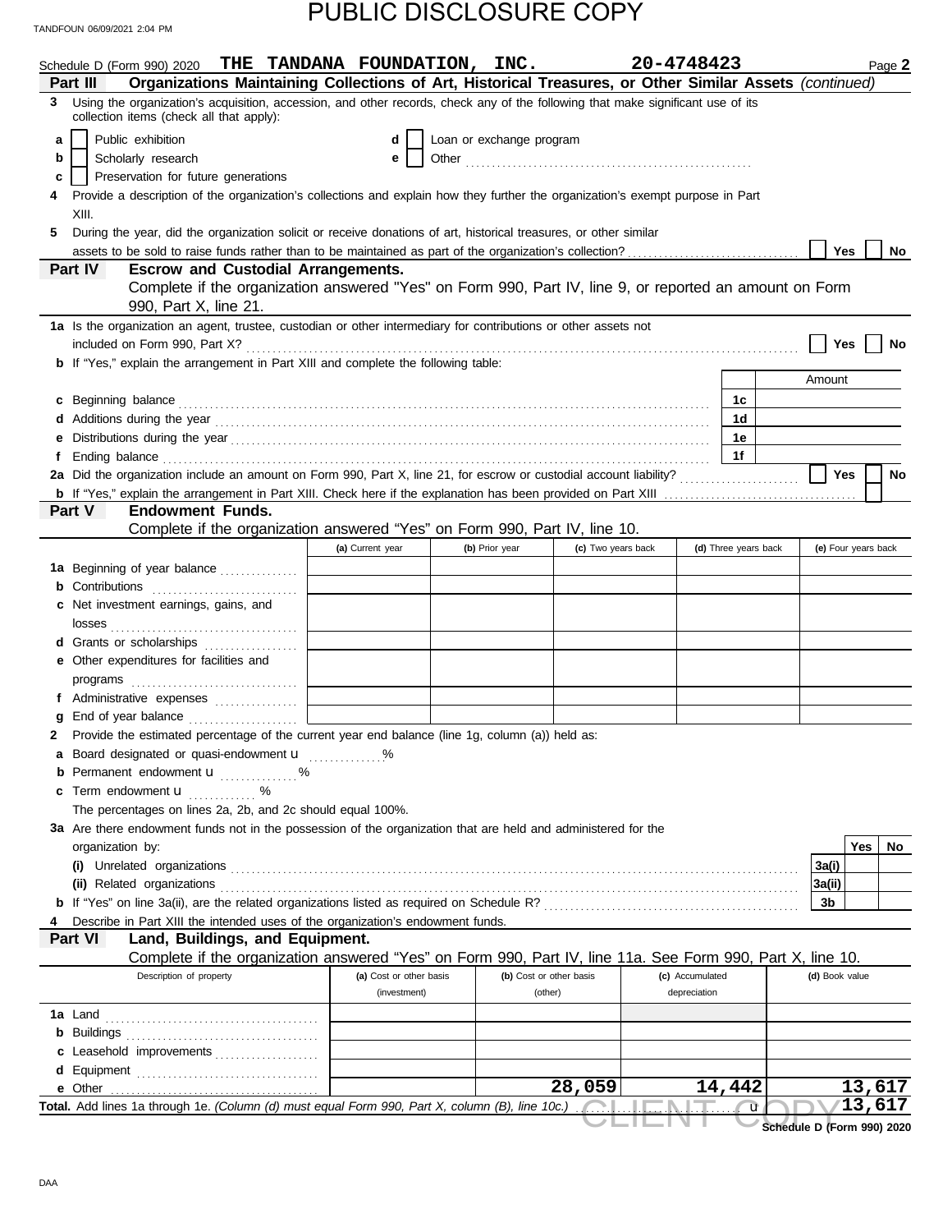PUBLIC DISCLOSURE COPY

TANDFOUN 06/09/2021 2:04 PM

Schedule D (Form 990) 2020 **THE TANDANA FOUNDATION, INC.** **20-4748423** Page **2**

**Part III** **Organizations Maintaining Collections of Art, Historical Treasures, or Other Similar Assets** *(continued)*

**3** Using the organization's acquisition, accession, and other records, check any of the following that make significant use of its collection items (check all that apply):

- **a** ☐ Public exhibition
- **b** ☐ Scholarly research
- **c** ☐ Preservation for future generations
- **d** ☐ Loan or exchange program
- **e** ☐ Other ..........

**4** Provide a description of the organization's collections and explain how they further the organization's exempt purpose in Part XIII.

**5** During the year, did the organization solicit or receive donations of art, historical treasures, or other similar assets to be sold to raise funds rather than to be maintained as part of the organization's collection? ☐ Yes ☐ No

**Part IV** **Escrow and Custodial Arrangements.**
Complete if the organization answered "Yes" on Form 990, Part IV, line 9, or reported an amount on Form 990, Part X, line 21.

**1a** Is the organization an agent, trustee, custodian or other intermediary for contributions or other assets not included on Form 990, Part X? ☐ Yes ☐ No

**b** If "Yes," explain the arrangement in Part XIII and complete the following table:

| | | | Amount |
|---|---|---|---|
| **c** | Beginning balance | 1c | |
| **d** | Additions during the year | 1d | |
| **e** | Distributions during the year | 1e | |
| **f** | Ending balance | 1f | |

**2a** Did the organization include an amount on Form 990, Part X, line 21, for escrow or custodial account liability? ☐ Yes ☐ No

**b** If "Yes," explain the arrangement in Part XIII. Check here if the explanation has been provided on Part XIII ☐

**Part V** **Endowment Funds.**
Complete if the organization answered "Yes" on Form 990, Part IV, line 10.

| | (a) Current year | (b) Prior year | (c) Two years back | (d) Three years back | (e) Four years back |
|---|---|---|---|---|---|
| **1a** Beginning of year balance | | | | | |
| **b** Contributions | | | | | |
| **c** Net investment earnings, gains, and losses | | | | | |
| **d** Grants or scholarships | | | | | |
| **e** Other expenditures for facilities and programs | | | | | |
| **f** Administrative expenses | | | | | |
| **g** End of year balance | | | | | |

**2** Provide the estimated percentage of the current year end balance (line 1g, column (a)) held as:

- **a** Board designated or quasi-endowment u ..........%
- **b** Permanent endowment u ..........%
- **c** Term endowment u ..........%

The percentages on lines 2a, 2b, and 2c should equal 100%.

**3a** Are there endowment funds not in the possession of the organization that are held and administered for the organization by:

| | | Yes | No |
|---|---|---|---|
| **(i)** Unrelated organizations | 3a(i) | | |
| **(ii)** Related organizations | 3a(ii) | | |
| **b** If "Yes" on line 3a(ii), are the related organizations listed as required on Schedule R? | 3b | | |

**4** Describe in Part XIII the intended uses of the organization's endowment funds.

**Part VI** **Land, Buildings, and Equipment.**
Complete if the organization answered "Yes" on Form 990, Part IV, line 11a. See Form 990, Part X, line 10.

| Description of property | (a) Cost or other basis (investment) | (b) Cost or other basis (other) | (c) Accumulated depreciation | (d) Book value |
|---|---|---|---|---|
| **1a** Land | | | | |
| **b** Buildings | | | | |
| **c** Leasehold improvements | | | | |
| **d** Equipment | | | | |
| **e** Other | | 28,059 | 14,442 | 13,617 |

**Total.** Add lines 1a through 1e. *(Column (d) must equal Form 990, Part X, column (B), line 10c.)* u **13,617**

CLIENT COPY

**Schedule D (Form 990) 2020**

DAA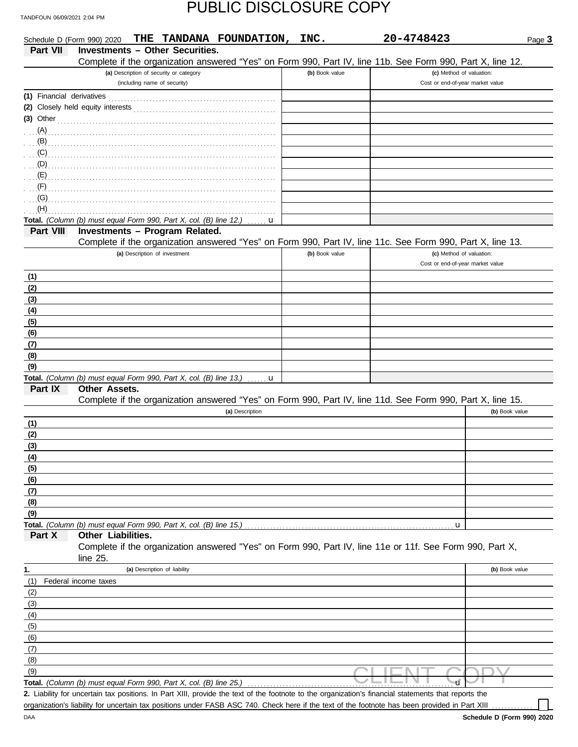PUBLIC DISCLOSURE COPY

Schedule D (Form 990) 2020 **THE TANDANA FOUNDATION, INC.** **20-4748423**

## Part VII Investments – Other Securities.

Complete if the organization answered “Yes” on Form 990, Part IV, line 11b. See Form 990, Part X, line 12.

| (a) Description of security or category (including name of security) | (b) Book value | (c) Method of valuation: Cost or end-of-year market value |
|---|---|---|
| (1) Financial derivatives | | |
| (2) Closely held equity interests | | |
| (3) Other | | |
| (A) | | |
| (B) | | |
| (C) | | |
| (D) | | |
| (E) | | |
| (F) | | |
| (G) | | |
| (H) | | |
| **Total.** *(Column (b) must equal Form 990, Part X, col. (B) line 12.)* u | | |

## Part VIII Investments – Program Related.

Complete if the organization answered “Yes” on Form 990, Part IV, line 11c. See Form 990, Part X, line 13.

| (a) Description of investment | (b) Book value | (c) Method of valuation: Cost or end-of-year market value |
|---|---|---|
| (1) | | |
| (2) | | |
| (3) | | |
| (4) | | |
| (5) | | |
| (6) | | |
| (7) | | |
| (8) | | |
| (9) | | |
| **Total.** *(Column (b) must equal Form 990, Part X, col. (B) line 13.)* u | | |

## Part IX Other Assets.

Complete if the organization answered “Yes” on Form 990, Part IV, line 11d. See Form 990, Part X, line 15.

| (a) Description | (b) Book value |
|---|---|
| (1) | |
| (2) | |
| (3) | |
| (4) | |
| (5) | |
| (6) | |
| (7) | |
| (8) | |
| (9) | |
| **Total.** *(Column (b) must equal Form 990, Part X, col. (B) line 15.)* u | |

## Part X Other Liabilities.

Complete if the organization answered "Yes" on Form 990, Part IV, line 11e or 11f. See Form 990, Part X, line 25.

| 1. (a) Description of liability | (b) Book value |
|---|---|
| (1) Federal income taxes | |
| (2) | |
| (3) | |
| (4) | |
| (5) | |
| (6) | |
| (7) | |
| (8) | |
| (9) | |
| **Total.** *(Column (b) must equal Form 990, Part X, col. (B) line 25.)* u | |

**2.** Liability for uncertain tax positions. In Part XIII, provide the text of the footnote to the organization's financial statements that reports the organization's liability for uncertain tax positions under FASB ASC 740. Check here if the text of the footnote has been provided in Part XIII ☐

CLIENT COPY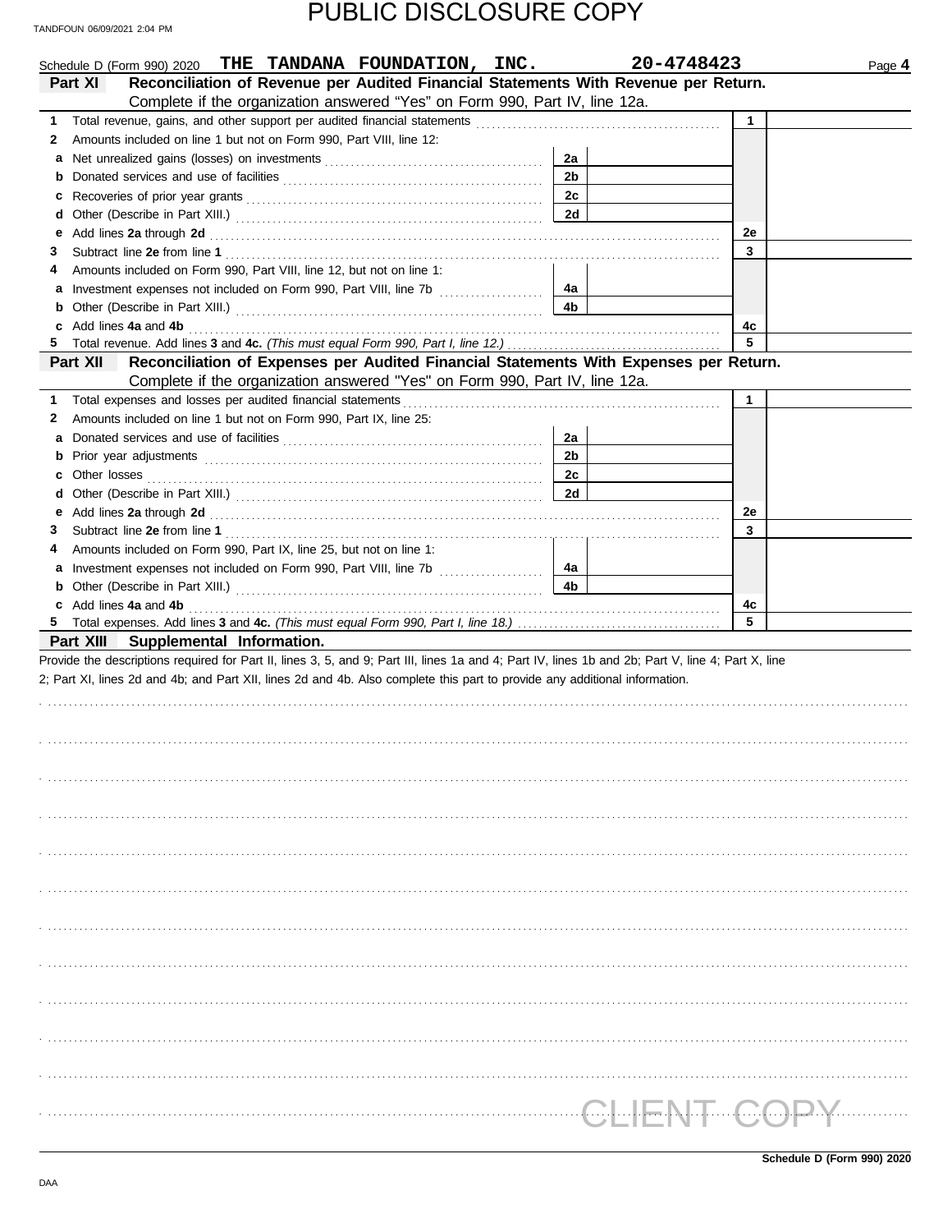PUBLIC DISCLOSURE COPY

Schedule D (Form 990) 2020 **THE TANDANA FOUNDATION, INC.** **20-4748423** Page **4**

**Part XI — Reconciliation of Revenue per Audited Financial Statements With Revenue per Return.** Complete if the organization answered "Yes" on Form 990, Part IV, line 12a.

| | | | | | |
|---|---|---|---|---|---|
| 1 | Total revenue, gains, and other support per audited financial statements | | | 1 | |
| 2 | Amounts included on line 1 but not on Form 990, Part VIII, line 12: | | | | |
| a | Net unrealized gains (losses) on investments | 2a | | | |
| b | Donated services and use of facilities | 2b | | | |
| c | Recoveries of prior year grants | 2c | | | |
| d | Other (Describe in Part XIII.) | 2d | | | |
| e | Add lines **2a** through **2d** | | | 2e | |
| 3 | Subtract line **2e** from line **1** | | | 3 | |
| 4 | Amounts included on Form 990, Part VIII, line 12, but not on line 1: | | | | |
| a | Investment expenses not included on Form 990, Part VIII, line 7b | 4a | | | |
| b | Other (Describe in Part XIII.) | 4b | | | |
| c | Add lines **4a** and **4b** | | | 4c | |
| 5 | Total revenue. Add lines **3** and **4c.** *(This must equal Form 990, Part I, line 12.)* | | | 5 | |

**Part XII — Reconciliation of Expenses per Audited Financial Statements With Expenses per Return.** Complete if the organization answered "Yes" on Form 990, Part IV, line 12a.

| | | | | | |
|---|---|---|---|---|---|
| 1 | Total expenses and losses per audited financial statements | | | 1 | |
| 2 | Amounts included on line 1 but not on Form 990, Part IX, line 25: | | | | |
| a | Donated services and use of facilities | 2a | | | |
| b | Prior year adjustments | 2b | | | |
| c | Other losses | 2c | | | |
| d | Other (Describe in Part XIII.) | 2d | | | |
| e | Add lines **2a** through **2d** | | | 2e | |
| 3 | Subtract line **2e** from line **1** | | | 3 | |
| 4 | Amounts included on Form 990, Part IX, line 25, but not on line 1: | | | | |
| a | Investment expenses not included on Form 990, Part VIII, line 7b | 4a | | | |
| b | Other (Describe in Part XIII.) | 4b | | | |
| c | Add lines **4a** and **4b** | | | 4c | |
| 5 | Total expenses. Add lines **3** and **4c.** *(This must equal Form 990, Part I, line 18.)* | | | 5 | |

**Part XIII — Supplemental Information.**

Provide the descriptions required for Part II, lines 3, 5, and 9; Part III, lines 1a and 4; Part IV, lines 1b and 2b; Part V, line 4; Part X, line 2; Part XI, lines 2d and 4b; and Part XII, lines 2d and 4b. Also complete this part to provide any additional information.

CLIENT COPY

**Schedule D (Form 990) 2020**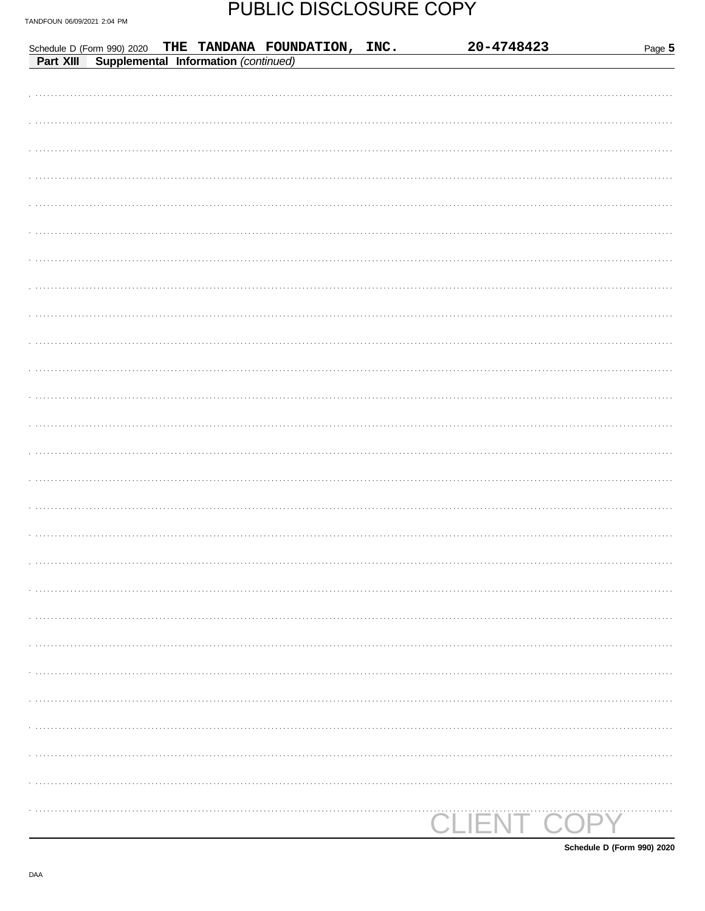PUBLIC DISCLOSURE COPY

TANDFOUN 06/09/2021 2:04 PM

Schedule D (Form 990) 2020 **THE TANDANA FOUNDATION, INC.** **20-4748423** Page **5**

**Part XIII** **Supplemental Information** *(continued)*

CLIENT COPY

**Schedule D (Form 990) 2020**

DAA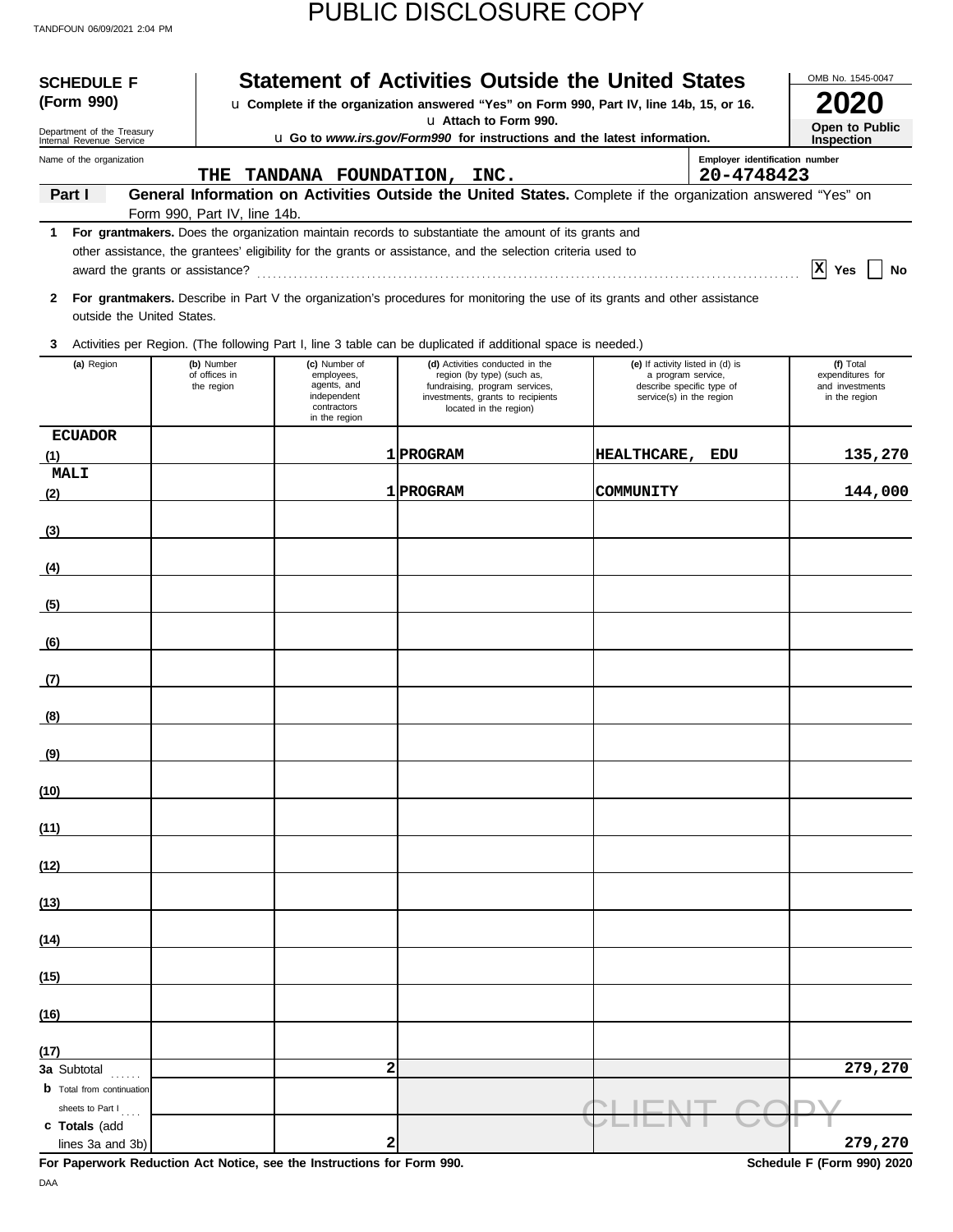TANDFOUN 06/09/2021 2:04 PM

PUBLIC DISCLOSURE COPY

**SCHEDULE F (Form 990)**

Department of the Treasury
Internal Revenue Service

# Statement of Activities Outside the United States

u Complete if the organization answered "Yes" on Form 990, Part IV, line 14b, 15, or 16.
u Attach to Form 990.
u Go to *www.irs.gov/Form990* for instructions and the latest information.

OMB No. 1545-0047

**2020**

**Open to Public Inspection**

Name of the organization: THE TANDANA FOUNDATION, INC.

Employer identification number: 20-4748423

**Part I** **General Information on Activities Outside the United States.** Complete if the organization answered "Yes" on Form 990, Part IV, line 14b.

**1** **For grantmakers.** Does the organization maintain records to substantiate the amount of its grants and other assistance, the grantees' eligibility for the grants or assistance, and the selection criteria used to award the grants or assistance? ..... [X] Yes [ ] No

**2** **For grantmakers.** Describe in Part V the organization's procedures for monitoring the use of its grants and other assistance outside the United States.

**3** Activities per Region. (The following Part I, line 3 table can be duplicated if additional space is needed.)

| (a) Region | (b) Number of offices in the region | (c) Number of employees, agents, and independent contractors in the region | (d) Activities conducted in the region (by type) (such as, fundraising, program services, investments, grants to recipients located in the region) | (e) If activity listed in (d) is a program service, describe specific type of service(s) in the region | (f) Total expenditures for and investments in the region |
|---|---|---|---|---|---|
| (1) ECUADOR | | 1 | PROGRAM | HEALTHCARE, EDU | 135,270 |
| (2) MALI | | 1 | PROGRAM | COMMUNITY | 144,000 |
| (3) | | | | | |
| (4) | | | | | |
| (5) | | | | | |
| (6) | | | | | |
| (7) | | | | | |
| (8) | | | | | |
| (9) | | | | | |
| (10) | | | | | |
| (11) | | | | | |
| (12) | | | | | |
| (13) | | | | | |
| (14) | | | | | |
| (15) | | | | | |
| (16) | | | | | |
| (17) | | | | | |
| **3a** Subtotal | | 2 | | | 279,270 |
| **b** Total from continuation sheets to Part I | | | | | |
| **c Totals** (add lines 3a and 3b) | | 2 | | | 279,270 |

CLIENT COPY

**For Paperwork Reduction Act Notice, see the Instructions for Form 990.** **Schedule F (Form 990) 2020**

DAA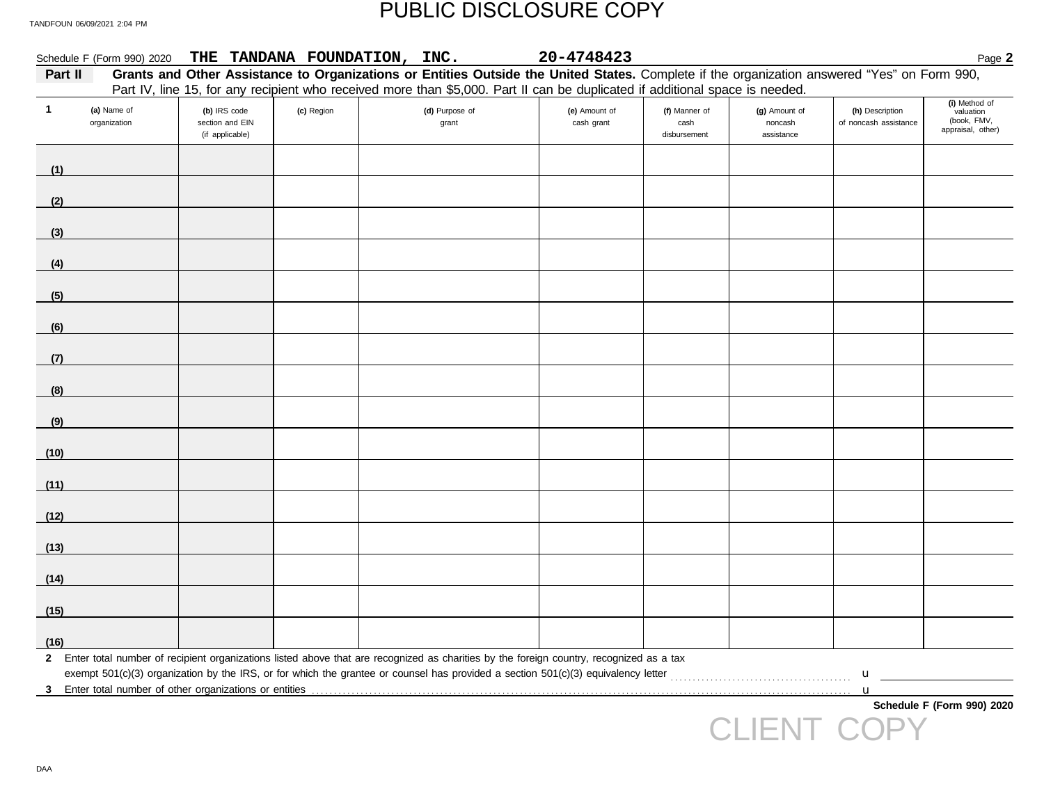PUBLIC DISCLOSURE COPY

TANDFOUN 06/09/2021 2:04 PM

Schedule F (Form 990) 2020 **THE TANDANA FOUNDATION, INC.** **20-4748423** Page **2**

**Part II** **Grants and Other Assistance to Organizations or Entities Outside the United States.** Complete if the organization answered "Yes" on Form 990, Part IV, line 15, for any recipient who received more than $5,000. Part II can be duplicated if additional space is needed.

| 1 (a) Name of organization | (b) IRS code section and EIN (if applicable) | (c) Region | (d) Purpose of grant | (e) Amount of cash grant | (f) Manner of cash disbursement | (g) Amount of noncash assistance | (h) Description of noncash assistance | (i) Method of valuation (book, FMV, appraisal, other) |
|---|---|---|---|---|---|---|---|---|
| (1) | | | | | | | | |
| (2) | | | | | | | | |
| (3) | | | | | | | | |
| (4) | | | | | | | | |
| (5) | | | | | | | | |
| (6) | | | | | | | | |
| (7) | | | | | | | | |
| (8) | | | | | | | | |
| (9) | | | | | | | | |
| (10) | | | | | | | | |
| (11) | | | | | | | | |
| (12) | | | | | | | | |
| (13) | | | | | | | | |
| (14) | | | | | | | | |
| (15) | | | | | | | | |
| (16) | | | | | | | | |

**2** Enter total number of recipient organizations listed above that are recognized as charities by the foreign country, recognized as a tax exempt 501(c)(3) organization by the IRS, or for which the grantee or counsel has provided a section 501(c)(3) equivalency letter . . . . . . . . . . u

**3** Enter total number of other organizations or entities . . . . . . . . . . u

**Schedule F (Form 990) 2020**

CLIENT COPY

DAA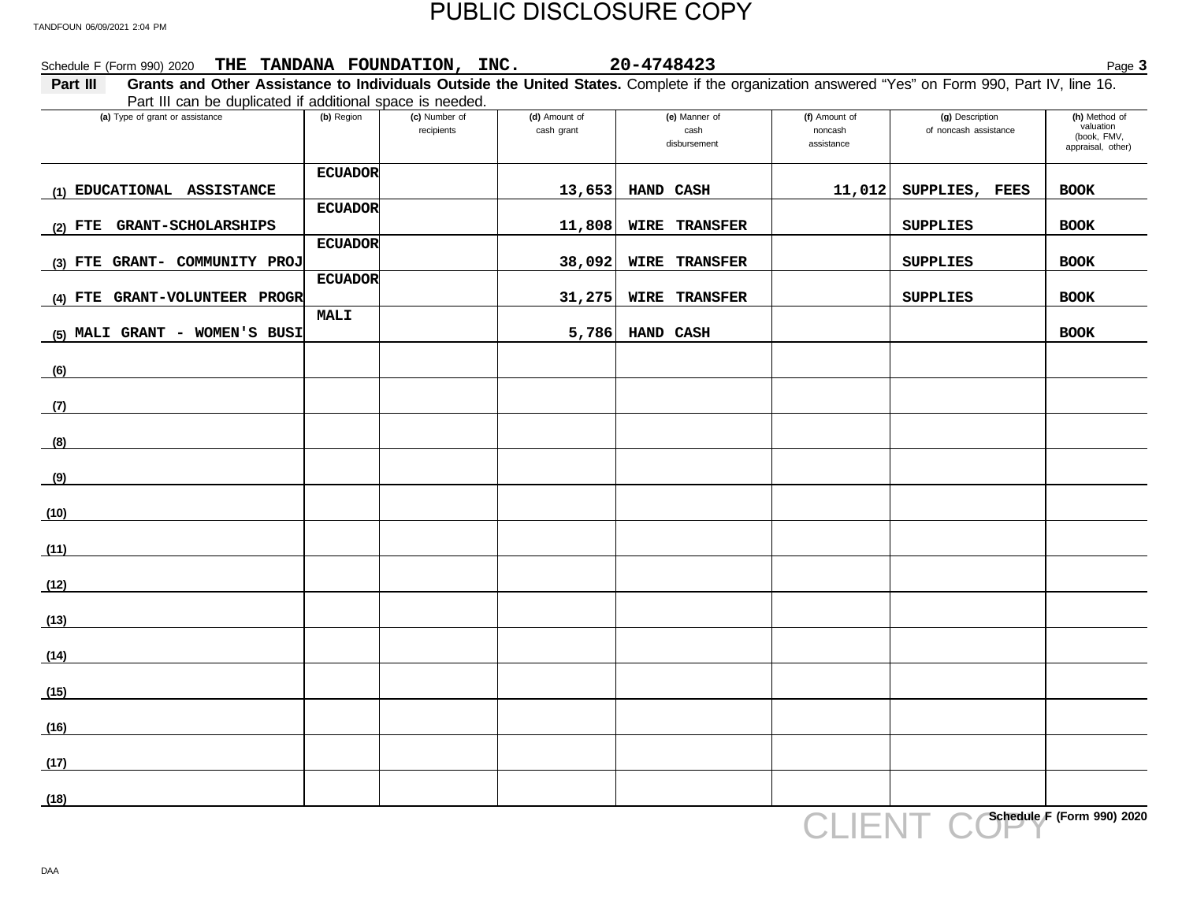PUBLIC DISCLOSURE COPY

TANDFOUN 06/09/2021 2:04 PM

Schedule F (Form 990) 2020 **THE TANDANA FOUNDATION, INC.** **20-4748423** Page **3**

**Part III** **Grants and Other Assistance to Individuals Outside the United States.** Complete if the organization answered "Yes" on Form 990, Part IV, line 16. Part III can be duplicated if additional space is needed.

| | (a) Type of grant or assistance | (b) Region | (c) Number of recipients | (d) Amount of cash grant | (e) Manner of cash disbursement | (f) Amount of noncash assistance | (g) Description of noncash assistance | (h) Method of valuation (book, FMV, appraisal, other) |
|---|---|---|---|---|---|---|---|---|
| (1) | EDUCATIONAL ASSISTANCE | ECUADOR | | 13,653 | HAND CASH | 11,012 | SUPPLIES, FEES | BOOK |
| (2) | FTE GRANT-SCHOLARSHIPS | ECUADOR | | 11,808 | WIRE TRANSFER | | SUPPLIES | BOOK |
| (3) | FTE GRANT- COMMUNITY PROJ | ECUADOR | | 38,092 | WIRE TRANSFER | | SUPPLIES | BOOK |
| (4) | FTE GRANT-VOLUNTEER PROGR | ECUADOR | | 31,275 | WIRE TRANSFER | | SUPPLIES | BOOK |
| (5) | MALI GRANT - WOMEN'S BUSI | MALI | | 5,786 | HAND CASH | | | BOOK |
| (6) | | | | | | | | |
| (7) | | | | | | | | |
| (8) | | | | | | | | |
| (9) | | | | | | | | |
| (10) | | | | | | | | |
| (11) | | | | | | | | |
| (12) | | | | | | | | |
| (13) | | | | | | | | |
| (14) | | | | | | | | |
| (15) | | | | | | | | |
| (16) | | | | | | | | |
| (17) | | | | | | | | |
| (18) | | | | | | | | |

**Schedule F (Form 990) 2020**

CLIENT COPY

DAA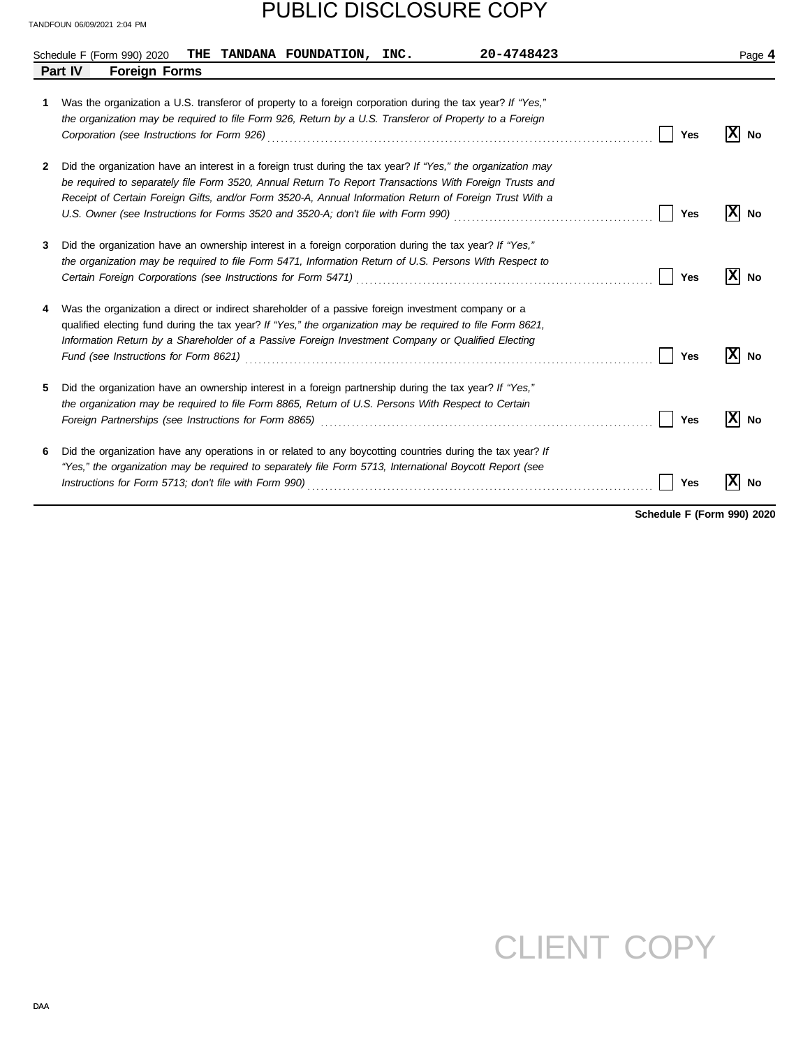PUBLIC DISCLOSURE COPY

Schedule F (Form 990) 2020 **THE TANDANA FOUNDATION, INC.** **20-4748423** Page **4**

## Part IV Foreign Forms

1 Was the organization a U.S. transferor of property to a foreign corporation during the tax year? *If "Yes," the organization may be required to file Form 926, Return by a U.S. Transferor of Property to a Foreign Corporation (see Instructions for Form 926)* ☐ Yes ☒ No

2 Did the organization have an interest in a foreign trust during the tax year? *If "Yes," the organization may be required to separately file Form 3520, Annual Return To Report Transactions With Foreign Trusts and Receipt of Certain Foreign Gifts, and/or Form 3520-A, Annual Information Return of Foreign Trust With a U.S. Owner (see Instructions for Forms 3520 and 3520-A; don't file with Form 990)* ☐ Yes ☒ No

3 Did the organization have an ownership interest in a foreign corporation during the tax year? *If "Yes," the organization may be required to file Form 5471, Information Return of U.S. Persons With Respect to Certain Foreign Corporations (see Instructions for Form 5471)* ☐ Yes ☒ No

4 Was the organization a direct or indirect shareholder of a passive foreign investment company or a qualified electing fund during the tax year? *If "Yes," the organization may be required to file Form 8621, Information Return by a Shareholder of a Passive Foreign Investment Company or Qualified Electing Fund (see Instructions for Form 8621)* ☐ Yes ☒ No

5 Did the organization have an ownership interest in a foreign partnership during the tax year? *If "Yes," the organization may be required to file Form 8865, Return of U.S. Persons With Respect to Certain Foreign Partnerships (see Instructions for Form 8865)* ☐ Yes ☒ No

6 Did the organization have any operations in or related to any boycotting countries during the tax year? *If "Yes," the organization may be required to separately file Form 5713, International Boycott Report (see Instructions for Form 5713; don't file with Form 990)* ☐ Yes ☒ No

**Schedule F (Form 990) 2020**

CLIENT COPY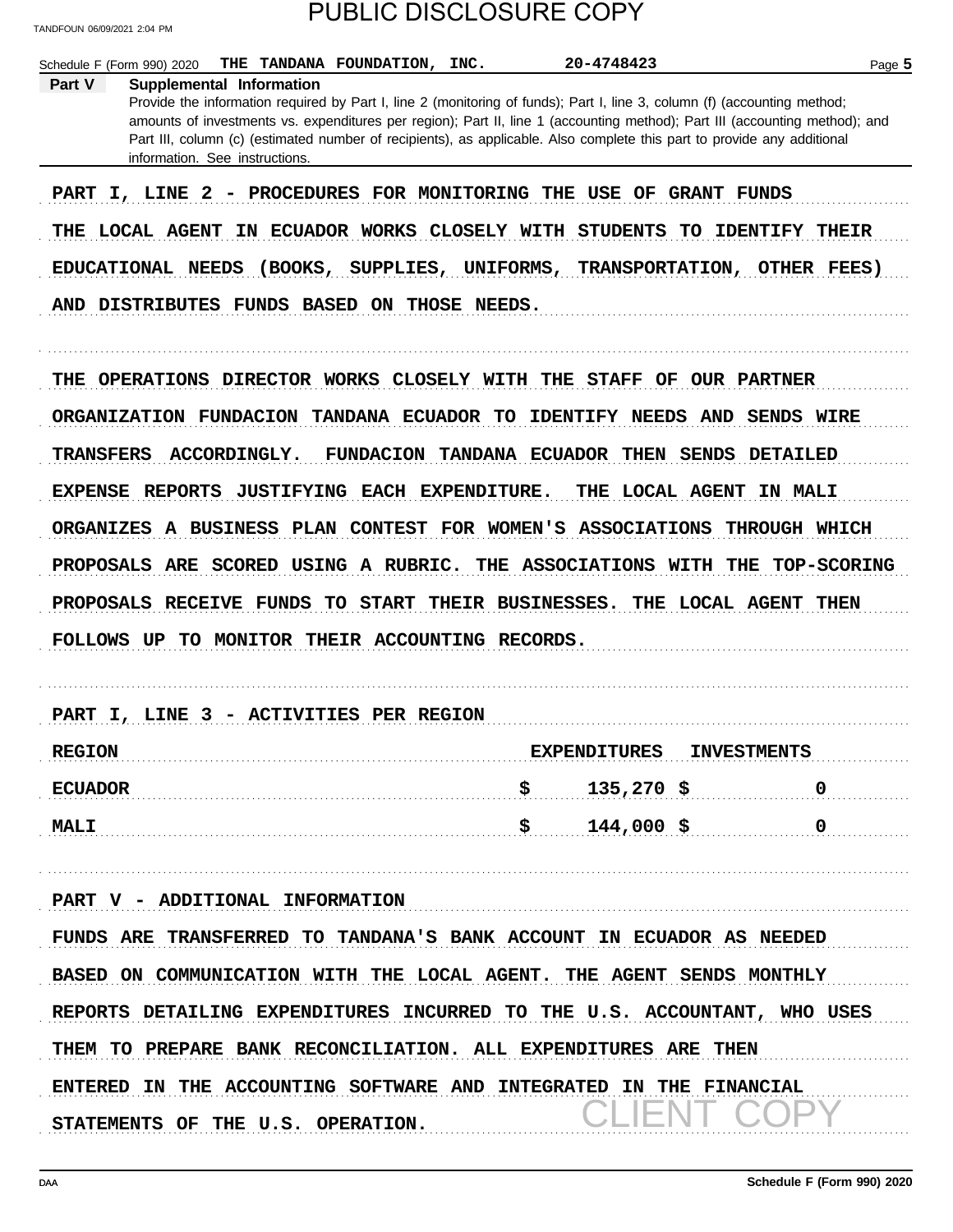PUBLIC DISCLOSURE COPY

Schedule F (Form 990) 2020 THE TANDANA FOUNDATION, INC. 20-4748423 Page 5

**Part V Supplemental Information**

Provide the information required by Part I, line 2 (monitoring of funds); Part I, line 3, column (f) (accounting method; amounts of investments vs. expenditures per region); Part II, line 1 (accounting method); Part III (accounting method); and Part III, column (c) (estimated number of recipients), as applicable. Also complete this part to provide any additional information. See instructions.

PART I, LINE 2 - PROCEDURES FOR MONITORING THE USE OF GRANT FUNDS

THE LOCAL AGENT IN ECUADOR WORKS CLOSELY WITH STUDENTS TO IDENTIFY THEIR EDUCATIONAL NEEDS (BOOKS, SUPPLIES, UNIFORMS, TRANSPORTATION, OTHER FEES) AND DISTRIBUTES FUNDS BASED ON THOSE NEEDS.

THE OPERATIONS DIRECTOR WORKS CLOSELY WITH THE STAFF OF OUR PARTNER ORGANIZATION FUNDACION TANDANA ECUADOR TO IDENTIFY NEEDS AND SENDS WIRE TRANSFERS ACCORDINGLY. FUNDACION TANDANA ECUADOR THEN SENDS DETAILED EXPENSE REPORTS JUSTIFYING EACH EXPENDITURE. THE LOCAL AGENT IN MALI ORGANIZES A BUSINESS PLAN CONTEST FOR WOMEN'S ASSOCIATIONS THROUGH WHICH PROPOSALS ARE SCORED USING A RUBRIC. THE ASSOCIATIONS WITH THE TOP-SCORING PROPOSALS RECEIVE FUNDS TO START THEIR BUSINESSES. THE LOCAL AGENT THEN FOLLOWS UP TO MONITOR THEIR ACCOUNTING RECORDS.

PART I, LINE 3 - ACTIVITIES PER REGION

| REGION | EXPENDITURES | INVESTMENTS |
|---|---|---|
| ECUADOR | $ 135,270 | $ 0 |
| MALI | $ 144,000 | $ 0 |

PART V - ADDITIONAL INFORMATION

FUNDS ARE TRANSFERRED TO TANDANA'S BANK ACCOUNT IN ECUADOR AS NEEDED BASED ON COMMUNICATION WITH THE LOCAL AGENT. THE AGENT SENDS MONTHLY REPORTS DETAILING EXPENDITURES INCURRED TO THE U.S. ACCOUNTANT, WHO USES THEM TO PREPARE BANK RECONCILIATION. ALL EXPENDITURES ARE THEN ENTERED IN THE ACCOUNTING SOFTWARE AND INTEGRATED IN THE FINANCIAL STATEMENTS OF THE U.S. OPERATION.

CLIENT COPY

Schedule F (Form 990) 2020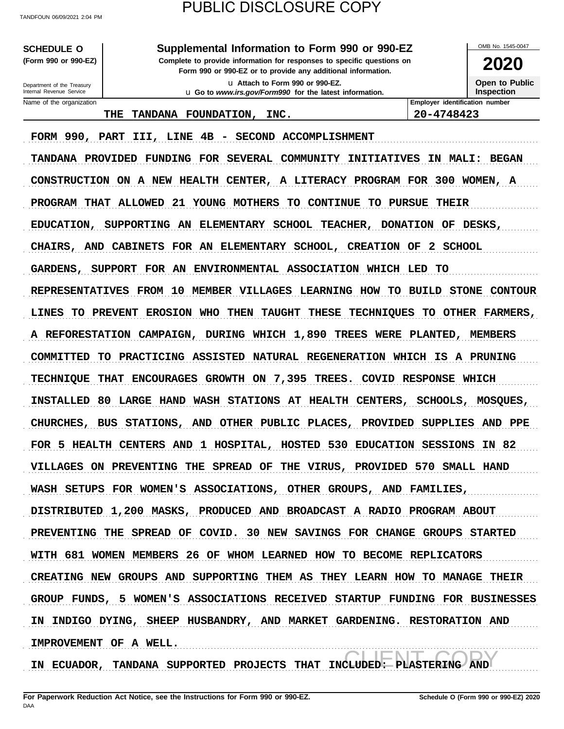PUBLIC DISCLOSURE COPY

**SCHEDULE O**
**(Form 990 or 990-EZ)**

Department of the Treasury
Internal Revenue Service

# Supplemental Information to Form 990 or 990-EZ

**Complete to provide information for responses to specific questions on Form 990 or 990-EZ or to provide any additional information.**

u Attach to Form 990 or 990-EZ.
u Go to *www.irs.gov/Form990* for the latest information.

OMB No. 1545-0047

**2020**

**Open to Public Inspection**

| Name of the organization | Employer identification number |
|---|---|
| THE TANDANA FOUNDATION, INC. | 20-4748423 |

FORM 990, PART III, LINE 4B - SECOND ACCOMPLISHMENT

TANDANA PROVIDED FUNDING FOR SEVERAL COMMUNITY INITIATIVES IN MALI: BEGAN CONSTRUCTION ON A NEW HEALTH CENTER, A LITERACY PROGRAM FOR 300 WOMEN, A PROGRAM THAT ALLOWED 21 YOUNG MOTHERS TO CONTINUE TO PURSUE THEIR EDUCATION, SUPPORTING AN ELEMENTARY SCHOOL TEACHER, DONATION OF DESKS, CHAIRS, AND CABINETS FOR AN ELEMENTARY SCHOOL, CREATION OF 2 SCHOOL GARDENS, SUPPORT FOR AN ENVIRONMENTAL ASSOCIATION WHICH LED TO REPRESENTATIVES FROM 10 MEMBER VILLAGES LEARNING HOW TO BUILD STONE CONTOUR LINES TO PREVENT EROSION WHO THEN TAUGHT THESE TECHNIQUES TO OTHER FARMERS, A REFORESTATION CAMPAIGN, DURING WHICH 1,890 TREES WERE PLANTED, MEMBERS COMMITTED TO PRACTICING ASSISTED NATURAL REGENERATION WHICH IS A PRUNING TECHNIQUE THAT ENCOURAGES GROWTH ON 7,395 TREES. COVID RESPONSE WHICH INSTALLED 80 LARGE HAND WASH STATIONS AT HEALTH CENTERS, SCHOOLS, MOSQUES, CHURCHES, BUS STATIONS, AND OTHER PUBLIC PLACES, PROVIDED SUPPLIES AND PPE FOR 5 HEALTH CENTERS AND 1 HOSPITAL, HOSTED 530 EDUCATION SESSIONS IN 82 VILLAGES ON PREVENTING THE SPREAD OF THE VIRUS, PROVIDED 570 SMALL HAND WASH SETUPS FOR WOMEN'S ASSOCIATIONS, OTHER GROUPS, AND FAMILIES, DISTRIBUTED 1,200 MASKS, PRODUCED AND BROADCAST A RADIO PROGRAM ABOUT PREVENTING THE SPREAD OF COVID. 30 NEW SAVINGS FOR CHANGE GROUPS STARTED WITH 681 WOMEN MEMBERS 26 OF WHOM LEARNED HOW TO BECOME REPLICATORS CREATING NEW GROUPS AND SUPPORTING THEM AS THEY LEARN HOW TO MANAGE THEIR GROUP FUNDS, 5 WOMEN'S ASSOCIATIONS RECEIVED STARTUP FUNDING FOR BUSINESSES IN INDIGO DYING, SHEEP HUSBANDRY, AND MARKET GARDENING. RESTORATION AND IMPROVEMENT OF A WELL.

IN ECUADOR, TANDANA SUPPORTED PROJECTS THAT INCLUDED: PLASTERING AND

**For Paperwork Reduction Act Notice, see the Instructions for Form 990 or 990-EZ.** **Schedule O (Form 990 or 990-EZ) 2020**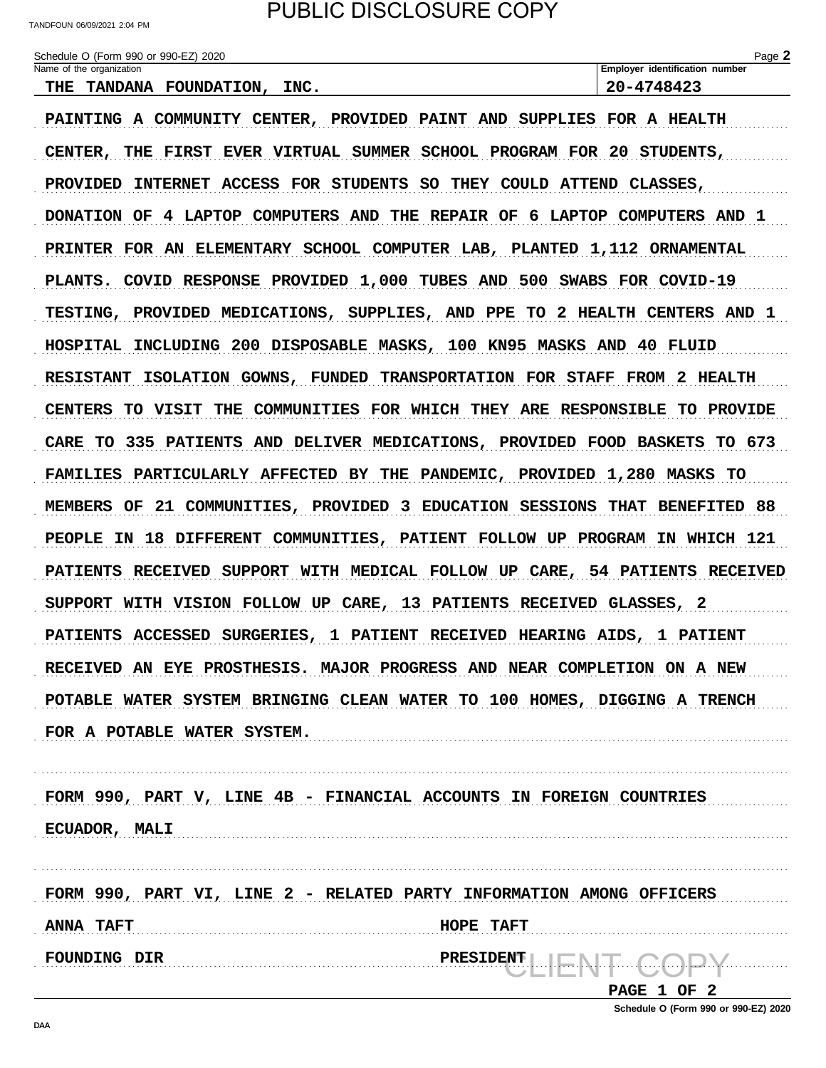PUBLIC DISCLOSURE COPY

Schedule O (Form 990 or 990-EZ) 2020

| Name of the organization | Employer identification number |
|---|---|
| THE TANDANA FOUNDATION, INC. | 20-4748423 |

PAINTING A COMMUNITY CENTER, PROVIDED PAINT AND SUPPLIES FOR A HEALTH CENTER, THE FIRST EVER VIRTUAL SUMMER SCHOOL PROGRAM FOR 20 STUDENTS, PROVIDED INTERNET ACCESS FOR STUDENTS SO THEY COULD ATTEND CLASSES, DONATION OF 4 LAPTOP COMPUTERS AND THE REPAIR OF 6 LAPTOP COMPUTERS AND 1 PRINTER FOR AN ELEMENTARY SCHOOL COMPUTER LAB, PLANTED 1,112 ORNAMENTAL PLANTS. COVID RESPONSE PROVIDED 1,000 TUBES AND 500 SWABS FOR COVID-19 TESTING, PROVIDED MEDICATIONS, SUPPLIES, AND PPE TO 2 HEALTH CENTERS AND 1 HOSPITAL INCLUDING 200 DISPOSABLE MASKS, 100 KN95 MASKS AND 40 FLUID RESISTANT ISOLATION GOWNS, FUNDED TRANSPORTATION FOR STAFF FROM 2 HEALTH CENTERS TO VISIT THE COMMUNITIES FOR WHICH THEY ARE RESPONSIBLE TO PROVIDE CARE TO 335 PATIENTS AND DELIVER MEDICATIONS, PROVIDED FOOD BASKETS TO 673 FAMILIES PARTICULARLY AFFECTED BY THE PANDEMIC, PROVIDED 1,280 MASKS TO MEMBERS OF 21 COMMUNITIES, PROVIDED 3 EDUCATION SESSIONS THAT BENEFITED 88 PEOPLE IN 18 DIFFERENT COMMUNITIES, PATIENT FOLLOW UP PROGRAM IN WHICH 121 PATIENTS RECEIVED SUPPORT WITH MEDICAL FOLLOW UP CARE, 54 PATIENTS RECEIVED SUPPORT WITH VISION FOLLOW UP CARE, 13 PATIENTS RECEIVED GLASSES, 2 PATIENTS ACCESSED SURGERIES, 1 PATIENT RECEIVED HEARING AIDS, 1 PATIENT RECEIVED AN EYE PROSTHESIS. MAJOR PROGRESS AND NEAR COMPLETION ON A NEW POTABLE WATER SYSTEM BRINGING CLEAN WATER TO 100 HOMES, DIGGING A TRENCH FOR A POTABLE WATER SYSTEM.

FORM 990, PART V, LINE 4B - FINANCIAL ACCOUNTS IN FOREIGN COUNTRIES

ECUADOR, MALI

FORM 990, PART VI, LINE 2 - RELATED PARTY INFORMATION AMONG OFFICERS

| | |
|---|---|
| ANNA TAFT | HOPE TAFT |
| FOUNDING DIR | PRESIDENT |

PAGE 1 OF 2

Schedule O (Form 990 or 990-EZ) 2020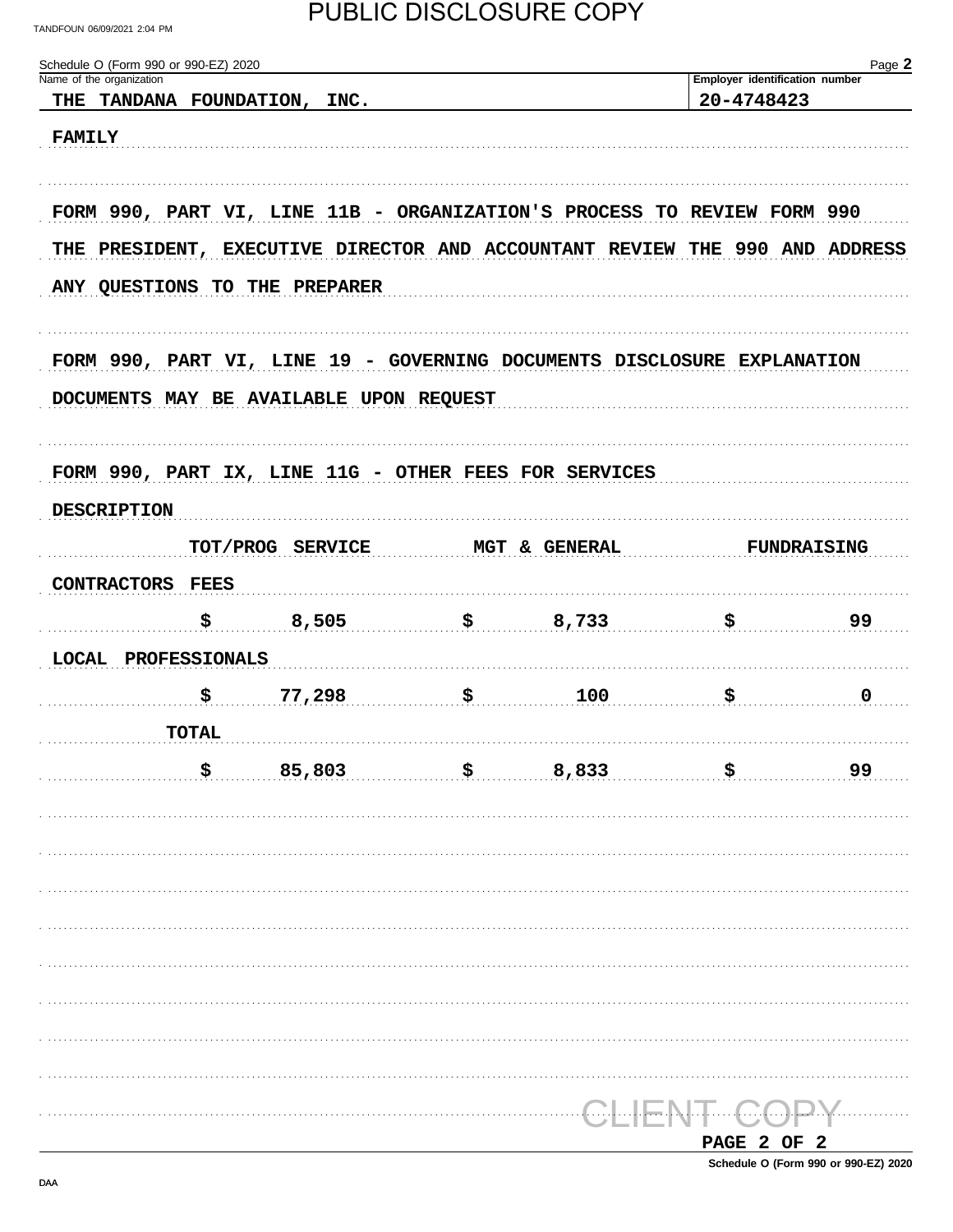Schedule O (Form 990 or 990-EZ) 2020

| Name of the organization | Employer identification number |
| --- | --- |
| THE TANDANA FOUNDATION, INC. | 20-4748423 |

FAMILY

FORM 990, PART VI, LINE 11B - ORGANIZATION'S PROCESS TO REVIEW FORM 990

THE PRESIDENT, EXECUTIVE DIRECTOR AND ACCOUNTANT REVIEW THE 990 AND ADDRESS ANY QUESTIONS TO THE PREPARER

FORM 990, PART VI, LINE 19 - GOVERNING DOCUMENTS DISCLOSURE EXPLANATION

DOCUMENTS MAY BE AVAILABLE UPON REQUEST

FORM 990, PART IX, LINE 11G - OTHER FEES FOR SERVICES

| DESCRIPTION | TOT/PROG SERVICE | MGT & GENERAL | FUNDRAISING |
| --- | --- | --- | --- |
| CONTRACTORS FEES | $ 8,505 | $ 8,733 | $ 99 |
| LOCAL PROFESSIONALS | $ 77,298 | $ 100 | $ 0 |
| TOTAL | $ 85,803 | $ 8,833 | $ 99 |

CLIENT COPY

PAGE 2 OF 2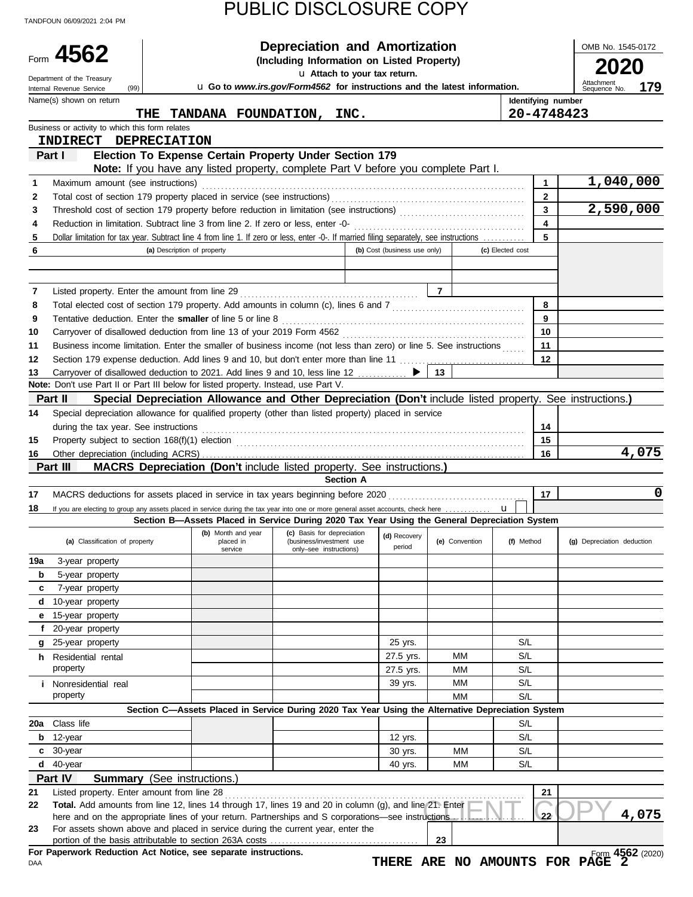PUBLIC DISCLOSURE COPY

TANDFOUN 06/09/2021 2:04 PM

# Form 4562

**Depreciation and Amortization**
**(Including Information on Listed Property)**
u Attach to your tax return.
u Go to *www.irs.gov/Form4562* for instructions and the latest information.

Department of the Treasury
Internal Revenue Service (99)

OMB No. 1545-0172
**2020**
Attachment Sequence No. **179**

Name(s) shown on return: **THE TANDANA FOUNDATION, INC.**
Identifying number: **20-4748423**

Business or activity to which this form relates: **INDIRECT DEPRECIATION**

## Part I — Election To Expense Certain Property Under Section 179

**Note:** If you have any listed property, complete Part V before you complete Part I.

| Line | Description | Box | Amount |
|---|---|---|---|
| 1 | Maximum amount (see instructions) | 1 | 1,040,000 |
| 2 | Total cost of section 179 property placed in service (see instructions) | 2 | |
| 3 | Threshold cost of section 179 property before reduction in limitation (see instructions) | 3 | 2,590,000 |
| 4 | Reduction in limitation. Subtract line 3 from line 2. If zero or less, enter -0- | 4 | |
| 5 | Dollar limitation for tax year. Subtract line 4 from line 1. If zero or less, enter -0-. If married filing separately, see instructions | 5 | |

| 6 | (a) Description of property | (b) Cost (business use only) | (c) Elected cost |
|---|---|---|---|
| | | | |
| | | | |

| Line | Description | Box | Amount |
|---|---|---|---|
| 7 | Listed property. Enter the amount from line 29 | 7 | |
| 8 | Total elected cost of section 179 property. Add amounts in column (c), lines 6 and 7 | 8 | |
| 9 | Tentative deduction. Enter the **smaller** of line 5 or line 8 | 9 | |
| 10 | Carryover of disallowed deduction from line 13 of your 2019 Form 4562 | 10 | |
| 11 | Business income limitation. Enter the smaller of business income (not less than zero) or line 5. See instructions | 11 | |
| 12 | Section 179 expense deduction. Add lines 9 and 10, but don't enter more than line 11 | 12 | |
| 13 | Carryover of disallowed deduction to 2021. Add lines 9 and 10, less line 12 ▶ | 13 | |

**Note:** Don't use Part II or Part III below for listed property. Instead, use Part V.

## Part II — Special Depreciation Allowance and Other Depreciation (Don't include listed property. See instructions.)

| Line | Description | Box | Amount |
|---|---|---|---|
| 14 | Special depreciation allowance for qualified property (other than listed property) placed in service during the tax year. See instructions | 14 | |
| 15 | Property subject to section 168(f)(1) election | 15 | |
| 16 | Other depreciation (including ACRS) | 16 | 4,075 |

## Part III — MACRS Depreciation (Don't include listed property. See instructions.)

### Section A

| Line | Description | Box | Amount |
|---|---|---|---|
| 17 | MACRS deductions for assets placed in service in tax years beginning before 2020 | 17 | 0 |
| 18 | If you are electing to group any assets placed in service during the tax year into one or more general asset accounts, check here u | | |

### Section B—Assets Placed in Service During 2020 Tax Year Using the General Depreciation System

| (a) Classification of property | (b) Month and year placed in service | (c) Basis for depreciation (business/investment use only–see instructions) | (d) Recovery period | (e) Convention | (f) Method | (g) Depreciation deduction |
|---|---|---|---|---|---|---|
| 19a 3-year property | | | | | | |
| b 5-year property | | | | | | |
| c 7-year property | | | | | | |
| d 10-year property | | | | | | |
| e 15-year property | | | | | | |
| f 20-year property | | | | | | |
| g 25-year property | | | 25 yrs. | | S/L | |
| h Residential rental property | | | 27.5 yrs. | MM | S/L | |
| | | | 27.5 yrs. | MM | S/L | |
| i Nonresidential real property | | | 39 yrs. | MM | S/L | |
| | | | | MM | S/L | |

### Section C—Assets Placed in Service During 2020 Tax Year Using the Alternative Depreciation System

| (a) Classification of property | (b) Month and year placed in service | (c) Basis for depreciation | (d) Recovery period | (e) Convention | (f) Method | (g) Depreciation deduction |
|---|---|---|---|---|---|---|
| 20a Class life | | | | | S/L | |
| b 12-year | | | 12 yrs. | | S/L | |
| c 30-year | | | 30 yrs. | MM | S/L | |
| d 40-year | | | 40 yrs. | MM | S/L | |

## Part IV — Summary (See instructions.)

| Line | Description | Box | Amount |
|---|---|---|---|
| 21 | Listed property. Enter amount from line 28 | 21 | |
| 22 | **Total.** Add amounts from line 12, lines 14 through 17, lines 19 and 20 in column (g), and line 21. Enter here and on the appropriate lines of your return. Partnerships and S corporations—see instructions | 22 | 4,075 |
| 23 | For assets shown above and placed in service during the current year, enter the portion of the basis attributable to section 263A costs | 23 | |

CLIENT COPY

**For Paperwork Reduction Act Notice, see separate instructions.**

DAA

Form **4562** (2020)

**THERE ARE NO AMOUNTS FOR PAGE 2**